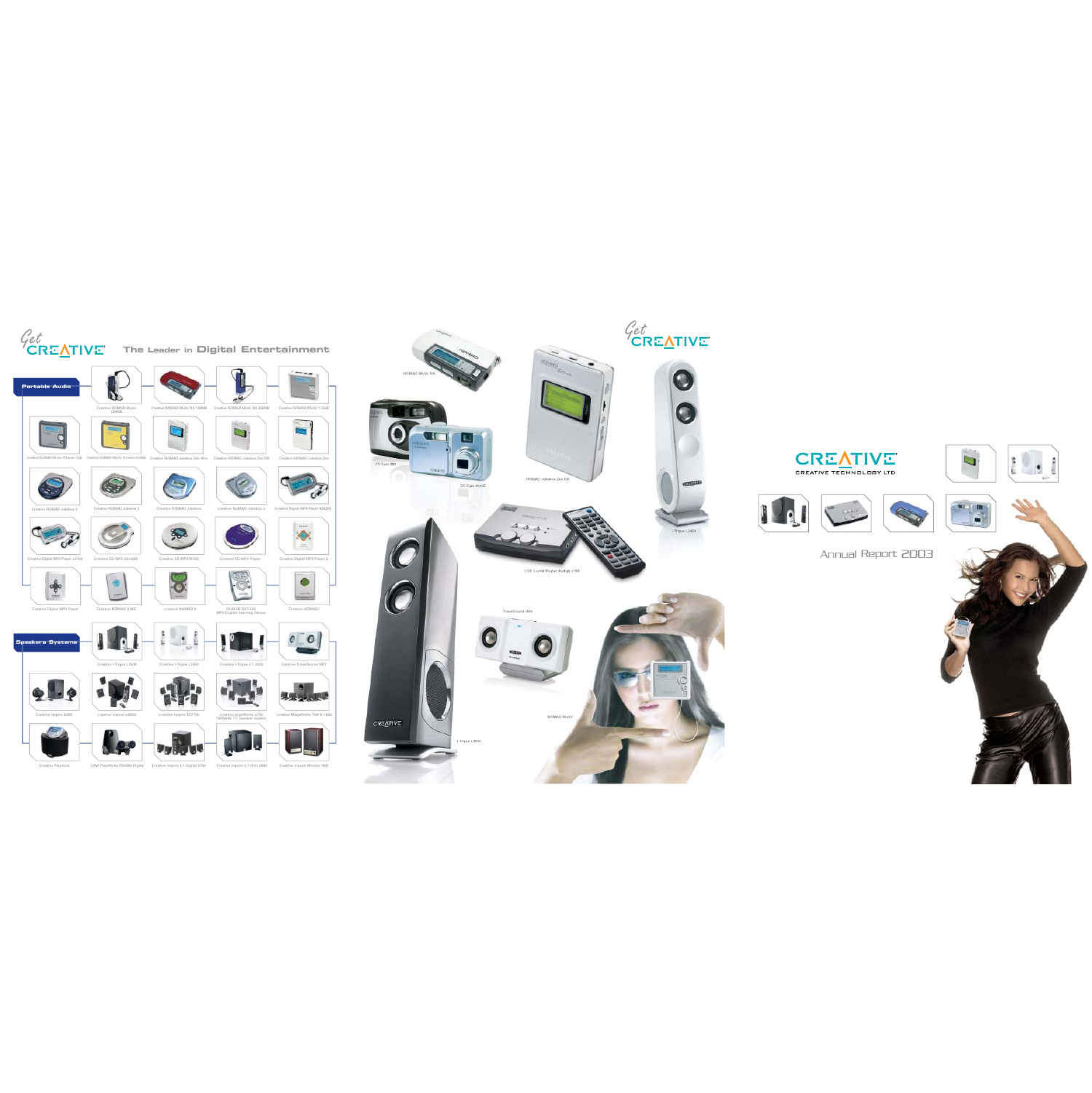Get CREATIVE

The Leader in Digital Entertainment

**Portable Audio**

Creative NOMAD MuVo 128MB
Creative NOMAD MuVo NX 128MB
Creative NOMAD MuVo NX 256MB
Creative NOMAD MuVo² 1.5GB
Creative NOMAD MuVo² XTunner 5GB
Creative NOMAD MuVo² XTunner 5GB
Creative NOMAD Jukebox Zen Xtra
Creative NOMAD Jukebox Zen NX
Creative NOMAD Jukebox Zen
Creative NOMAD Jukebox 3
Creative NOMAD Jukebox 2
Creative NOMAD Jukebox
Creative NOMAD Jukebox C
Creative Digital MP3 Player MX200
Creative Digital MP3 Player LX100
Creative CD-MP3 Slim600
Creative CD-MP3 M100
Creative CD-MP3 Player
Creative Digital MP3 Player 2
Creative Digital MP3 Player
Creative NOMAD II MG
Creative NOMAD II
NOMAD DXT 256 MP3 English Learning Device
Creative NOMAD I

**Speakers Systems**

Creative I-Trigue L3500
Creative I-Trigue L3450
Creative I-Trigue 2.1 3300
Creative TravelSound MP3
Creative Inspire G380
Creative Inspire 6.1 6600
Creative Inspire T7700
Creative GigaWorks S750 700Watts 7.1 speaker system
Creative MegaWorks THX 6.1 650
Creative Playdock
CSW PlayWorks PS2000 Digital
Creative Inspire 5.1 Digital 5700
Creative Inspire 2.1 Slim 2600
Creative Inspire Monitor 850

NOMAD MuVo NX
PC-Cam 880
DC-Cam 3000Z
NOMAD Jukebox Zen NX
I-Trigue L3450
USB Sound Blaster Audigy 2 NX
TravelSound i300
NOMAD MuVo²
I-Trigue L3500

Get CREATIVE

CREATIVE

CREATIVE TECHNOLOGY LTD

Annual Report 2003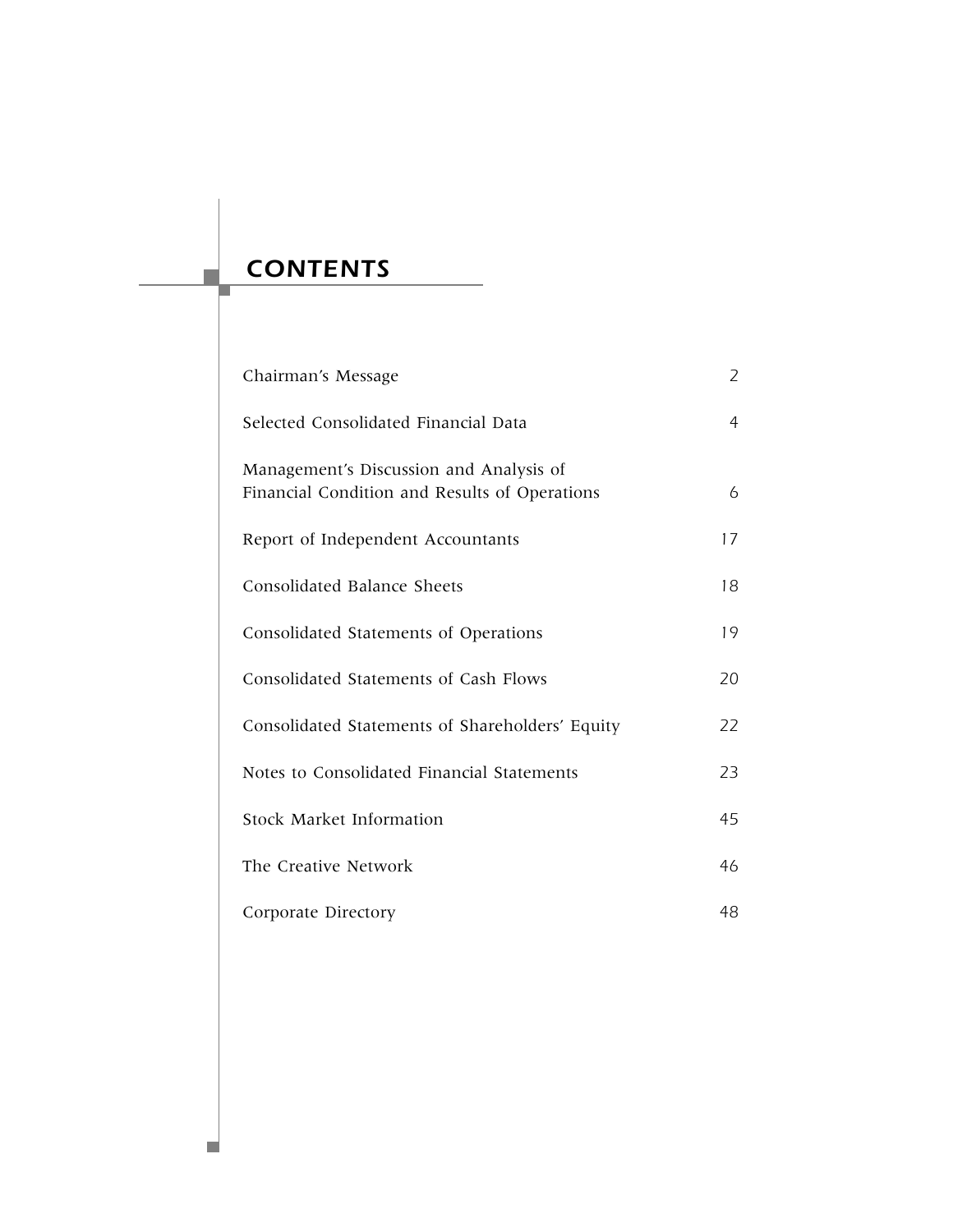# CONTENTS

| | |
|---|---|
| Chairman's Message | 2 |
| Selected Consolidated Financial Data | 4 |
| Management's Discussion and Analysis of Financial Condition and Results of Operations | 6 |
| Report of Independent Accountants | 17 |
| Consolidated Balance Sheets | 18 |
| Consolidated Statements of Operations | 19 |
| Consolidated Statements of Cash Flows | 20 |
| Consolidated Statements of Shareholders' Equity | 22 |
| Notes to Consolidated Financial Statements | 23 |
| Stock Market Information | 45 |
| The Creative Network | 46 |
| Corporate Directory | 48 |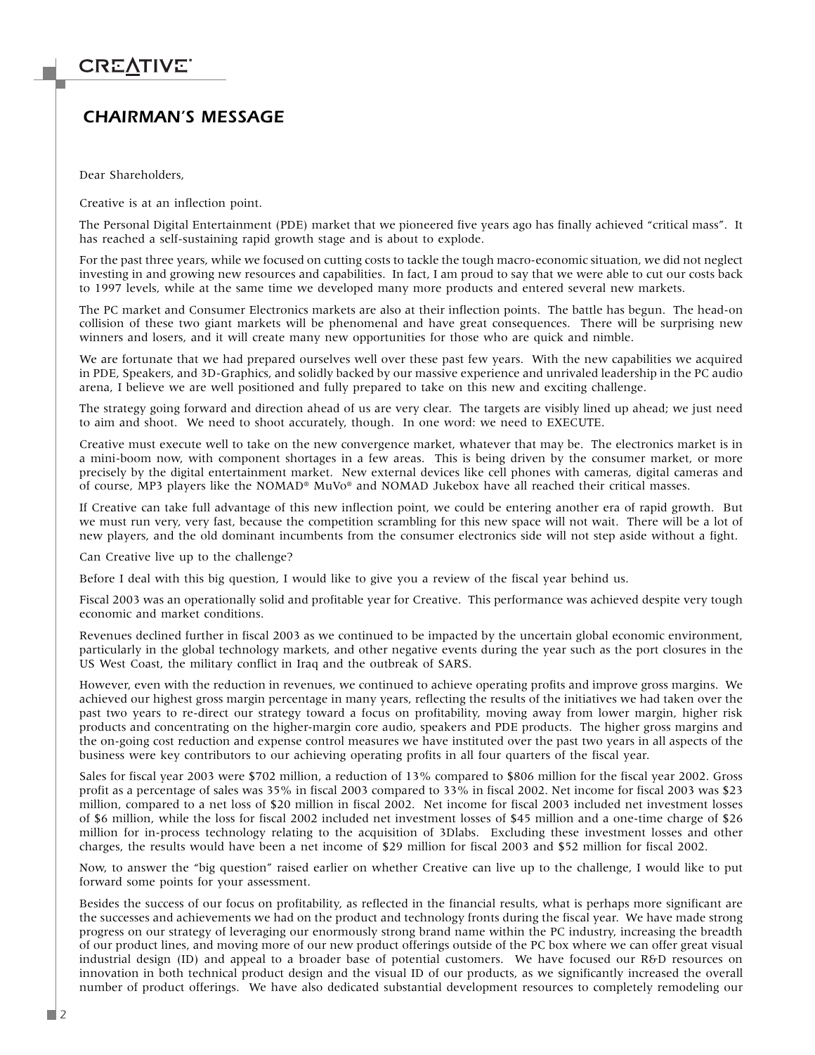# CHAIRMAN'S MESSAGE

Dear Shareholders,

Creative is at an inflection point.

The Personal Digital Entertainment (PDE) market that we pioneered five years ago has finally achieved "critical mass". It has reached a self-sustaining rapid growth stage and is about to explode.

For the past three years, while we focused on cutting costs to tackle the tough macro-economic situation, we did not neglect investing in and growing new resources and capabilities. In fact, I am proud to say that we were able to cut our costs back to 1997 levels, while at the same time we developed many more products and entered several new markets.

The PC market and Consumer Electronics markets are also at their inflection points. The battle has begun. The head-on collision of these two giant markets will be phenomenal and have great consequences. There will be surprising new winners and losers, and it will create many new opportunities for those who are quick and nimble.

We are fortunate that we had prepared ourselves well over these past few years. With the new capabilities we acquired in PDE, Speakers, and 3D-Graphics, and solidly backed by our massive experience and unrivaled leadership in the PC audio arena, I believe we are well positioned and fully prepared to take on this new and exciting challenge.

The strategy going forward and direction ahead of us are very clear. The targets are visibly lined up ahead; we just need to aim and shoot. We need to shoot accurately, though. In one word: we need to EXECUTE.

Creative must execute well to take on the new convergence market, whatever that may be. The electronics market is in a mini-boom now, with component shortages in a few areas. This is being driven by the consumer market, or more precisely by the digital entertainment market. New external devices like cell phones with cameras, digital cameras and of course, MP3 players like the NOMAD® MuVo® and NOMAD Jukebox have all reached their critical masses.

If Creative can take full advantage of this new inflection point, we could be entering another era of rapid growth. But we must run very, very fast, because the competition scrambling for this new space will not wait. There will be a lot of new players, and the old dominant incumbents from the consumer electronics side will not step aside without a fight.

Can Creative live up to the challenge?

Before I deal with this big question, I would like to give you a review of the fiscal year behind us.

Fiscal 2003 was an operationally solid and profitable year for Creative. This performance was achieved despite very tough economic and market conditions.

Revenues declined further in fiscal 2003 as we continued to be impacted by the uncertain global economic environment, particularly in the global technology markets, and other negative events during the year such as the port closures in the US West Coast, the military conflict in Iraq and the outbreak of SARS.

However, even with the reduction in revenues, we continued to achieve operating profits and improve gross margins. We achieved our highest gross margin percentage in many years, reflecting the results of the initiatives we had taken over the past two years to re-direct our strategy toward a focus on profitability, moving away from lower margin, higher risk products and concentrating on the higher-margin core audio, speakers and PDE products. The higher gross margins and the on-going cost reduction and expense control measures we have instituted over the past two years in all aspects of the business were key contributors to our achieving operating profits in all four quarters of the fiscal year.

Sales for fiscal year 2003 were $702 million, a reduction of 13% compared to $806 million for the fiscal year 2002. Gross profit as a percentage of sales was 35% in fiscal 2003 compared to 33% in fiscal 2002. Net income for fiscal 2003 was $23 million, compared to a net loss of $20 million in fiscal 2002. Net income for fiscal 2003 included net investment losses of $6 million, while the loss for fiscal 2002 included net investment losses of $45 million and a one-time charge of $26 million for in-process technology relating to the acquisition of 3Dlabs. Excluding these investment losses and other charges, the results would have been a net income of $29 million for fiscal 2003 and $52 million for fiscal 2002.

Now, to answer the "big question" raised earlier on whether Creative can live up to the challenge, I would like to put forward some points for your assessment.

Besides the success of our focus on profitability, as reflected in the financial results, what is perhaps more significant are the successes and achievements we had on the product and technology fronts during the fiscal year. We have made strong progress on our strategy of leveraging our enormously strong brand name within the PC industry, increasing the breadth of our product lines, and moving more of our new product offerings outside of the PC box where we can offer great visual industrial design (ID) and appeal to a broader base of potential customers. We have focused our R&D resources on innovation in both technical product design and the visual ID of our products, as we significantly increased the overall number of product offerings. We have also dedicated substantial development resources to completely remodeling our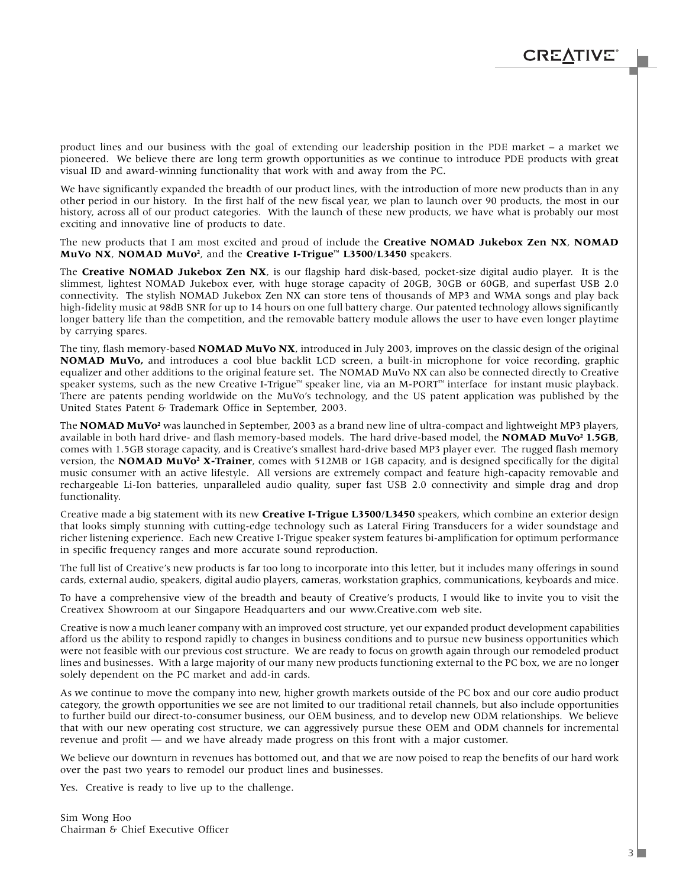product lines and our business with the goal of extending our leadership position in the PDE market – a market we pioneered. We believe there are long term growth opportunities as we continue to introduce PDE products with great visual ID and award-winning functionality that work with and away from the PC.

We have significantly expanded the breadth of our product lines, with the introduction of more new products than in any other period in our history. In the first half of the new fiscal year, we plan to launch over 90 products, the most in our history, across all of our product categories. With the launch of these new products, we have what is probably our most exciting and innovative line of products to date.

The new products that I am most excited and proud of include the **Creative NOMAD Jukebox Zen NX**, **NOMAD MuVo NX**, **NOMAD MuVo²**, and the **Creative I-Trigue™ L3500/L3450** speakers.

The **Creative NOMAD Jukebox Zen NX**, is our flagship hard disk-based, pocket-size digital audio player. It is the slimmest, lightest NOMAD Jukebox ever, with huge storage capacity of 20GB, 30GB or 60GB, and superfast USB 2.0 connectivity. The stylish NOMAD Jukebox Zen NX can store tens of thousands of MP3 and WMA songs and play back high-fidelity music at 98dB SNR for up to 14 hours on one full battery charge. Our patented technology allows significantly longer battery life than the competition, and the removable battery module allows the user to have even longer playtime by carrying spares.

The tiny, flash memory-based **NOMAD MuVo NX**, introduced in July 2003, improves on the classic design of the original **NOMAD MuVo,** and introduces a cool blue backlit LCD screen, a built-in microphone for voice recording, graphic equalizer and other additions to the original feature set. The NOMAD MuVo NX can also be connected directly to Creative speaker systems, such as the new Creative I-Trigue™ speaker line, via an M-PORT™ interface for instant music playback. There are patents pending worldwide on the MuVo's technology, and the US patent application was published by the United States Patent & Trademark Office in September, 2003.

The **NOMAD MuVo²** was launched in September, 2003 as a brand new line of ultra-compact and lightweight MP3 players, available in both hard drive- and flash memory-based models. The hard drive-based model, the **NOMAD MuVo² 1.5GB**, comes with 1.5GB storage capacity, and is Creative's smallest hard-drive based MP3 player ever. The rugged flash memory version, the **NOMAD MuVo² X-Trainer**, comes with 512MB or 1GB capacity, and is designed specifically for the digital music consumer with an active lifestyle. All versions are extremely compact and feature high-capacity removable and rechargeable Li-Ion batteries, unparalleled audio quality, super fast USB 2.0 connectivity and simple drag and drop functionality.

Creative made a big statement with its new **Creative I-Trigue L3500/L3450** speakers, which combine an exterior design that looks simply stunning with cutting-edge technology such as Lateral Firing Transducers for a wider soundstage and richer listening experience. Each new Creative I-Trigue speaker system features bi-amplification for optimum performance in specific frequency ranges and more accurate sound reproduction.

The full list of Creative's new products is far too long to incorporate into this letter, but it includes many offerings in sound cards, external audio, speakers, digital audio players, cameras, workstation graphics, communications, keyboards and mice.

To have a comprehensive view of the breadth and beauty of Creative's products, I would like to invite you to visit the Creativex Showroom at our Singapore Headquarters and our www.Creative.com web site.

Creative is now a much leaner company with an improved cost structure, yet our expanded product development capabilities afford us the ability to respond rapidly to changes in business conditions and to pursue new business opportunities which were not feasible with our previous cost structure. We are ready to focus on growth again through our remodeled product lines and businesses. With a large majority of our many new products functioning external to the PC box, we are no longer solely dependent on the PC market and add-in cards.

As we continue to move the company into new, higher growth markets outside of the PC box and our core audio product category, the growth opportunities we see are not limited to our traditional retail channels, but also include opportunities to further build our direct-to-consumer business, our OEM business, and to develop new ODM relationships. We believe that with our new operating cost structure, we can aggressively pursue these OEM and ODM channels for incremental revenue and profit — and we have already made progress on this front with a major customer.

We believe our downturn in revenues has bottomed out, and that we are now poised to reap the benefits of our hard work over the past two years to remodel our product lines and businesses.

Yes. Creative is ready to live up to the challenge.

Sim Wong Hoo
Chairman & Chief Executive Officer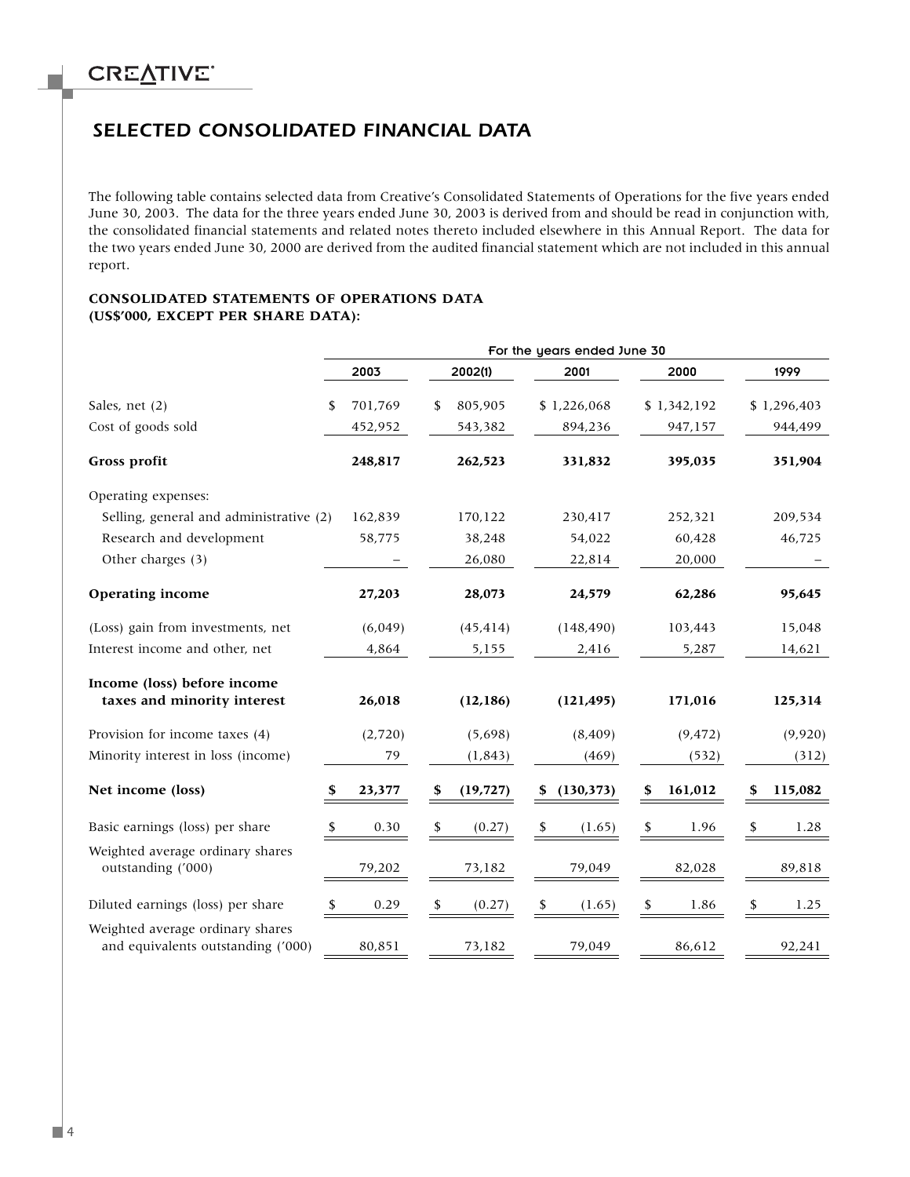# SELECTED CONSOLIDATED FINANCIAL DATA

The following table contains selected data from Creative's Consolidated Statements of Operations for the five years ended June 30, 2003. The data for the three years ended June 30, 2003 is derived from and should be read in conjunction with, the consolidated financial statements and related notes thereto included elsewhere in this Annual Report. The data for the two years ended June 30, 2000 are derived from the audited financial statement which are not included in this annual report.

**CONSOLIDATED STATEMENTS OF OPERATIONS DATA**
**(US$'000, EXCEPT PER SHARE DATA):**

| | For the years ended June 30 | | | | |
|---|---|---|---|---|---|
| | 2003 | 2002(1) | 2001 | 2000 | 1999 |
| Sales, net (2) | $ 701,769 | $ 805,905 | $ 1,226,068 | $ 1,342,192 | $ 1,296,403 |
| Cost of goods sold | 452,952 | 543,382 | 894,236 | 947,157 | 944,499 |
| **Gross profit** | **248,817** | **262,523** | **331,832** | **395,035** | **351,904** |
| Operating expenses: | | | | | |
| Selling, general and administrative (2) | 162,839 | 170,122 | 230,417 | 252,321 | 209,534 |
| Research and development | 58,775 | 38,248 | 54,022 | 60,428 | 46,725 |
| Other charges (3) | – | 26,080 | 22,814 | 20,000 | – |
| **Operating income** | **27,203** | **28,073** | **24,579** | **62,286** | **95,645** |
| (Loss) gain from investments, net | (6,049) | (45,414) | (148,490) | 103,443 | 15,048 |
| Interest income and other, net | 4,864 | 5,155 | 2,416 | 5,287 | 14,621 |
| **Income (loss) before income taxes and minority interest** | **26,018** | **(12,186)** | **(121,495)** | **171,016** | **125,314** |
| Provision for income taxes (4) | (2,720) | (5,698) | (8,409) | (9,472) | (9,920) |
| Minority interest in loss (income) | 79 | (1,843) | (469) | (532) | (312) |
| **Net income (loss)** | **$ 23,377** | **$ (19,727)** | **$ (130,373)** | **$ 161,012** | **$ 115,082** |
| Basic earnings (loss) per share | $ 0.30 | $ (0.27) | $ (1.65) | $ 1.96 | $ 1.28 |
| Weighted average ordinary shares outstanding ('000) | 79,202 | 73,182 | 79,049 | 82,028 | 89,818 |
| Diluted earnings (loss) per share | $ 0.29 | $ (0.27) | $ (1.65) | $ 1.86 | $ 1.25 |
| Weighted average ordinary shares and equivalents outstanding ('000) | 80,851 | 73,182 | 79,049 | 86,612 | 92,241 |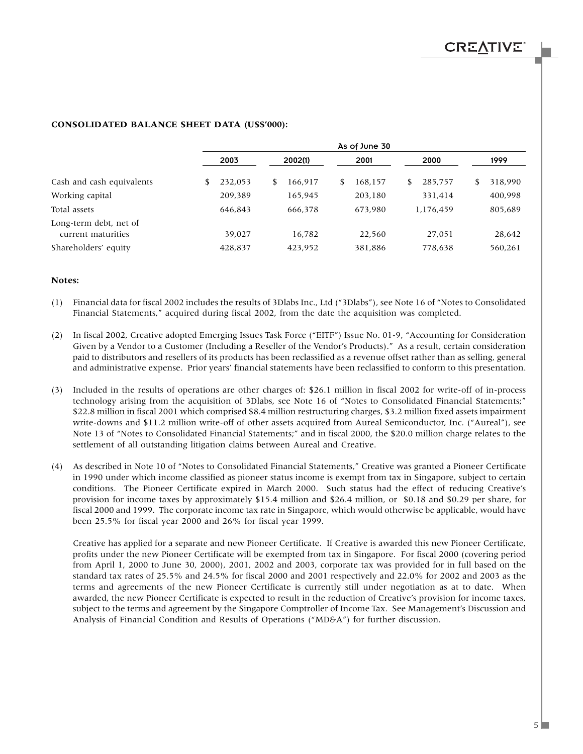**CONSOLIDATED BALANCE SHEET DATA (US$'000):**

| | As of June 30 | | | | |
|---|---|---|---|---|---|
| | 2003 | 2002(1) | 2001 | 2000 | 1999 |
| Cash and cash equivalents | $ 232,053 | $ 166,917 | $ 168,157 | $ 285,757 | $ 318,990 |
| Working capital | 209,389 | 165,945 | 203,180 | 331,414 | 400,998 |
| Total assets | 646,843 | 666,378 | 673,980 | 1,176,459 | 805,689 |
| Long-term debt, net of current maturities | 39,027 | 16,782 | 22,560 | 27,051 | 28,642 |
| Shareholders' equity | 428,837 | 423,952 | 381,886 | 778,638 | 560,261 |

**Notes:**

(1) Financial data for fiscal 2002 includes the results of 3Dlabs Inc., Ltd ("3Dlabs"), see Note 16 of "Notes to Consolidated Financial Statements," acquired during fiscal 2002, from the date the acquisition was completed.

(2) In fiscal 2002, Creative adopted Emerging Issues Task Force ("EITF") Issue No. 01-9, "Accounting for Consideration Given by a Vendor to a Customer (Including a Reseller of the Vendor's Products)." As a result, certain consideration paid to distributors and resellers of its products has been reclassified as a revenue offset rather than as selling, general and administrative expense. Prior years' financial statements have been reclassified to conform to this presentation.

(3) Included in the results of operations are other charges of: $26.1 million in fiscal 2002 for write-off of in-process technology arising from the acquisition of 3Dlabs, see Note 16 of "Notes to Consolidated Financial Statements;" $22.8 million in fiscal 2001 which comprised $8.4 million restructuring charges, $3.2 million fixed assets impairment write-downs and $11.2 million write-off of other assets acquired from Aureal Semiconductor, Inc. ("Aureal"), see Note 13 of "Notes to Consolidated Financial Statements;" and in fiscal 2000, the $20.0 million charge relates to the settlement of all outstanding litigation claims between Aureal and Creative.

(4) As described in Note 10 of "Notes to Consolidated Financial Statements," Creative was granted a Pioneer Certificate in 1990 under which income classified as pioneer status income is exempt from tax in Singapore, subject to certain conditions. The Pioneer Certificate expired in March 2000. Such status had the effect of reducing Creative's provision for income taxes by approximately $15.4 million and $26.4 million, or $0.18 and $0.29 per share, for fiscal 2000 and 1999. The corporate income tax rate in Singapore, which would otherwise be applicable, would have been 25.5% for fiscal year 2000 and 26% for fiscal year 1999.

    Creative has applied for a separate and new Pioneer Certificate. If Creative is awarded this new Pioneer Certificate, profits under the new Pioneer Certificate will be exempted from tax in Singapore. For fiscal 2000 (covering period from April 1, 2000 to June 30, 2000), 2001, 2002 and 2003, corporate tax was provided for in full based on the standard tax rates of 25.5% and 24.5% for fiscal 2000 and 2001 respectively and 22.0% for 2002 and 2003 as the terms and agreements of the new Pioneer Certificate is currently still under negotiation as at to date. When awarded, the new Pioneer Certificate is expected to result in the reduction of Creative's provision for income taxes, subject to the terms and agreement by the Singapore Comptroller of Income Tax. See Management's Discussion and Analysis of Financial Condition and Results of Operations ("MD&A") for further discussion.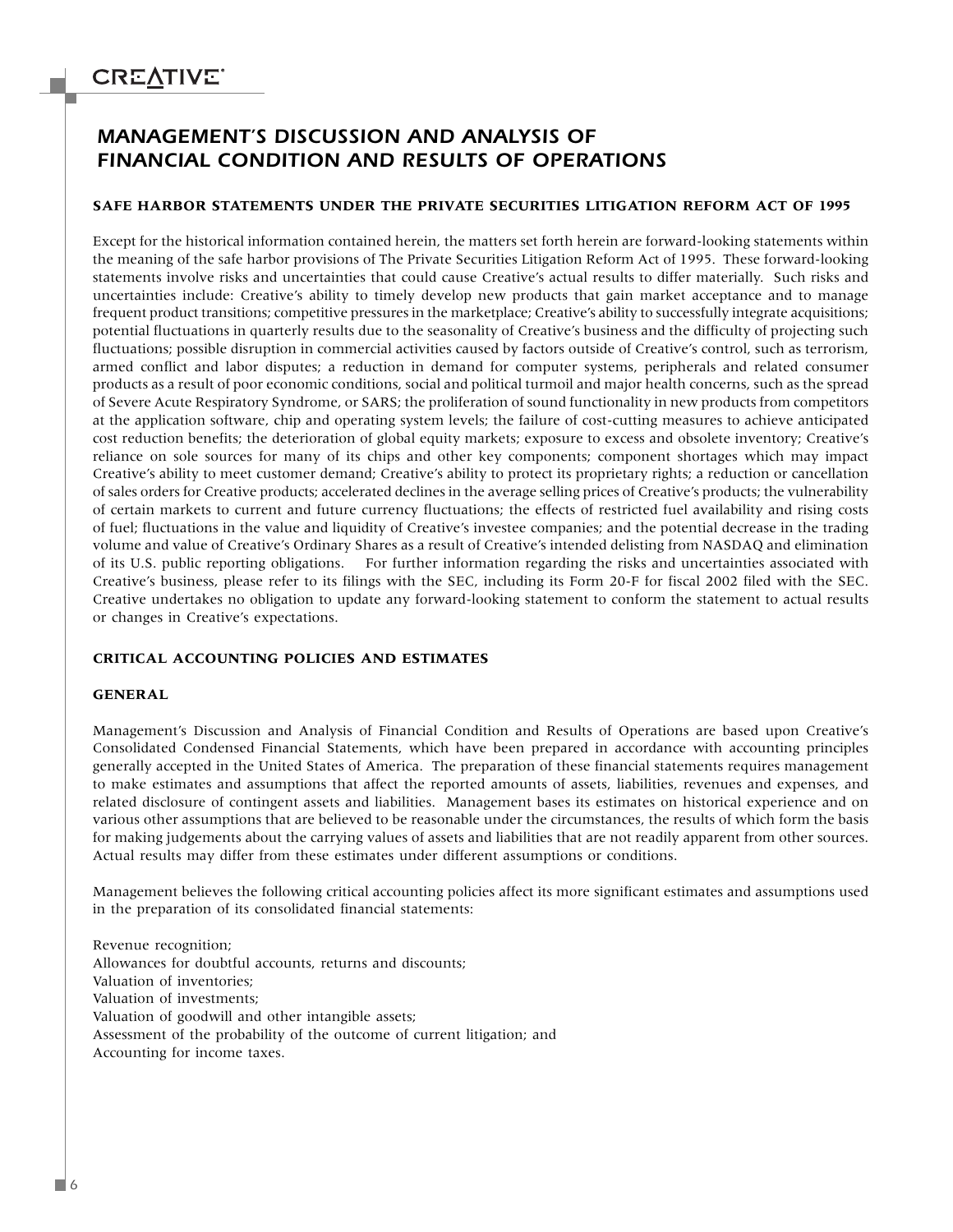# MANAGEMENT'S DISCUSSION AND ANALYSIS OF FINANCIAL CONDITION AND RESULTS OF OPERATIONS

### SAFE HARBOR STATEMENTS UNDER THE PRIVATE SECURITIES LITIGATION REFORM ACT OF 1995

Except for the historical information contained herein, the matters set forth herein are forward-looking statements within the meaning of the safe harbor provisions of The Private Securities Litigation Reform Act of 1995. These forward-looking statements involve risks and uncertainties that could cause Creative's actual results to differ materially. Such risks and uncertainties include: Creative's ability to timely develop new products that gain market acceptance and to manage frequent product transitions; competitive pressures in the marketplace; Creative's ability to successfully integrate acquisitions; potential fluctuations in quarterly results due to the seasonality of Creative's business and the difficulty of projecting such fluctuations; possible disruption in commercial activities caused by factors outside of Creative's control, such as terrorism, armed conflict and labor disputes; a reduction in demand for computer systems, peripherals and related consumer products as a result of poor economic conditions, social and political turmoil and major health concerns, such as the spread of Severe Acute Respiratory Syndrome, or SARS; the proliferation of sound functionality in new products from competitors at the application software, chip and operating system levels; the failure of cost-cutting measures to achieve anticipated cost reduction benefits; the deterioration of global equity markets; exposure to excess and obsolete inventory; Creative's reliance on sole sources for many of its chips and other key components; component shortages which may impact Creative's ability to meet customer demand; Creative's ability to protect its proprietary rights; a reduction or cancellation of sales orders for Creative products; accelerated declines in the average selling prices of Creative's products; the vulnerability of certain markets to current and future currency fluctuations; the effects of restricted fuel availability and rising costs of fuel; fluctuations in the value and liquidity of Creative's investee companies; and the potential decrease in the trading volume and value of Creative's Ordinary Shares as a result of Creative's intended delisting from NASDAQ and elimination of its U.S. public reporting obligations. For further information regarding the risks and uncertainties associated with Creative's business, please refer to its filings with the SEC, including its Form 20-F for fiscal 2002 filed with the SEC. Creative undertakes no obligation to update any forward-looking statement to conform the statement to actual results or changes in Creative's expectations.

### CRITICAL ACCOUNTING POLICIES AND ESTIMATES

### GENERAL

Management's Discussion and Analysis of Financial Condition and Results of Operations are based upon Creative's Consolidated Condensed Financial Statements, which have been prepared in accordance with accounting principles generally accepted in the United States of America. The preparation of these financial statements requires management to make estimates and assumptions that affect the reported amounts of assets, liabilities, revenues and expenses, and related disclosure of contingent assets and liabilities. Management bases its estimates on historical experience and on various other assumptions that are believed to be reasonable under the circumstances, the results of which form the basis for making judgements about the carrying values of assets and liabilities that are not readily apparent from other sources. Actual results may differ from these estimates under different assumptions or conditions.

Management believes the following critical accounting policies affect its more significant estimates and assumptions used in the preparation of its consolidated financial statements:

Revenue recognition;
Allowances for doubtful accounts, returns and discounts;
Valuation of inventories;
Valuation of investments;
Valuation of goodwill and other intangible assets;
Assessment of the probability of the outcome of current litigation; and
Accounting for income taxes.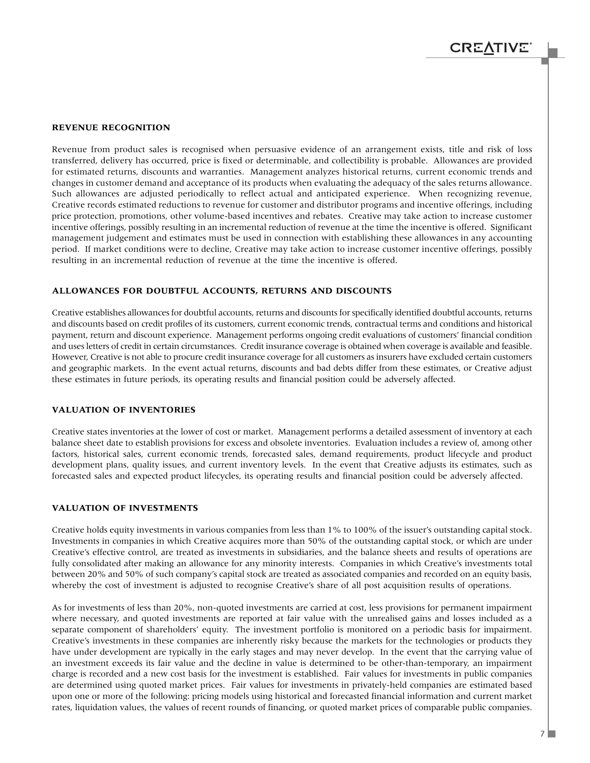## REVENUE RECOGNITION

Revenue from product sales is recognised when persuasive evidence of an arrangement exists, title and risk of loss transferred, delivery has occurred, price is fixed or determinable, and collectibility is probable. Allowances are provided for estimated returns, discounts and warranties. Management analyzes historical returns, current economic trends and changes in customer demand and acceptance of its products when evaluating the adequacy of the sales returns allowance. Such allowances are adjusted periodically to reflect actual and anticipated experience. When recognizing revenue, Creative records estimated reductions to revenue for customer and distributor programs and incentive offerings, including price protection, promotions, other volume-based incentives and rebates. Creative may take action to increase customer incentive offerings, possibly resulting in an incremental reduction of revenue at the time the incentive is offered. Significant management judgement and estimates must be used in connection with establishing these allowances in any accounting period. If market conditions were to decline, Creative may take action to increase customer incentive offerings, possibly resulting in an incremental reduction of revenue at the time the incentive is offered.

## ALLOWANCES FOR DOUBTFUL ACCOUNTS, RETURNS AND DISCOUNTS

Creative establishes allowances for doubtful accounts, returns and discounts for specifically identified doubtful accounts, returns and discounts based on credit profiles of its customers, current economic trends, contractual terms and conditions and historical payment, return and discount experience. Management performs ongoing credit evaluations of customers' financial condition and uses letters of credit in certain circumstances. Credit insurance coverage is obtained when coverage is available and feasible. However, Creative is not able to procure credit insurance coverage for all customers as insurers have excluded certain customers and geographic markets. In the event actual returns, discounts and bad debts differ from these estimates, or Creative adjust these estimates in future periods, its operating results and financial position could be adversely affected.

## VALUATION OF INVENTORIES

Creative states inventories at the lower of cost or market. Management performs a detailed assessment of inventory at each balance sheet date to establish provisions for excess and obsolete inventories. Evaluation includes a review of, among other factors, historical sales, current economic trends, forecasted sales, demand requirements, product lifecycle and product development plans, quality issues, and current inventory levels. In the event that Creative adjusts its estimates, such as forecasted sales and expected product lifecycles, its operating results and financial position could be adversely affected.

## VALUATION OF INVESTMENTS

Creative holds equity investments in various companies from less than 1% to 100% of the issuer's outstanding capital stock. Investments in companies in which Creative acquires more than 50% of the outstanding capital stock, or which are under Creative's effective control, are treated as investments in subsidiaries, and the balance sheets and results of operations are fully consolidated after making an allowance for any minority interests. Companies in which Creative's investments total between 20% and 50% of such company's capital stock are treated as associated companies and recorded on an equity basis, whereby the cost of investment is adjusted to recognise Creative's share of all post acquisition results of operations.

As for investments of less than 20%, non-quoted investments are carried at cost, less provisions for permanent impairment where necessary, and quoted investments are reported at fair value with the unrealised gains and losses included as a separate component of shareholders' equity. The investment portfolio is monitored on a periodic basis for impairment. Creative's investments in these companies are inherently risky because the markets for the technologies or products they have under development are typically in the early stages and may never develop. In the event that the carrying value of an investment exceeds its fair value and the decline in value is determined to be other-than-temporary, an impairment charge is recorded and a new cost basis for the investment is established. Fair values for investments in public companies are determined using quoted market prices. Fair values for investments in privately-held companies are estimated based upon one or more of the following: pricing models using historical and forecasted financial information and current market rates, liquidation values, the values of recent rounds of financing, or quoted market prices of comparable public companies.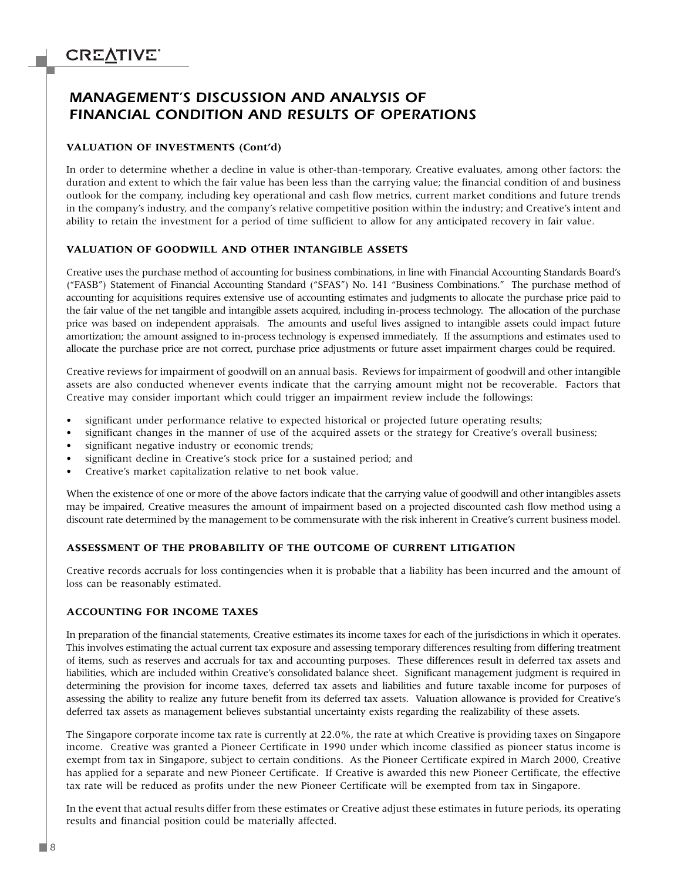# MANAGEMENT'S DISCUSSION AND ANALYSIS OF FINANCIAL CONDITION AND RESULTS OF OPERATIONS

### VALUATION OF INVESTMENTS (Cont'd)

In order to determine whether a decline in value is other-than-temporary, Creative evaluates, among other factors: the duration and extent to which the fair value has been less than the carrying value; the financial condition of and business outlook for the company, including key operational and cash flow metrics, current market conditions and future trends in the company's industry, and the company's relative competitive position within the industry; and Creative's intent and ability to retain the investment for a period of time sufficient to allow for any anticipated recovery in fair value.

### VALUATION OF GOODWILL AND OTHER INTANGIBLE ASSETS

Creative uses the purchase method of accounting for business combinations, in line with Financial Accounting Standards Board's ("FASB") Statement of Financial Accounting Standard ("SFAS") No. 141 "Business Combinations." The purchase method of accounting for acquisitions requires extensive use of accounting estimates and judgments to allocate the purchase price paid to the fair value of the net tangible and intangible assets acquired, including in-process technology. The allocation of the purchase price was based on independent appraisals. The amounts and useful lives assigned to intangible assets could impact future amortization; the amount assigned to in-process technology is expensed immediately. If the assumptions and estimates used to allocate the purchase price are not correct, purchase price adjustments or future asset impairment charges could be required.

Creative reviews for impairment of goodwill on an annual basis. Reviews for impairment of goodwill and other intangible assets are also conducted whenever events indicate that the carrying amount might not be recoverable. Factors that Creative may consider important which could trigger an impairment review include the followings:

- significant under performance relative to expected historical or projected future operating results;
- significant changes in the manner of use of the acquired assets or the strategy for Creative's overall business;
- significant negative industry or economic trends;
- significant decline in Creative's stock price for a sustained period; and
- Creative's market capitalization relative to net book value.

When the existence of one or more of the above factors indicate that the carrying value of goodwill and other intangibles assets may be impaired, Creative measures the amount of impairment based on a projected discounted cash flow method using a discount rate determined by the management to be commensurate with the risk inherent in Creative's current business model.

### ASSESSMENT OF THE PROBABILITY OF THE OUTCOME OF CURRENT LITIGATION

Creative records accruals for loss contingencies when it is probable that a liability has been incurred and the amount of loss can be reasonably estimated.

### ACCOUNTING FOR INCOME TAXES

In preparation of the financial statements, Creative estimates its income taxes for each of the jurisdictions in which it operates. This involves estimating the actual current tax exposure and assessing temporary differences resulting from differing treatment of items, such as reserves and accruals for tax and accounting purposes. These differences result in deferred tax assets and liabilities, which are included within Creative's consolidated balance sheet. Significant management judgment is required in determining the provision for income taxes, deferred tax assets and liabilities and future taxable income for purposes of assessing the ability to realize any future benefit from its deferred tax assets. Valuation allowance is provided for Creative's deferred tax assets as management believes substantial uncertainty exists regarding the realizability of these assets.

The Singapore corporate income tax rate is currently at 22.0%, the rate at which Creative is providing taxes on Singapore income. Creative was granted a Pioneer Certificate in 1990 under which income classified as pioneer status income is exempt from tax in Singapore, subject to certain conditions. As the Pioneer Certificate expired in March 2000, Creative has applied for a separate and new Pioneer Certificate. If Creative is awarded this new Pioneer Certificate, the effective tax rate will be reduced as profits under the new Pioneer Certificate will be exempted from tax in Singapore.

In the event that actual results differ from these estimates or Creative adjust these estimates in future periods, its operating results and financial position could be materially affected.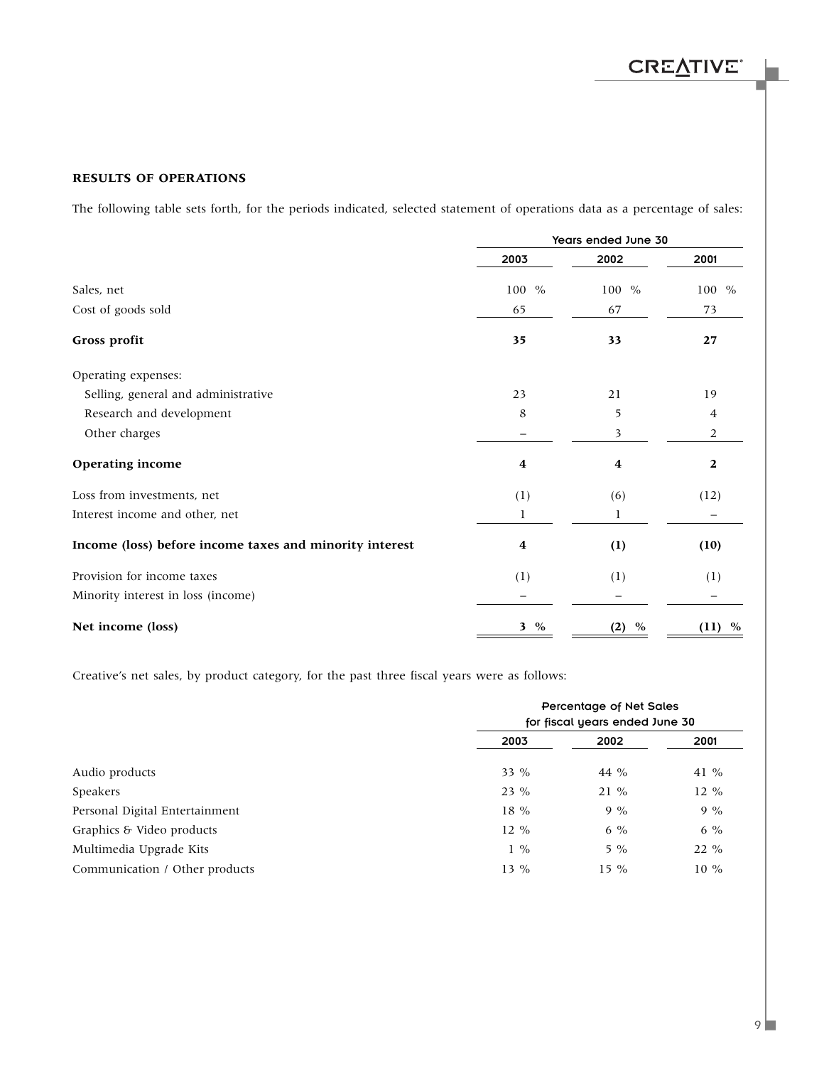**RESULTS OF OPERATIONS**

The following table sets forth, for the periods indicated, selected statement of operations data as a percentage of sales:

| | Years ended June 30 | | |
|---|---|---|---|
| | 2003 | 2002 | 2001 |
| Sales, net | 100 % | 100 % | 100 % |
| Cost of goods sold | 65 | 67 | 73 |
| **Gross profit** | **35** | **33** | **27** |
| Operating expenses: | | | |
| Selling, general and administrative | 23 | 21 | 19 |
| Research and development | 8 | 5 | 4 |
| Other charges | – | 3 | 2 |
| **Operating income** | **4** | **4** | **2** |
| Loss from investments, net | (1) | (6) | (12) |
| Interest income and other, net | 1 | 1 | – |
| **Income (loss) before income taxes and minority interest** | **4** | **(1)** | **(10)** |
| Provision for income taxes | (1) | (1) | (1) |
| Minority interest in loss (income) | – | – | – |
| **Net income (loss)** | **3 %** | **(2) %** | **(11) %** |

Creative's net sales, by product category, for the past three fiscal years were as follows:

| | Percentage of Net Sales for fiscal years ended June 30 | | |
|---|---|---|---|
| | 2003 | 2002 | 2001 |
| Audio products | 33 % | 44 % | 41 % |
| Speakers | 23 % | 21 % | 12 % |
| Personal Digital Entertainment | 18 % | 9 % | 9 % |
| Graphics & Video products | 12 % | 6 % | 6 % |
| Multimedia Upgrade Kits | 1 % | 5 % | 22 % |
| Communication / Other products | 13 % | 15 % | 10 % |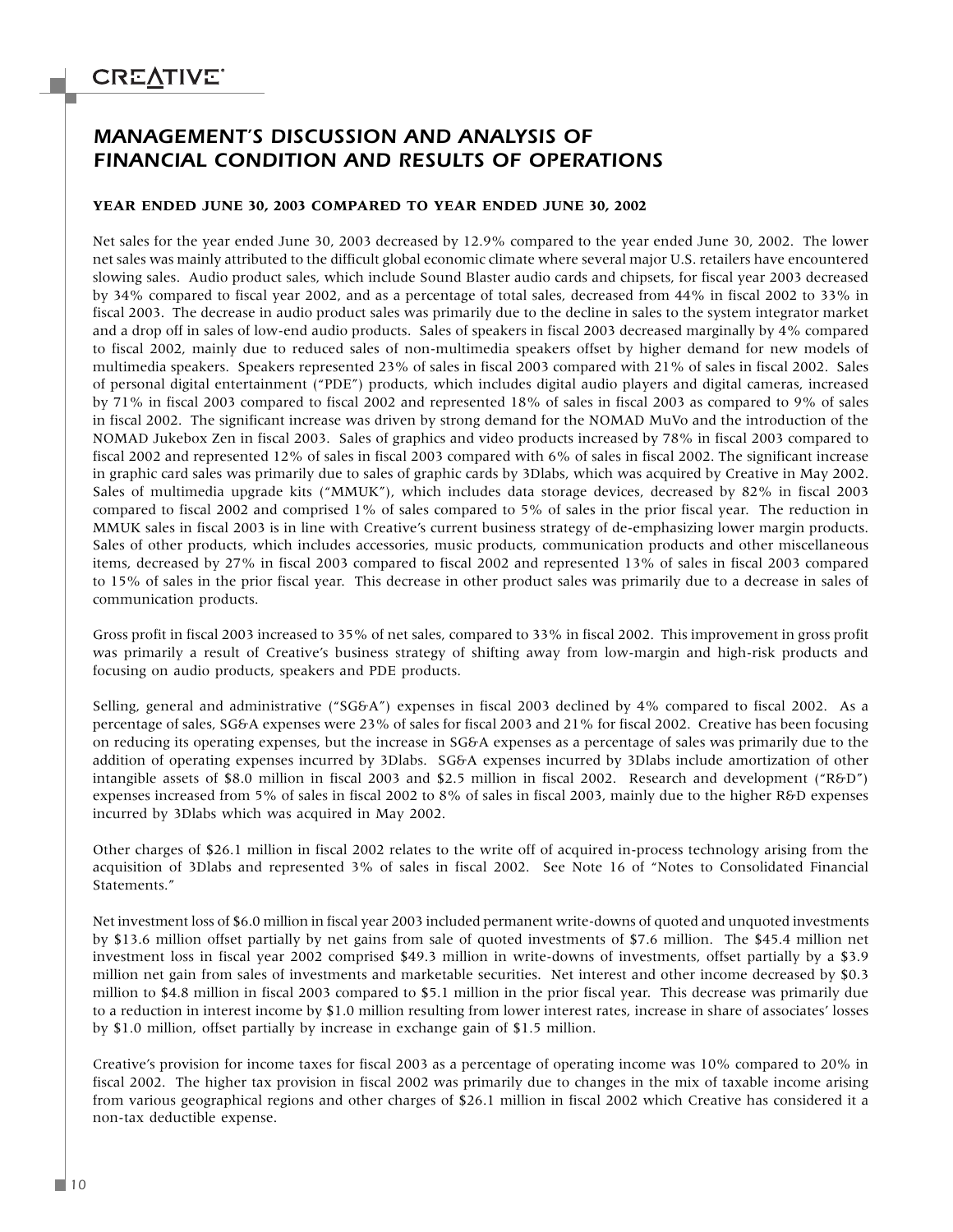# MANAGEMENT'S DISCUSSION AND ANALYSIS OF FINANCIAL CONDITION AND RESULTS OF OPERATIONS

**YEAR ENDED JUNE 30, 2003 COMPARED TO YEAR ENDED JUNE 30, 2002**

Net sales for the year ended June 30, 2003 decreased by 12.9% compared to the year ended June 30, 2002. The lower net sales was mainly attributed to the difficult global economic climate where several major U.S. retailers have encountered slowing sales. Audio product sales, which include Sound Blaster audio cards and chipsets, for fiscal year 2003 decreased by 34% compared to fiscal year 2002, and as a percentage of total sales, decreased from 44% in fiscal 2002 to 33% in fiscal 2003. The decrease in audio product sales was primarily due to the decline in sales to the system integrator market and a drop off in sales of low-end audio products. Sales of speakers in fiscal 2003 decreased marginally by 4% compared to fiscal 2002, mainly due to reduced sales of non-multimedia speakers offset by higher demand for new models of multimedia speakers. Speakers represented 23% of sales in fiscal 2003 compared with 21% of sales in fiscal 2002. Sales of personal digital entertainment ("PDE") products, which includes digital audio players and digital cameras, increased by 71% in fiscal 2003 compared to fiscal 2002 and represented 18% of sales in fiscal 2003 as compared to 9% of sales in fiscal 2002. The significant increase was driven by strong demand for the NOMAD MuVo and the introduction of the NOMAD Jukebox Zen in fiscal 2003. Sales of graphics and video products increased by 78% in fiscal 2003 compared to fiscal 2002 and represented 12% of sales in fiscal 2003 compared with 6% of sales in fiscal 2002. The significant increase in graphic card sales was primarily due to sales of graphic cards by 3Dlabs, which was acquired by Creative in May 2002. Sales of multimedia upgrade kits ("MMUK"), which includes data storage devices, decreased by 82% in fiscal 2003 compared to fiscal 2002 and comprised 1% of sales compared to 5% of sales in the prior fiscal year. The reduction in MMUK sales in fiscal 2003 is in line with Creative's current business strategy of de-emphasizing lower margin products. Sales of other products, which includes accessories, music products, communication products and other miscellaneous items, decreased by 27% in fiscal 2003 compared to fiscal 2002 and represented 13% of sales in fiscal 2003 compared to 15% of sales in the prior fiscal year. This decrease in other product sales was primarily due to a decrease in sales of communication products.

Gross profit in fiscal 2003 increased to 35% of net sales, compared to 33% in fiscal 2002. This improvement in gross profit was primarily a result of Creative's business strategy of shifting away from low-margin and high-risk products and focusing on audio products, speakers and PDE products.

Selling, general and administrative ("SG&A") expenses in fiscal 2003 declined by 4% compared to fiscal 2002. As a percentage of sales, SG&A expenses were 23% of sales for fiscal 2003 and 21% for fiscal 2002. Creative has been focusing on reducing its operating expenses, but the increase in SG&A expenses as a percentage of sales was primarily due to the addition of operating expenses incurred by 3Dlabs. SG&A expenses incurred by 3Dlabs include amortization of other intangible assets of $8.0 million in fiscal 2003 and $2.5 million in fiscal 2002. Research and development ("R&D") expenses increased from 5% of sales in fiscal 2002 to 8% of sales in fiscal 2003, mainly due to the higher R&D expenses incurred by 3Dlabs which was acquired in May 2002.

Other charges of $26.1 million in fiscal 2002 relates to the write off of acquired in-process technology arising from the acquisition of 3Dlabs and represented 3% of sales in fiscal 2002. See Note 16 of "Notes to Consolidated Financial Statements."

Net investment loss of $6.0 million in fiscal year 2003 included permanent write-downs of quoted and unquoted investments by $13.6 million offset partially by net gains from sale of quoted investments of $7.6 million. The $45.4 million net investment loss in fiscal year 2002 comprised $49.3 million in write-downs of investments, offset partially by a $3.9 million net gain from sales of investments and marketable securities. Net interest and other income decreased by $0.3 million to $4.8 million in fiscal 2003 compared to $5.1 million in the prior fiscal year. This decrease was primarily due to a reduction in interest income by $1.0 million resulting from lower interest rates, increase in share of associates' losses by $1.0 million, offset partially by increase in exchange gain of $1.5 million.

Creative's provision for income taxes for fiscal 2003 as a percentage of operating income was 10% compared to 20% in fiscal 2002. The higher tax provision in fiscal 2002 was primarily due to changes in the mix of taxable income arising from various geographical regions and other charges of $26.1 million in fiscal 2002 which Creative has considered it a non-tax deductible expense.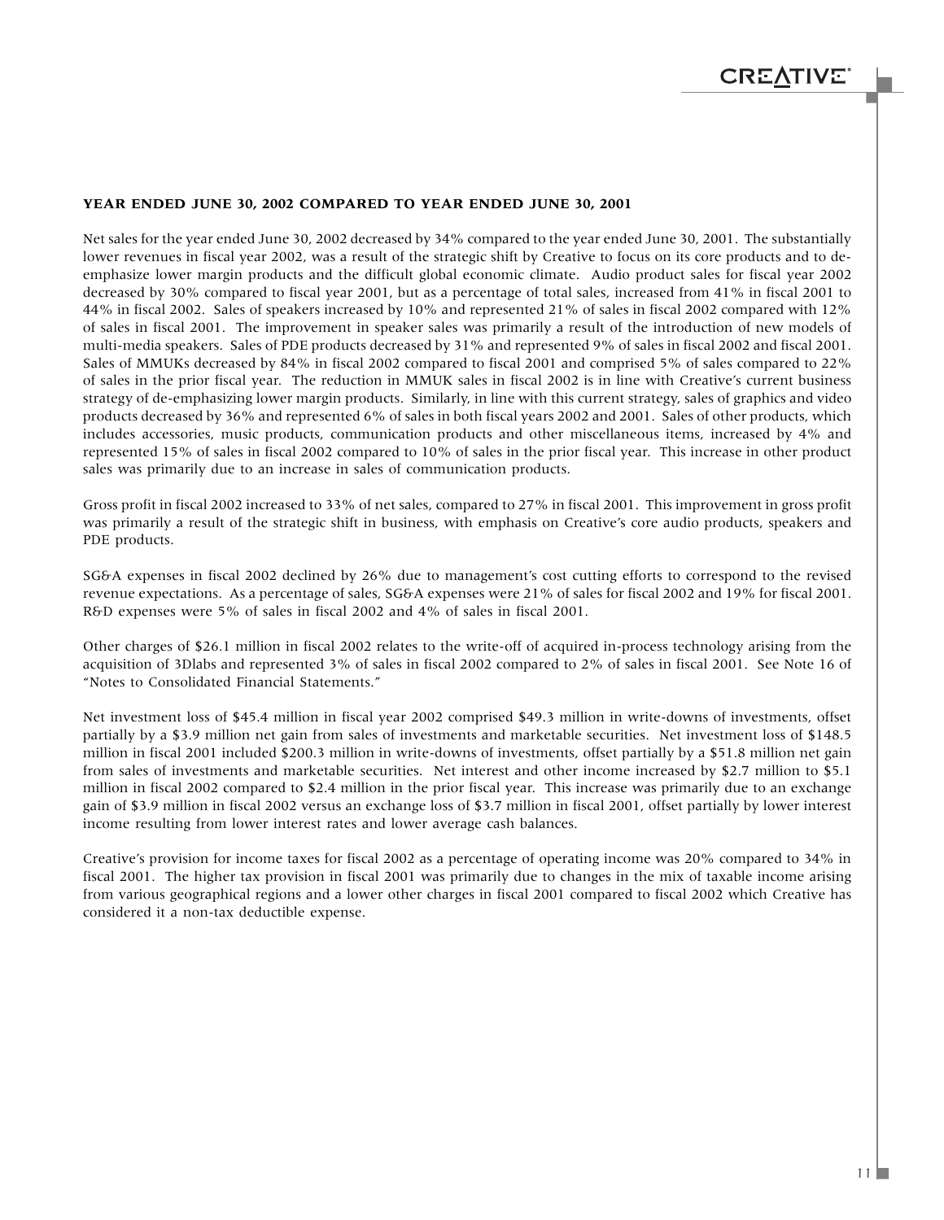**YEAR ENDED JUNE 30, 2002 COMPARED TO YEAR ENDED JUNE 30, 2001**

Net sales for the year ended June 30, 2002 decreased by 34% compared to the year ended June 30, 2001. The substantially lower revenues in fiscal year 2002, was a result of the strategic shift by Creative to focus on its core products and to de-emphasize lower margin products and the difficult global economic climate. Audio product sales for fiscal year 2002 decreased by 30% compared to fiscal year 2001, but as a percentage of total sales, increased from 41% in fiscal 2001 to 44% in fiscal 2002. Sales of speakers increased by 10% and represented 21% of sales in fiscal 2002 compared with 12% of sales in fiscal 2001. The improvement in speaker sales was primarily a result of the introduction of new models of multi-media speakers. Sales of PDE products decreased by 31% and represented 9% of sales in fiscal 2002 and fiscal 2001. Sales of MMUKs decreased by 84% in fiscal 2002 compared to fiscal 2001 and comprised 5% of sales compared to 22% of sales in the prior fiscal year. The reduction in MMUK sales in fiscal 2002 is in line with Creative's current business strategy of de-emphasizing lower margin products. Similarly, in line with this current strategy, sales of graphics and video products decreased by 36% and represented 6% of sales in both fiscal years 2002 and 2001. Sales of other products, which includes accessories, music products, communication products and other miscellaneous items, increased by 4% and represented 15% of sales in fiscal 2002 compared to 10% of sales in the prior fiscal year. This increase in other product sales was primarily due to an increase in sales of communication products.

Gross profit in fiscal 2002 increased to 33% of net sales, compared to 27% in fiscal 2001. This improvement in gross profit was primarily a result of the strategic shift in business, with emphasis on Creative's core audio products, speakers and PDE products.

SG&A expenses in fiscal 2002 declined by 26% due to management's cost cutting efforts to correspond to the revised revenue expectations. As a percentage of sales, SG&A expenses were 21% of sales for fiscal 2002 and 19% for fiscal 2001. R&D expenses were 5% of sales in fiscal 2002 and 4% of sales in fiscal 2001.

Other charges of $26.1 million in fiscal 2002 relates to the write-off of acquired in-process technology arising from the acquisition of 3Dlabs and represented 3% of sales in fiscal 2002 compared to 2% of sales in fiscal 2001. See Note 16 of "Notes to Consolidated Financial Statements."

Net investment loss of $45.4 million in fiscal year 2002 comprised $49.3 million in write-downs of investments, offset partially by a $3.9 million net gain from sales of investments and marketable securities. Net investment loss of $148.5 million in fiscal 2001 included $200.3 million in write-downs of investments, offset partially by a $51.8 million net gain from sales of investments and marketable securities. Net interest and other income increased by $2.7 million to $5.1 million in fiscal 2002 compared to $2.4 million in the prior fiscal year. This increase was primarily due to an exchange gain of $3.9 million in fiscal 2002 versus an exchange loss of $3.7 million in fiscal 2001, offset partially by lower interest income resulting from lower interest rates and lower average cash balances.

Creative's provision for income taxes for fiscal 2002 as a percentage of operating income was 20% compared to 34% in fiscal 2001. The higher tax provision in fiscal 2001 was primarily due to changes in the mix of taxable income arising from various geographical regions and a lower other charges in fiscal 2001 compared to fiscal 2002 which Creative has considered it a non-tax deductible expense.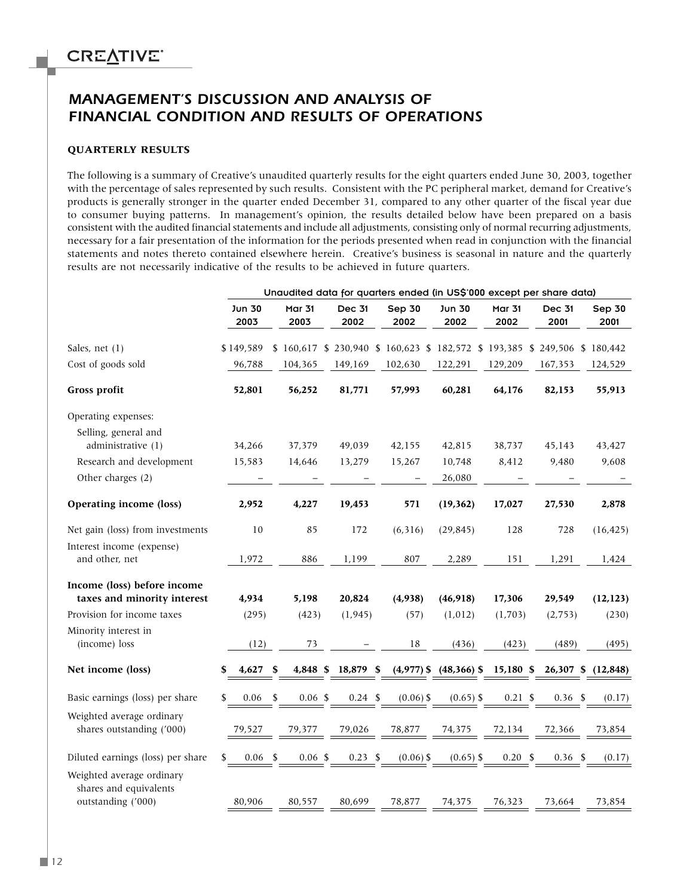# MANAGEMENT'S DISCUSSION AND ANALYSIS OF FINANCIAL CONDITION AND RESULTS OF OPERATIONS

### QUARTERLY RESULTS

The following is a summary of Creative's unaudited quarterly results for the eight quarters ended June 30, 2003, together with the percentage of sales represented by such results. Consistent with the PC peripheral market, demand for Creative's products is generally stronger in the quarter ended December 31, compared to any other quarter of the fiscal year due to consumer buying patterns. In management's opinion, the results detailed below have been prepared on a basis consistent with the audited financial statements and include all adjustments, consisting only of normal recurring adjustments, necessary for a fair presentation of the information for the periods presented when read in conjunction with the financial statements and notes thereto contained elsewhere herein. Creative's business is seasonal in nature and the quarterly results are not necessarily indicative of the results to be achieved in future quarters.

| | Unaudited data for quarters ended (in US$'000 except per share data) | | | | | | | |
|---|---|---|---|---|---|---|---|---|
| | Jun 30 2003 | Mar 31 2003 | Dec 31 2002 | Sep 30 2002 | Jun 30 2002 | Mar 31 2002 | Dec 31 2001 | Sep 30 2001 |
| Sales, net (1) | $ 149,589 | $ 160,617 | $ 230,940 | $ 160,623 | $ 182,572 | $ 193,385 | $ 249,506 | $ 180,442 |
| Cost of goods sold | 96,788 | 104,365 | 149,169 | 102,630 | 122,291 | 129,209 | 167,353 | 124,529 |
| **Gross profit** | **52,801** | **56,252** | **81,771** | **57,993** | **60,281** | **64,176** | **82,153** | **55,913** |
| Operating expenses: | | | | | | | | |
| Selling, general and administrative (1) | 34,266 | 37,379 | 49,039 | 42,155 | 42,815 | 38,737 | 45,143 | 43,427 |
| Research and development | 15,583 | 14,646 | 13,279 | 15,267 | 10,748 | 8,412 | 9,480 | 9,608 |
| Other charges (2) | – | – | – | – | 26,080 | – | – | – |
| **Operating income (loss)** | **2,952** | **4,227** | **19,453** | **571** | **(19,362)** | **17,027** | **27,530** | **2,878** |
| Net gain (loss) from investments | 10 | 85 | 172 | (6,316) | (29,845) | 128 | 728 | (16,425) |
| Interest income (expense) and other, net | 1,972 | 886 | 1,199 | 807 | 2,289 | 151 | 1,291 | 1,424 |
| **Income (loss) before income taxes and minority interest** | **4,934** | **5,198** | **20,824** | **(4,938)** | **(46,918)** | **17,306** | **29,549** | **(12,123)** |
| Provision for income taxes | (295) | (423) | (1,945) | (57) | (1,012) | (1,703) | (2,753) | (230) |
| Minority interest in (income) loss | (12) | 73 | – | 18 | (436) | (423) | (489) | (495) |
| **Net income (loss)** | **$ 4,627** | **$ 4,848** | **$ 18,879** | **$ (4,977)** | **$ (48,366)** | **$ 15,180** | **$ 26,307** | **$ (12,848)** |
| Basic earnings (loss) per share | $ 0.06 | $ 0.06 | $ 0.24 | $ (0.06) | $ (0.65) | $ 0.21 | $ 0.36 | $ (0.17) |
| Weighted average ordinary shares outstanding ('000) | 79,527 | 79,377 | 79,026 | 78,877 | 74,375 | 72,134 | 72,366 | 73,854 |
| Diluted earnings (loss) per share | $ 0.06 | $ 0.06 | $ 0.23 | $ (0.06) | $ (0.65) | $ 0.20 | $ 0.36 | $ (0.17) |
| Weighted average ordinary shares and equivalents outstanding ('000) | 80,906 | 80,557 | 80,699 | 78,877 | 74,375 | 76,323 | 73,664 | 73,854 |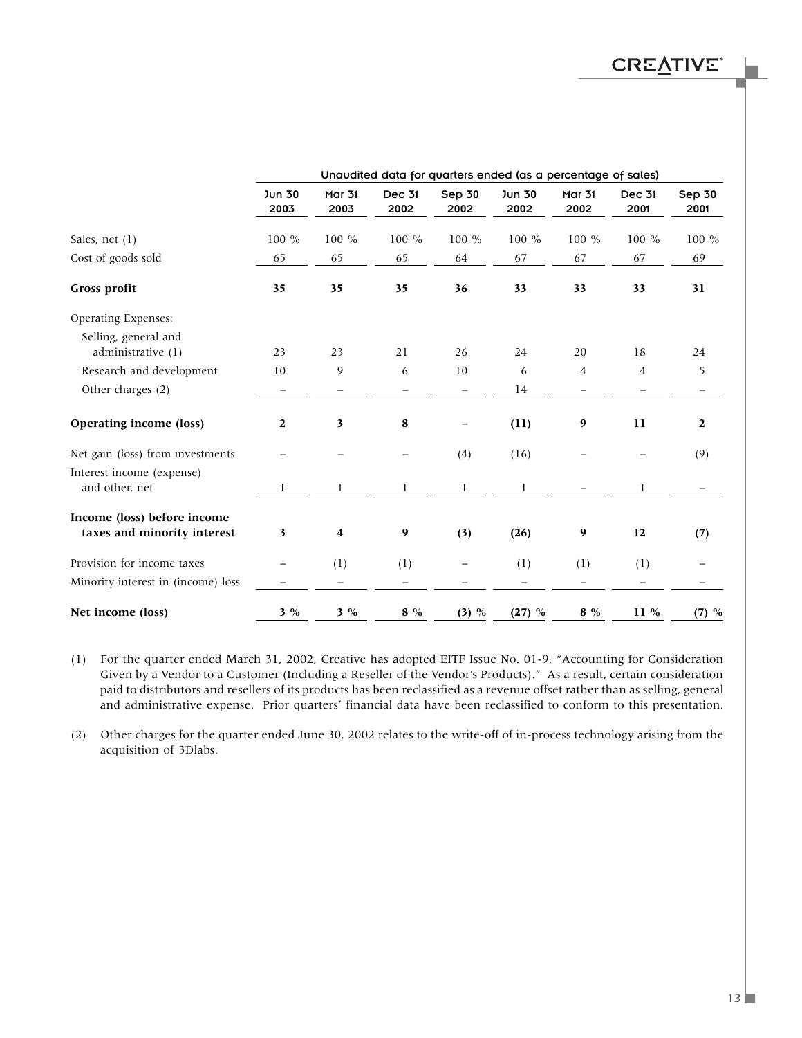| | Unaudited data for quarters ended (as a percentage of sales) | | | | | | | |
|---|---|---|---|---|---|---|---|---|
| | Jun 30 2003 | Mar 31 2003 | Dec 31 2002 | Sep 30 2002 | Jun 30 2002 | Mar 31 2002 | Dec 31 2001 | Sep 30 2001 |
| Sales, net (1) | 100 % | 100 % | 100 % | 100 % | 100 % | 100 % | 100 % | 100 % |
| Cost of goods sold | 65 | 65 | 65 | 64 | 67 | 67 | 67 | 69 |
| **Gross profit** | **35** | **35** | **35** | **36** | **33** | **33** | **33** | **31** |
| Operating Expenses: | | | | | | | | |
| Selling, general and administrative (1) | 23 | 23 | 21 | 26 | 24 | 20 | 18 | 24 |
| Research and development | 10 | 9 | 6 | 10 | 6 | 4 | 4 | 5 |
| Other charges (2) | – | – | – | – | 14 | – | – | – |
| **Operating income (loss)** | **2** | **3** | **8** | **–** | **(11)** | **9** | **11** | **2** |
| Net gain (loss) from investments | – | – | – | (4) | (16) | – | – | (9) |
| Interest income (expense) and other, net | 1 | 1 | 1 | 1 | 1 | – | 1 | – |
| **Income (loss) before income taxes and minority interest** | **3** | **4** | **9** | **(3)** | **(26)** | **9** | **12** | **(7)** |
| Provision for income taxes | – | (1) | (1) | – | (1) | (1) | (1) | – |
| Minority interest in (income) loss | – | – | – | – | – | – | – | – |
| **Net income (loss)** | **3 %** | **3 %** | **8 %** | **(3) %** | **(27) %** | **8 %** | **11 %** | **(7) %** |

(1) For the quarter ended March 31, 2002, Creative has adopted EITF Issue No. 01-9, "Accounting for Consideration Given by a Vendor to a Customer (Including a Reseller of the Vendor's Products)." As a result, certain consideration paid to distributors and resellers of its products has been reclassified as a revenue offset rather than as selling, general and administrative expense. Prior quarters' financial data have been reclassified to conform to this presentation.

(2) Other charges for the quarter ended June 30, 2002 relates to the write-off of in-process technology arising from the acquisition of 3Dlabs.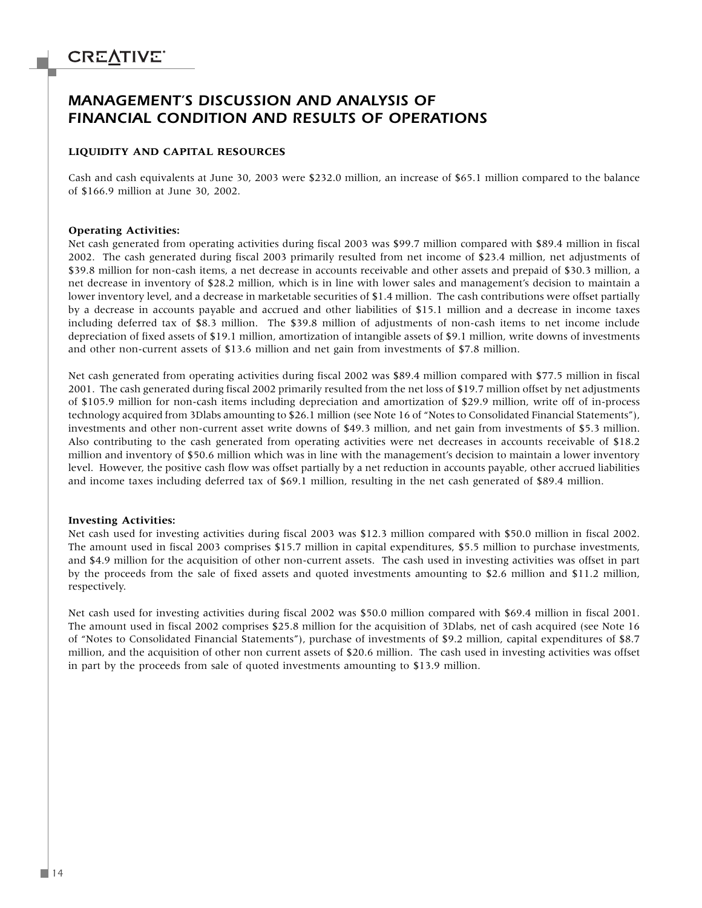# MANAGEMENT'S DISCUSSION AND ANALYSIS OF FINANCIAL CONDITION AND RESULTS OF OPERATIONS

### LIQUIDITY AND CAPITAL RESOURCES

Cash and cash equivalents at June 30, 2003 were $232.0 million, an increase of $65.1 million compared to the balance of $166.9 million at June 30, 2002.

**Operating Activities:**

Net cash generated from operating activities during fiscal 2003 was $99.7 million compared with $89.4 million in fiscal 2002. The cash generated during fiscal 2003 primarily resulted from net income of $23.4 million, net adjustments of $39.8 million for non-cash items, a net decrease in accounts receivable and other assets and prepaid of $30.3 million, a net decrease in inventory of $28.2 million, which is in line with lower sales and management's decision to maintain a lower inventory level, and a decrease in marketable securities of $1.4 million. The cash contributions were offset partially by a decrease in accounts payable and accrued and other liabilities of $15.1 million and a decrease in income taxes including deferred tax of $8.3 million. The $39.8 million of adjustments of non-cash items to net income include depreciation of fixed assets of $19.1 million, amortization of intangible assets of $9.1 million, write downs of investments and other non-current assets of $13.6 million and net gain from investments of $7.8 million.

Net cash generated from operating activities during fiscal 2002 was $89.4 million compared with $77.5 million in fiscal 2001. The cash generated during fiscal 2002 primarily resulted from the net loss of $19.7 million offset by net adjustments of $105.9 million for non-cash items including depreciation and amortization of $29.9 million, write off of in-process technology acquired from 3Dlabs amounting to $26.1 million (see Note 16 of "Notes to Consolidated Financial Statements"), investments and other non-current asset write downs of $49.3 million, and net gain from investments of $5.3 million. Also contributing to the cash generated from operating activities were net decreases in accounts receivable of $18.2 million and inventory of $50.6 million which was in line with the management's decision to maintain a lower inventory level. However, the positive cash flow was offset partially by a net reduction in accounts payable, other accrued liabilities and income taxes including deferred tax of $69.1 million, resulting in the net cash generated of $89.4 million.

**Investing Activities:**

Net cash used for investing activities during fiscal 2003 was $12.3 million compared with $50.0 million in fiscal 2002. The amount used in fiscal 2003 comprises $15.7 million in capital expenditures, $5.5 million to purchase investments, and $4.9 million for the acquisition of other non-current assets. The cash used in investing activities was offset in part by the proceeds from the sale of fixed assets and quoted investments amounting to $2.6 million and $11.2 million, respectively.

Net cash used for investing activities during fiscal 2002 was $50.0 million compared with $69.4 million in fiscal 2001. The amount used in fiscal 2002 comprises $25.8 million for the acquisition of 3Dlabs, net of cash acquired (see Note 16 of "Notes to Consolidated Financial Statements"), purchase of investments of $9.2 million, capital expenditures of $8.7 million, and the acquisition of other non current assets of $20.6 million. The cash used in investing activities was offset in part by the proceeds from sale of quoted investments amounting to $13.9 million.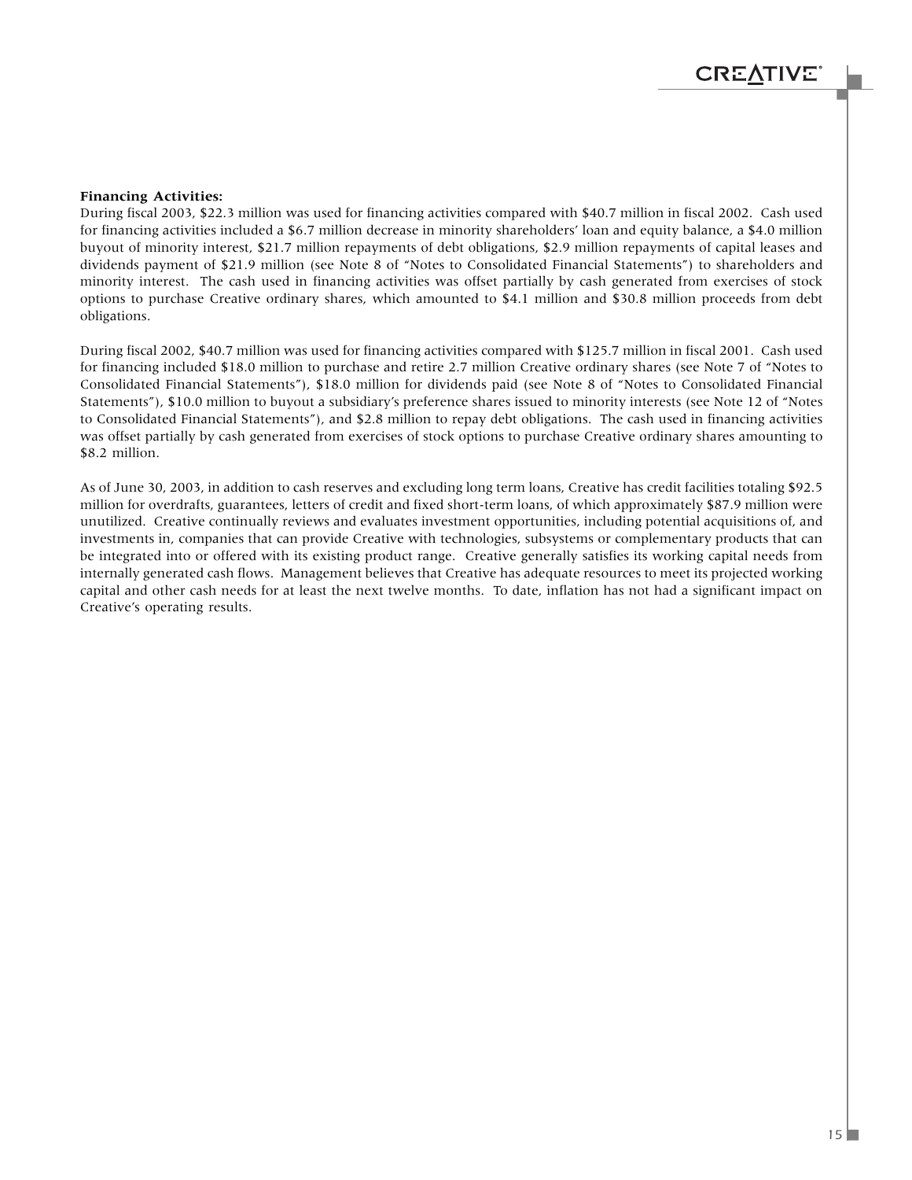**Financing Activities:**

During fiscal 2003, $22.3 million was used for financing activities compared with $40.7 million in fiscal 2002. Cash used for financing activities included a $6.7 million decrease in minority shareholders' loan and equity balance, a $4.0 million buyout of minority interest, $21.7 million repayments of debt obligations, $2.9 million repayments of capital leases and dividends payment of $21.9 million (see Note 8 of "Notes to Consolidated Financial Statements") to shareholders and minority interest. The cash used in financing activities was offset partially by cash generated from exercises of stock options to purchase Creative ordinary shares, which amounted to $4.1 million and $30.8 million proceeds from debt obligations.

During fiscal 2002, $40.7 million was used for financing activities compared with $125.7 million in fiscal 2001. Cash used for financing included $18.0 million to purchase and retire 2.7 million Creative ordinary shares (see Note 7 of "Notes to Consolidated Financial Statements"), $18.0 million for dividends paid (see Note 8 of "Notes to Consolidated Financial Statements"), $10.0 million to buyout a subsidiary's preference shares issued to minority interests (see Note 12 of "Notes to Consolidated Financial Statements"), and $2.8 million to repay debt obligations. The cash used in financing activities was offset partially by cash generated from exercises of stock options to purchase Creative ordinary shares amounting to $8.2 million.

As of June 30, 2003, in addition to cash reserves and excluding long term loans, Creative has credit facilities totaling $92.5 million for overdrafts, guarantees, letters of credit and fixed short-term loans, of which approximately $87.9 million were unutilized. Creative continually reviews and evaluates investment opportunities, including potential acquisitions of, and investments in, companies that can provide Creative with technologies, subsystems or complementary products that can be integrated into or offered with its existing product range. Creative generally satisfies its working capital needs from internally generated cash flows. Management believes that Creative has adequate resources to meet its projected working capital and other cash needs for at least the next twelve months. To date, inflation has not had a significant impact on Creative's operating results.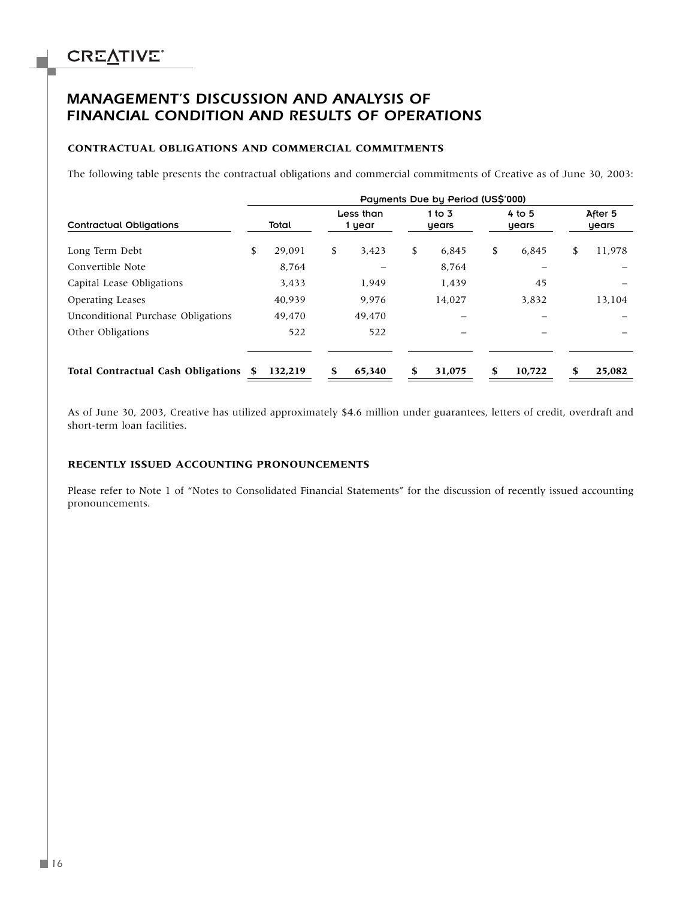# MANAGEMENT'S DISCUSSION AND ANALYSIS OF FINANCIAL CONDITION AND RESULTS OF OPERATIONS

### CONTRACTUAL OBLIGATIONS AND COMMERCIAL COMMITMENTS

The following table presents the contractual obligations and commercial commitments of Creative as of June 30, 2003:

| | Payments Due by Period (US$'000) | | | | |
|---|---|---|---|---|---|
| Contractual Obligations | Total | Less than 1 year | 1 to 3 years | 4 to 5 years | After 5 years |
| Long Term Debt | $ 29,091 | $ 3,423 | $ 6,845 | $ 6,845 | $ 11,978 |
| Convertible Note | 8,764 | – | 8,764 | – | – |
| Capital Lease Obligations | 3,433 | 1,949 | 1,439 | 45 | – |
| Operating Leases | 40,939 | 9,976 | 14,027 | 3,832 | 13,104 |
| Unconditional Purchase Obligations | 49,470 | 49,470 | – | – | – |
| Other Obligations | 522 | 522 | – | – | – |
| **Total Contractual Cash Obligations** | **$ 132,219** | **$ 65,340** | **$ 31,075** | **$ 10,722** | **$ 25,082** |

As of June 30, 2003, Creative has utilized approximately $4.6 million under guarantees, letters of credit, overdraft and short-term loan facilities.

### RECENTLY ISSUED ACCOUNTING PRONOUNCEMENTS

Please refer to Note 1 of "Notes to Consolidated Financial Statements" for the discussion of recently issued accounting pronouncements.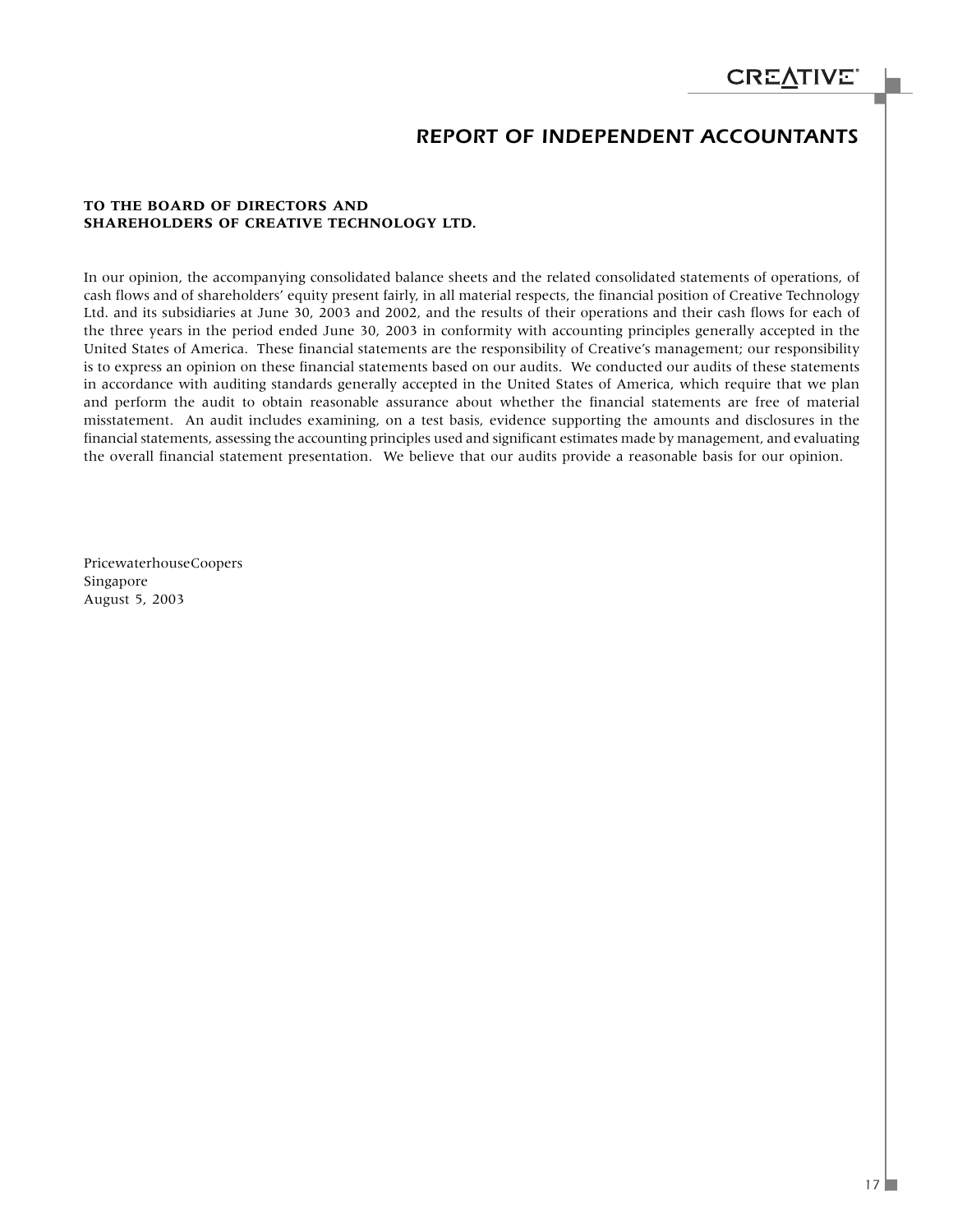# REPORT OF INDEPENDENT ACCOUNTANTS

**TO THE BOARD OF DIRECTORS AND SHAREHOLDERS OF CREATIVE TECHNOLOGY LTD.**

In our opinion, the accompanying consolidated balance sheets and the related consolidated statements of operations, of cash flows and of shareholders' equity present fairly, in all material respects, the financial position of Creative Technology Ltd. and its subsidiaries at June 30, 2003 and 2002, and the results of their operations and their cash flows for each of the three years in the period ended June 30, 2003 in conformity with accounting principles generally accepted in the United States of America. These financial statements are the responsibility of Creative's management; our responsibility is to express an opinion on these financial statements based on our audits. We conducted our audits of these statements in accordance with auditing standards generally accepted in the United States of America, which require that we plan and perform the audit to obtain reasonable assurance about whether the financial statements are free of material misstatement. An audit includes examining, on a test basis, evidence supporting the amounts and disclosures in the financial statements, assessing the accounting principles used and significant estimates made by management, and evaluating the overall financial statement presentation. We believe that our audits provide a reasonable basis for our opinion.

PricewaterhouseCoopers
Singapore
August 5, 2003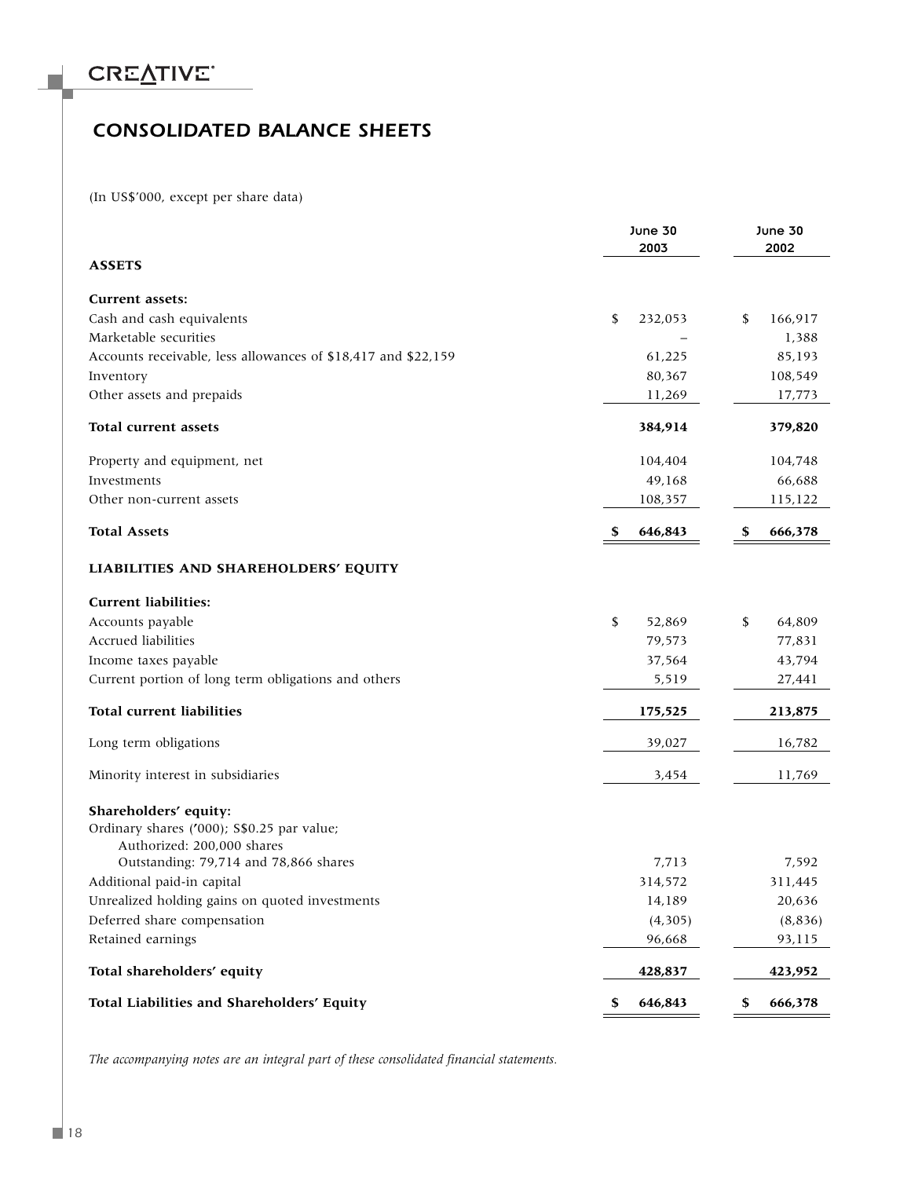# CONSOLIDATED BALANCE SHEETS

(In US$'000, except per share data)

| | June 30 2003 | June 30 2002 |
|---|---|---|
| **ASSETS** | | |
| **Current assets:** | | |
| Cash and cash equivalents | $ 232,053 | $ 166,917 |
| Marketable securities | – | 1,388 |
| Accounts receivable, less allowances of $18,417 and $22,159 | 61,225 | 85,193 |
| Inventory | 80,367 | 108,549 |
| Other assets and prepaids | 11,269 | 17,773 |
| **Total current assets** | **384,914** | **379,820** |
| Property and equipment, net | 104,404 | 104,748 |
| Investments | 49,168 | 66,688 |
| Other non-current assets | 108,357 | 115,122 |
| **Total Assets** | **$ 646,843** | **$ 666,378** |
| **LIABILITIES AND SHAREHOLDERS' EQUITY** | | |
| **Current liabilities:** | | |
| Accounts payable | $ 52,869 | $ 64,809 |
| Accrued liabilities | 79,573 | 77,831 |
| Income taxes payable | 37,564 | 43,794 |
| Current portion of long term obligations and others | 5,519 | 27,441 |
| **Total current liabilities** | **175,525** | **213,875** |
| Long term obligations | 39,027 | 16,782 |
| Minority interest in subsidiaries | 3,454 | 11,769 |
| **Shareholders' equity:** | | |
| Ordinary shares ('000); S$0.25 par value; Authorized: 200,000 shares Outstanding: 79,714 and 78,866 shares | 7,713 | 7,592 |
| Additional paid-in capital | 314,572 | 311,445 |
| Unrealized holding gains on quoted investments | 14,189 | 20,636 |
| Deferred share compensation | (4,305) | (8,836) |
| Retained earnings | 96,668 | 93,115 |
| **Total shareholders' equity** | **428,837** | **423,952** |
| **Total Liabilities and Shareholders' Equity** | **$ 646,843** | **$ 666,378** |

*The accompanying notes are an integral part of these consolidated financial statements.*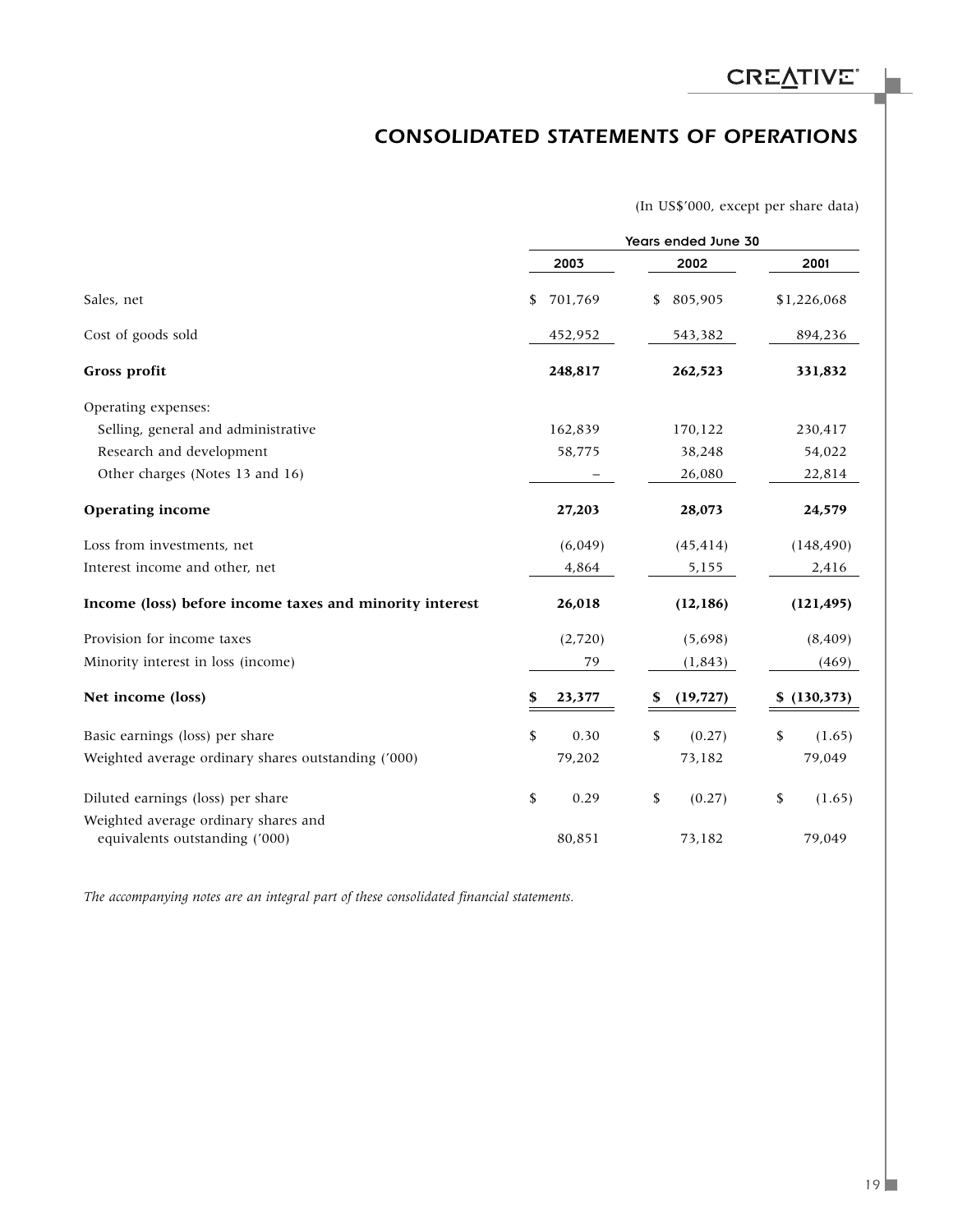# CONSOLIDATED STATEMENTS OF OPERATIONS

(In US$'000, except per share data)

| | Years ended June 30 | | |
|---|---|---|---|
| | 2003 | 2002 | 2001 |
| Sales, net | $ 701,769 | $ 805,905 | $1,226,068 |
| Cost of goods sold | 452,952 | 543,382 | 894,236 |
| **Gross profit** | **248,817** | **262,523** | **331,832** |
| Operating expenses: | | | |
| Selling, general and administrative | 162,839 | 170,122 | 230,417 |
| Research and development | 58,775 | 38,248 | 54,022 |
| Other charges (Notes 13 and 16) | – | 26,080 | 22,814 |
| **Operating income** | **27,203** | **28,073** | **24,579** |
| Loss from investments, net | (6,049) | (45,414) | (148,490) |
| Interest income and other, net | 4,864 | 5,155 | 2,416 |
| **Income (loss) before income taxes and minority interest** | **26,018** | **(12,186)** | **(121,495)** |
| Provision for income taxes | (2,720) | (5,698) | (8,409) |
| Minority interest in loss (income) | 79 | (1,843) | (469) |
| **Net income (loss)** | **$ 23,377** | **$ (19,727)** | **$ (130,373)** |
| Basic earnings (loss) per share | $ 0.30 | $ (0.27) | $ (1.65) |
| Weighted average ordinary shares outstanding ('000) | 79,202 | 73,182 | 79,049 |
| Diluted earnings (loss) per share | $ 0.29 | $ (0.27) | $ (1.65) |
| Weighted average ordinary shares and equivalents outstanding ('000) | 80,851 | 73,182 | 79,049 |

*The accompanying notes are an integral part of these consolidated financial statements.*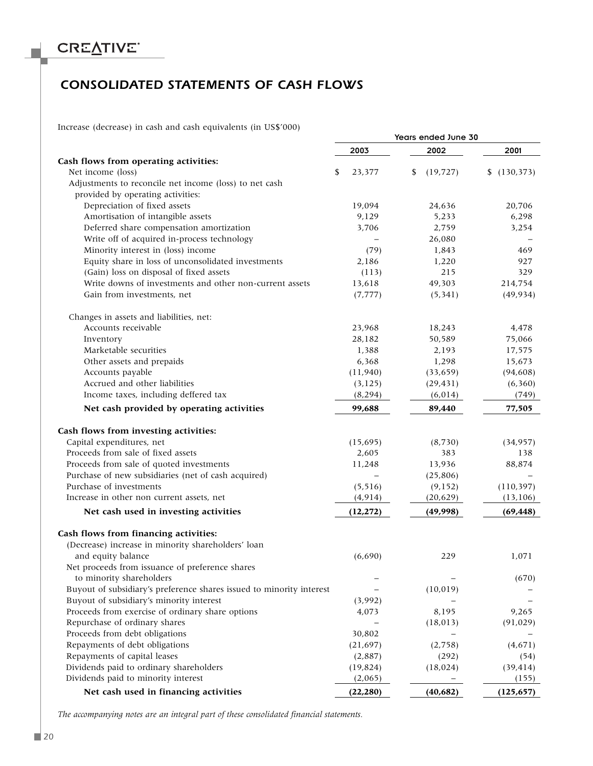# CONSOLIDATED STATEMENTS OF CASH FLOWS

Increase (decrease) in cash and cash equivalents (in US$'000)

| | Years ended June 30 | | |
|---|---|---|---|
| | 2003 | 2002 | 2001 |
| **Cash flows from operating activities:** | | | |
| Net income (loss) | $ 23,377 | $ (19,727) | $ (130,373) |
| Adjustments to reconcile net income (loss) to net cash provided by operating activities: | | | |
| Depreciation of fixed assets | 19,094 | 24,636 | 20,706 |
| Amortisation of intangible assets | 9,129 | 5,233 | 6,298 |
| Deferred share compensation amortization | 3,706 | 2,759 | 3,254 |
| Write off of acquired in-process technology | – | 26,080 | – |
| Minority interest in (loss) income | (79) | 1,843 | 469 |
| Equity share in loss of unconsolidated investments | 2,186 | 1,220 | 927 |
| (Gain) loss on disposal of fixed assets | (113) | 215 | 329 |
| Write downs of investments and other non-current assets | 13,618 | 49,303 | 214,754 |
| Gain from investments, net | (7,777) | (5,341) | (49,934) |
| Changes in assets and liabilities, net: | | | |
| Accounts receivable | 23,968 | 18,243 | 4,478 |
| Inventory | 28,182 | 50,589 | 75,066 |
| Marketable securities | 1,388 | 2,193 | 17,575 |
| Other assets and prepaids | 6,368 | 1,298 | 15,673 |
| Accounts payable | (11,940) | (33,659) | (94,608) |
| Accrued and other liabilities | (3,125) | (29,431) | (6,360) |
| Income taxes, including deffered tax | (8,294) | (6,014) | (749) |
| **Net cash provided by operating activities** | **99,688** | **89,440** | **77,505** |
| **Cash flows from investing activities:** | | | |
| Capital expenditures, net | (15,695) | (8,730) | (34,957) |
| Proceeds from sale of fixed assets | 2,605 | 383 | 138 |
| Proceeds from sale of quoted investments | 11,248 | 13,936 | 88,874 |
| Purchase of new subsidiaries (net of cash acquired) | – | (25,806) | – |
| Purchase of investments | (5,516) | (9,152) | (110,397) |
| Increase in other non current assets, net | (4,914) | (20,629) | (13,106) |
| **Net cash used in investing activities** | **(12,272)** | **(49,998)** | **(69,448)** |
| **Cash flows from financing activities:** | | | |
| (Decrease) increase in minority shareholders' loan and equity balance | (6,690) | 229 | 1,071 |
| Net proceeds from issuance of preference shares to minority shareholders | – | – | (670) |
| Buyout of subsidiary's preference shares issued to minority interest | – | (10,019) | – |
| Buyout of subsidiary's minority interest | (3,992) | – | – |
| Proceeds from exercise of ordinary share options | 4,073 | 8,195 | 9,265 |
| Repurchase of ordinary shares | – | (18,013) | (91,029) |
| Proceeds from debt obligations | 30,802 | – | – |
| Repayments of debt obligations | (21,697) | (2,758) | (4,671) |
| Repayments of capital leases | (2,887) | (292) | (54) |
| Dividends paid to ordinary shareholders | (19,824) | (18,024) | (39,414) |
| Dividends paid to minority interest | (2,065) | – | (155) |
| **Net cash used in financing activities** | **(22,280)** | **(40,682)** | **(125,657)** |

*The accompanying notes are an integral part of these consolidated financial statements.*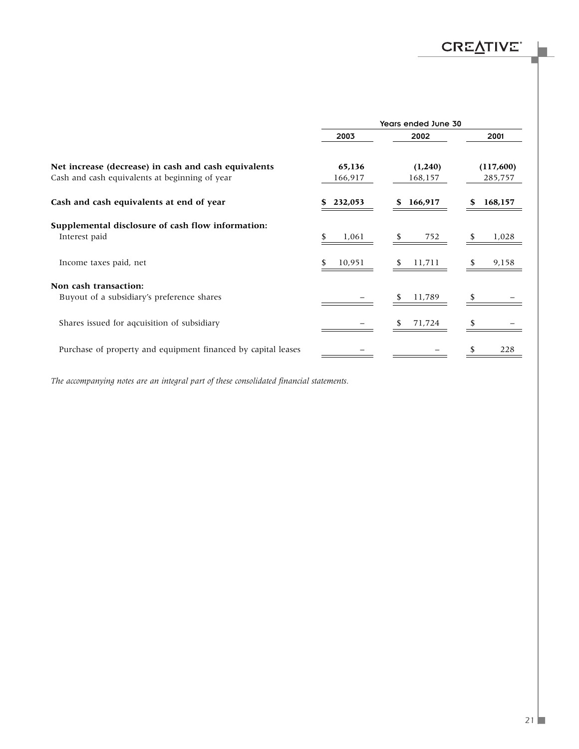| | Years ended June 30 | | |
|---|---|---|---|
| | 2003 | 2002 | 2001 |
| **Net increase (decrease) in cash and cash equivalents** | **65,136** | **(1,240)** | **(117,600)** |
| Cash and cash equivalents at beginning of year | 166,917 | 168,157 | 285,757 |
| **Cash and cash equivalents at end of year** | **$ 232,053** | **$ 166,917** | **$ 168,157** |
| **Supplemental disclosure of cash flow information:** | | | |
| Interest paid | $ 1,061 | $ 752 | $ 1,028 |
| Income taxes paid, net | $ 10,951 | $ 11,711 | $ 9,158 |
| **Non cash transaction:** | | | |
| Buyout of a subsidiary's preference shares | – | $ 11,789 | $ – |
| Shares issued for aqcuisition of subsidiary | – | $ 71,724 | $ – |
| Purchase of property and equipment financed by capital leases | – | – | $ 228 |

*The accompanying notes are an integral part of these consolidated financial statements.*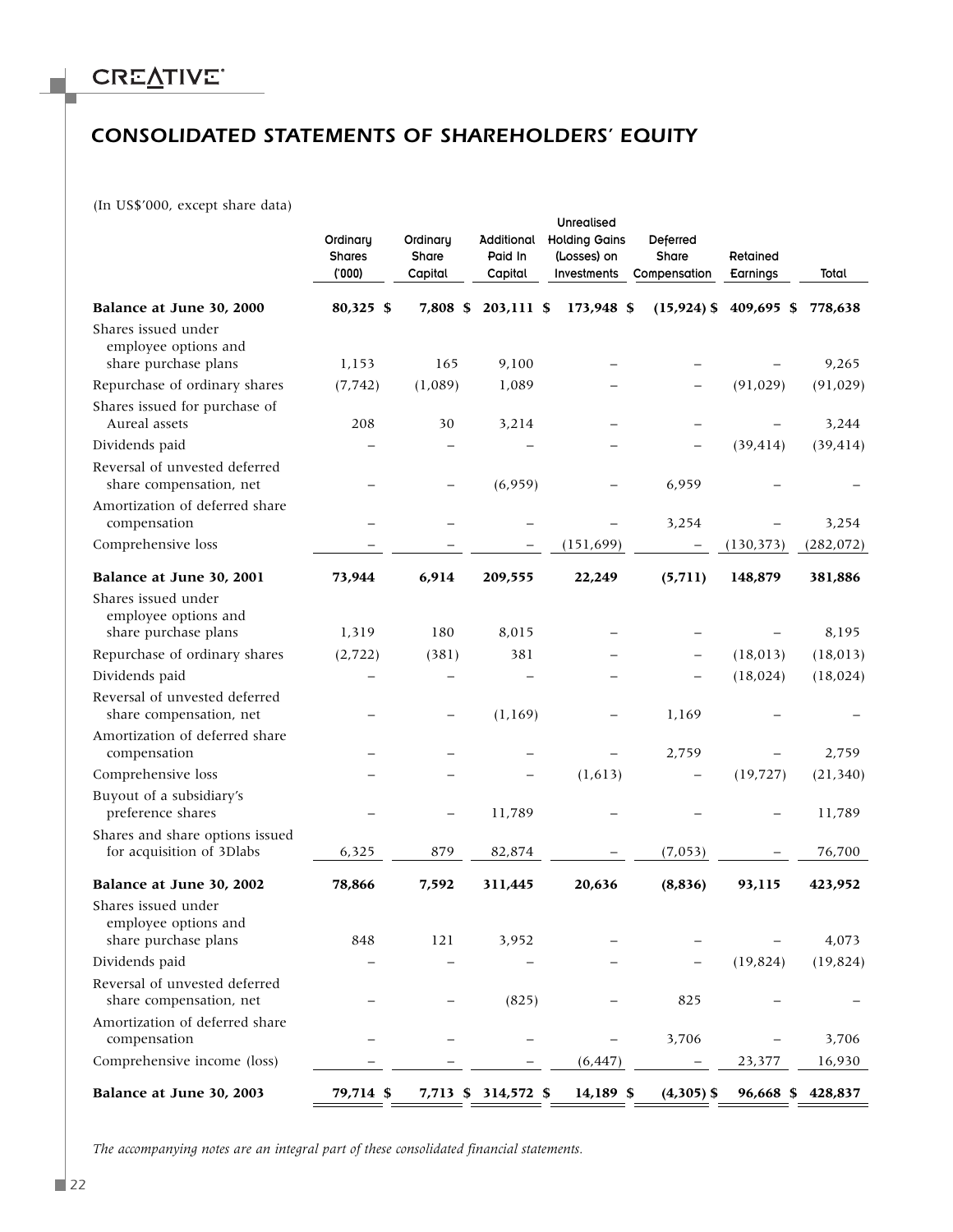# CONSOLIDATED STATEMENTS OF SHAREHOLDERS' EQUITY

(In US$'000, except share data)

| | Ordinary Shares ('000) | Ordinary Share Capital | Additional Paid In Capital | Unrealised Holding Gains (Losses) on Investments | Deferred Share Compensation | Retained Earnings | Total |
|---|---|---|---|---|---|---|---|
| **Balance at June 30, 2000** | **80,325** | **$ 7,808** | **$ 203,111** | **$ 173,948** | **$ (15,924)** | **$ 409,695** | **$ 778,638** |
| Shares issued under employee options and share purchase plans | 1,153 | 165 | 9,100 | – | – | – | 9,265 |
| Repurchase of ordinary shares | (7,742) | (1,089) | 1,089 | – | – | (91,029) | (91,029) |
| Shares issued for purchase of Aureal assets | 208 | 30 | 3,214 | – | – | – | 3,244 |
| Dividends paid | – | – | – | – | – | (39,414) | (39,414) |
| Reversal of unvested deferred share compensation, net | – | – | (6,959) | – | 6,959 | – | – |
| Amortization of deferred share compensation | – | – | – | – | 3,254 | – | 3,254 |
| Comprehensive loss | – | – | – | (151,699) | – | (130,373) | (282,072) |
| **Balance at June 30, 2001** | **73,944** | **6,914** | **209,555** | **22,249** | **(5,711)** | **148,879** | **381,886** |
| Shares issued under employee options and share purchase plans | 1,319 | 180 | 8,015 | – | – | – | 8,195 |
| Repurchase of ordinary shares | (2,722) | (381) | 381 | – | – | (18,013) | (18,013) |
| Dividends paid | – | – | – | – | – | (18,024) | (18,024) |
| Reversal of unvested deferred share compensation, net | – | – | (1,169) | – | 1,169 | – | – |
| Amortization of deferred share compensation | – | – | – | – | 2,759 | – | 2,759 |
| Comprehensive loss | – | – | – | (1,613) | – | (19,727) | (21,340) |
| Buyout of a subsidiary's preference shares | – | – | 11,789 | – | – | – | 11,789 |
| Shares and share options issued for acquisition of 3Dlabs | 6,325 | 879 | 82,874 | – | (7,053) | – | 76,700 |
| **Balance at June 30, 2002** | **78,866** | **7,592** | **311,445** | **20,636** | **(8,836)** | **93,115** | **423,952** |
| Shares issued under employee options and share purchase plans | 848 | 121 | 3,952 | – | – | – | 4,073 |
| Dividends paid | – | – | – | – | – | (19,824) | (19,824) |
| Reversal of unvested deferred share compensation, net | – | – | (825) | – | 825 | – | – |
| Amortization of deferred share compensation | – | – | – | – | 3,706 | – | 3,706 |
| Comprehensive income (loss) | – | – | – | (6,447) | – | 23,377 | 16,930 |
| **Balance at June 30, 2003** | **79,714** | **$ 7,713** | **$ 314,572** | **$ 14,189** | **$ (4,305)** | **$ 96,668** | **$ 428,837** |

*The accompanying notes are an integral part of these consolidated financial statements.*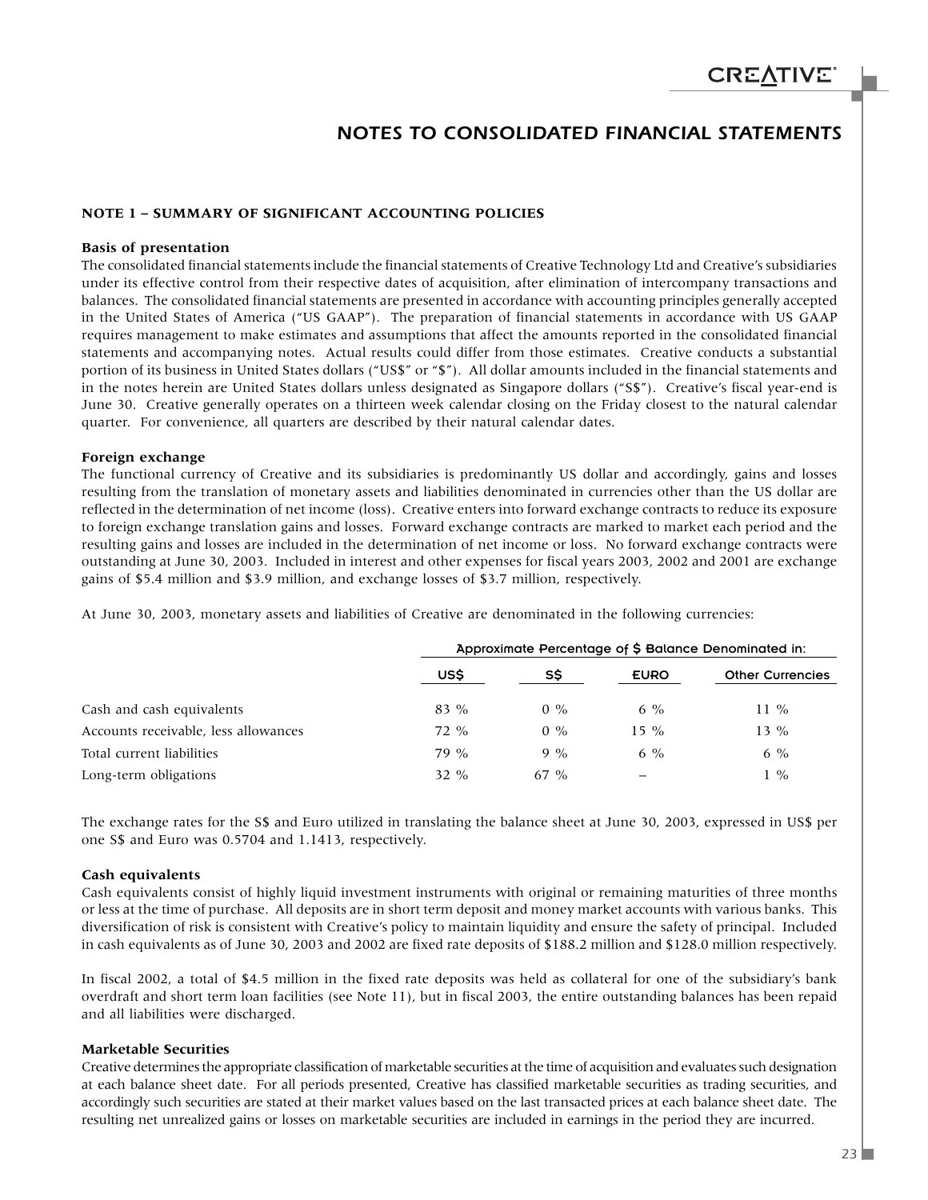# NOTES TO CONSOLIDATED FINANCIAL STATEMENTS

## NOTE 1 – SUMMARY OF SIGNIFICANT ACCOUNTING POLICIES

### Basis of presentation

The consolidated financial statements include the financial statements of Creative Technology Ltd and Creative's subsidiaries under its effective control from their respective dates of acquisition, after elimination of intercompany transactions and balances. The consolidated financial statements are presented in accordance with accounting principles generally accepted in the United States of America ("US GAAP"). The preparation of financial statements in accordance with US GAAP requires management to make estimates and assumptions that affect the amounts reported in the consolidated financial statements and accompanying notes. Actual results could differ from those estimates. Creative conducts a substantial portion of its business in United States dollars ("US$" or "$"). All dollar amounts included in the financial statements and in the notes herein are United States dollars unless designated as Singapore dollars ("S$"). Creative's fiscal year-end is June 30. Creative generally operates on a thirteen week calendar closing on the Friday closest to the natural calendar quarter. For convenience, all quarters are described by their natural calendar dates.

### Foreign exchange

The functional currency of Creative and its subsidiaries is predominantly US dollar and accordingly, gains and losses resulting from the translation of monetary assets and liabilities denominated in currencies other than the US dollar are reflected in the determination of net income (loss). Creative enters into forward exchange contracts to reduce its exposure to foreign exchange translation gains and losses. Forward exchange contracts are marked to market each period and the resulting gains and losses are included in the determination of net income or loss. No forward exchange contracts were outstanding at June 30, 2003. Included in interest and other expenses for fiscal years 2003, 2002 and 2001 are exchange gains of $5.4 million and $3.9 million, and exchange losses of $3.7 million, respectively.

At June 30, 2003, monetary assets and liabilities of Creative are denominated in the following currencies:

| | Approximate Percentage of $ Balance Denominated in: | | | |
|---|---|---|---|---|
| | US$ | S$ | EURO | Other Currencies |
| Cash and cash equivalents | 83 % | 0 % | 6 % | 11 % |
| Accounts receivable, less allowances | 72 % | 0 % | 15 % | 13 % |
| Total current liabilities | 79 % | 9 % | 6 % | 6 % |
| Long-term obligations | 32 % | 67 % | – | 1 % |

The exchange rates for the S$ and Euro utilized in translating the balance sheet at June 30, 2003, expressed in US$ per one S$ and Euro was 0.5704 and 1.1413, respectively.

### Cash equivalents

Cash equivalents consist of highly liquid investment instruments with original or remaining maturities of three months or less at the time of purchase. All deposits are in short term deposit and money market accounts with various banks. This diversification of risk is consistent with Creative's policy to maintain liquidity and ensure the safety of principal. Included in cash equivalents as of June 30, 2003 and 2002 are fixed rate deposits of $188.2 million and $128.0 million respectively.

In fiscal 2002, a total of $4.5 million in the fixed rate deposits was held as collateral for one of the subsidiary's bank overdraft and short term loan facilities (see Note 11), but in fiscal 2003, the entire outstanding balances has been repaid and all liabilities were discharged.

### Marketable Securities

Creative determines the appropriate classification of marketable securities at the time of acquisition and evaluates such designation at each balance sheet date. For all periods presented, Creative has classified marketable securities as trading securities, and accordingly such securities are stated at their market values based on the last transacted prices at each balance sheet date. The resulting net unrealized gains or losses on marketable securities are included in earnings in the period they are incurred.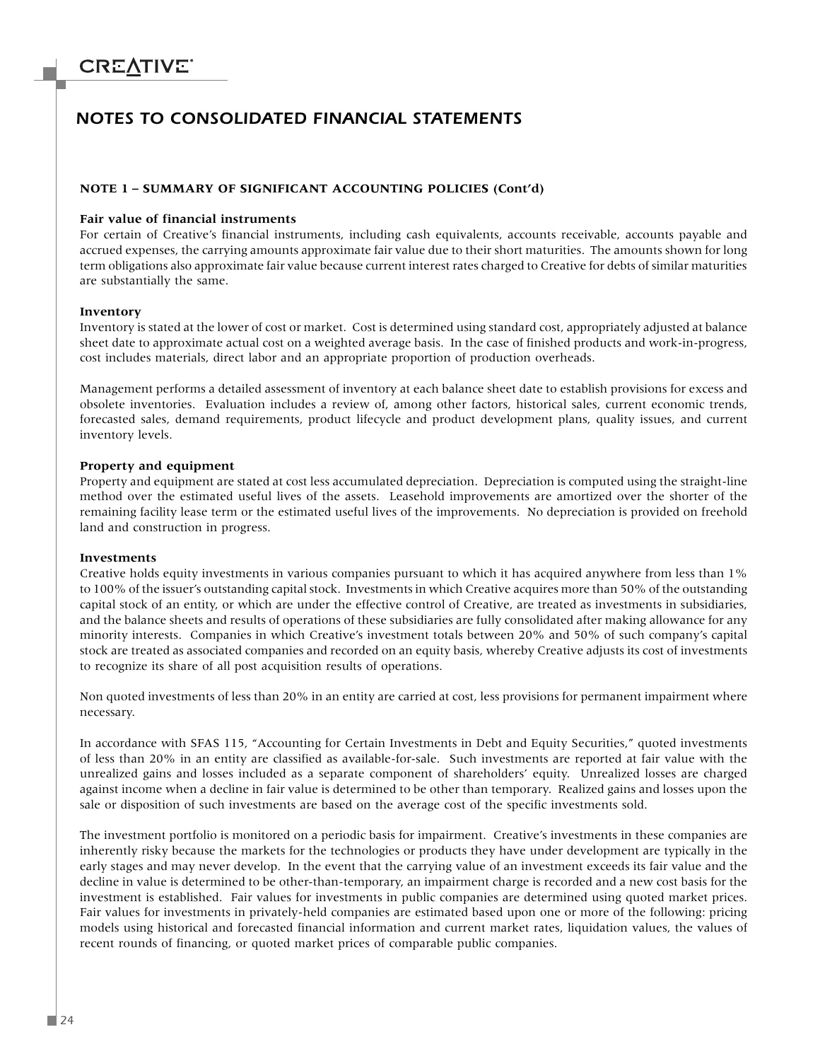## NOTES TO CONSOLIDATED FINANCIAL STATEMENTS

### NOTE 1 – SUMMARY OF SIGNIFICANT ACCOUNTING POLICIES (Cont'd)

**Fair value of financial instruments**

For certain of Creative's financial instruments, including cash equivalents, accounts receivable, accounts payable and accrued expenses, the carrying amounts approximate fair value due to their short maturities. The amounts shown for long term obligations also approximate fair value because current interest rates charged to Creative for debts of similar maturities are substantially the same.

**Inventory**

Inventory is stated at the lower of cost or market. Cost is determined using standard cost, appropriately adjusted at balance sheet date to approximate actual cost on a weighted average basis. In the case of finished products and work-in-progress, cost includes materials, direct labor and an appropriate proportion of production overheads.

Management performs a detailed assessment of inventory at each balance sheet date to establish provisions for excess and obsolete inventories. Evaluation includes a review of, among other factors, historical sales, current economic trends, forecasted sales, demand requirements, product lifecycle and product development plans, quality issues, and current inventory levels.

**Property and equipment**

Property and equipment are stated at cost less accumulated depreciation. Depreciation is computed using the straight-line method over the estimated useful lives of the assets. Leasehold improvements are amortized over the shorter of the remaining facility lease term or the estimated useful lives of the improvements. No depreciation is provided on freehold land and construction in progress.

**Investments**

Creative holds equity investments in various companies pursuant to which it has acquired anywhere from less than 1% to 100% of the issuer's outstanding capital stock. Investments in which Creative acquires more than 50% of the outstanding capital stock of an entity, or which are under the effective control of Creative, are treated as investments in subsidiaries, and the balance sheets and results of operations of these subsidiaries are fully consolidated after making allowance for any minority interests. Companies in which Creative's investment totals between 20% and 50% of such company's capital stock are treated as associated companies and recorded on an equity basis, whereby Creative adjusts its cost of investments to recognize its share of all post acquisition results of operations.

Non quoted investments of less than 20% in an entity are carried at cost, less provisions for permanent impairment where necessary.

In accordance with SFAS 115, "Accounting for Certain Investments in Debt and Equity Securities," quoted investments of less than 20% in an entity are classified as available-for-sale. Such investments are reported at fair value with the unrealized gains and losses included as a separate component of shareholders' equity. Unrealized losses are charged against income when a decline in fair value is determined to be other than temporary. Realized gains and losses upon the sale or disposition of such investments are based on the average cost of the specific investments sold.

The investment portfolio is monitored on a periodic basis for impairment. Creative's investments in these companies are inherently risky because the markets for the technologies or products they have under development are typically in the early stages and may never develop. In the event that the carrying value of an investment exceeds its fair value and the decline in value is determined to be other-than-temporary, an impairment charge is recorded and a new cost basis for the investment is established. Fair values for investments in public companies are determined using quoted market prices. Fair values for investments in privately-held companies are estimated based upon one or more of the following: pricing models using historical and forecasted financial information and current market rates, liquidation values, the values of recent rounds of financing, or quoted market prices of comparable public companies.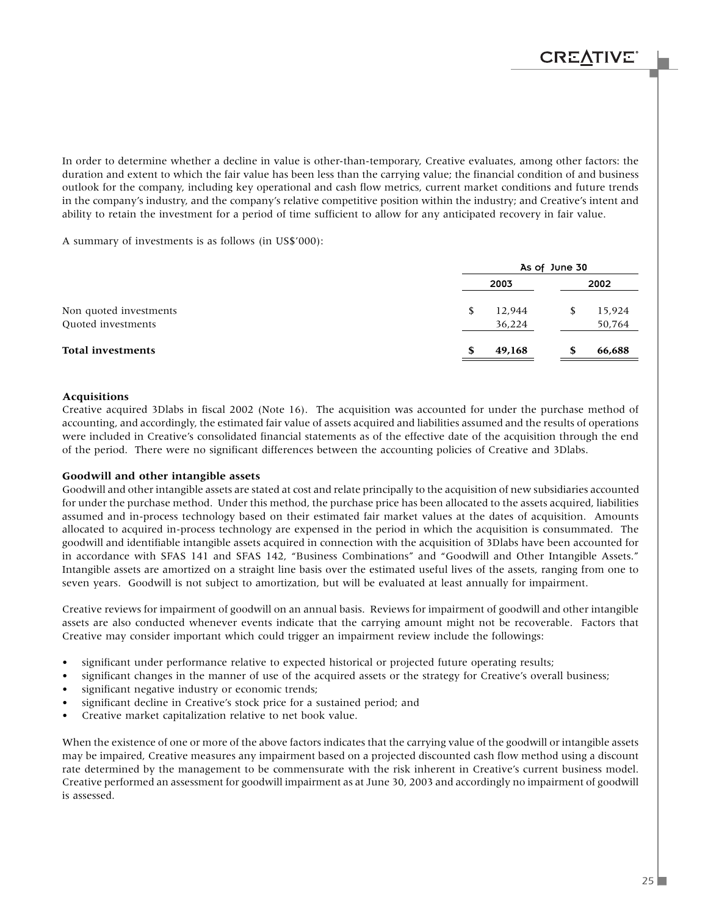In order to determine whether a decline in value is other-than-temporary, Creative evaluates, among other factors: the duration and extent to which the fair value has been less than the carrying value; the financial condition of and business outlook for the company, including key operational and cash flow metrics, current market conditions and future trends in the company's industry, and the company's relative competitive position within the industry; and Creative's intent and ability to retain the investment for a period of time sufficient to allow for any anticipated recovery in fair value.

A summary of investments is as follows (in US$'000):

| | As of June 30 | |
|---|---|---|
| | 2003 | 2002 |
| Non quoted investments | $ 12,944 | $ 15,924 |
| Quoted investments | 36,224 | 50,764 |
| **Total investments** | **$ 49,168** | **$ 66,688** |

**Acquisitions**

Creative acquired 3Dlabs in fiscal 2002 (Note 16). The acquisition was accounted for under the purchase method of accounting, and accordingly, the estimated fair value of assets acquired and liabilities assumed and the results of operations were included in Creative's consolidated financial statements as of the effective date of the acquisition through the end of the period. There were no significant differences between the accounting policies of Creative and 3Dlabs.

**Goodwill and other intangible assets**

Goodwill and other intangible assets are stated at cost and relate principally to the acquisition of new subsidiaries accounted for under the purchase method. Under this method, the purchase price has been allocated to the assets acquired, liabilities assumed and in-process technology based on their estimated fair market values at the dates of acquisition. Amounts allocated to acquired in-process technology are expensed in the period in which the acquisition is consummated. The goodwill and identifiable intangible assets acquired in connection with the acquisition of 3Dlabs have been accounted for in accordance with SFAS 141 and SFAS 142, "Business Combinations" and "Goodwill and Other Intangible Assets." Intangible assets are amortized on a straight line basis over the estimated useful lives of the assets, ranging from one to seven years. Goodwill is not subject to amortization, but will be evaluated at least annually for impairment.

Creative reviews for impairment of goodwill on an annual basis. Reviews for impairment of goodwill and other intangible assets are also conducted whenever events indicate that the carrying amount might not be recoverable. Factors that Creative may consider important which could trigger an impairment review include the followings:

- significant under performance relative to expected historical or projected future operating results;
- significant changes in the manner of use of the acquired assets or the strategy for Creative's overall business;
- significant negative industry or economic trends;
- significant decline in Creative's stock price for a sustained period; and
- Creative market capitalization relative to net book value.

When the existence of one or more of the above factors indicates that the carrying value of the goodwill or intangible assets may be impaired, Creative measures any impairment based on a projected discounted cash flow method using a discount rate determined by the management to be commensurate with the risk inherent in Creative's current business model. Creative performed an assessment for goodwill impairment as at June 30, 2003 and accordingly no impairment of goodwill is assessed.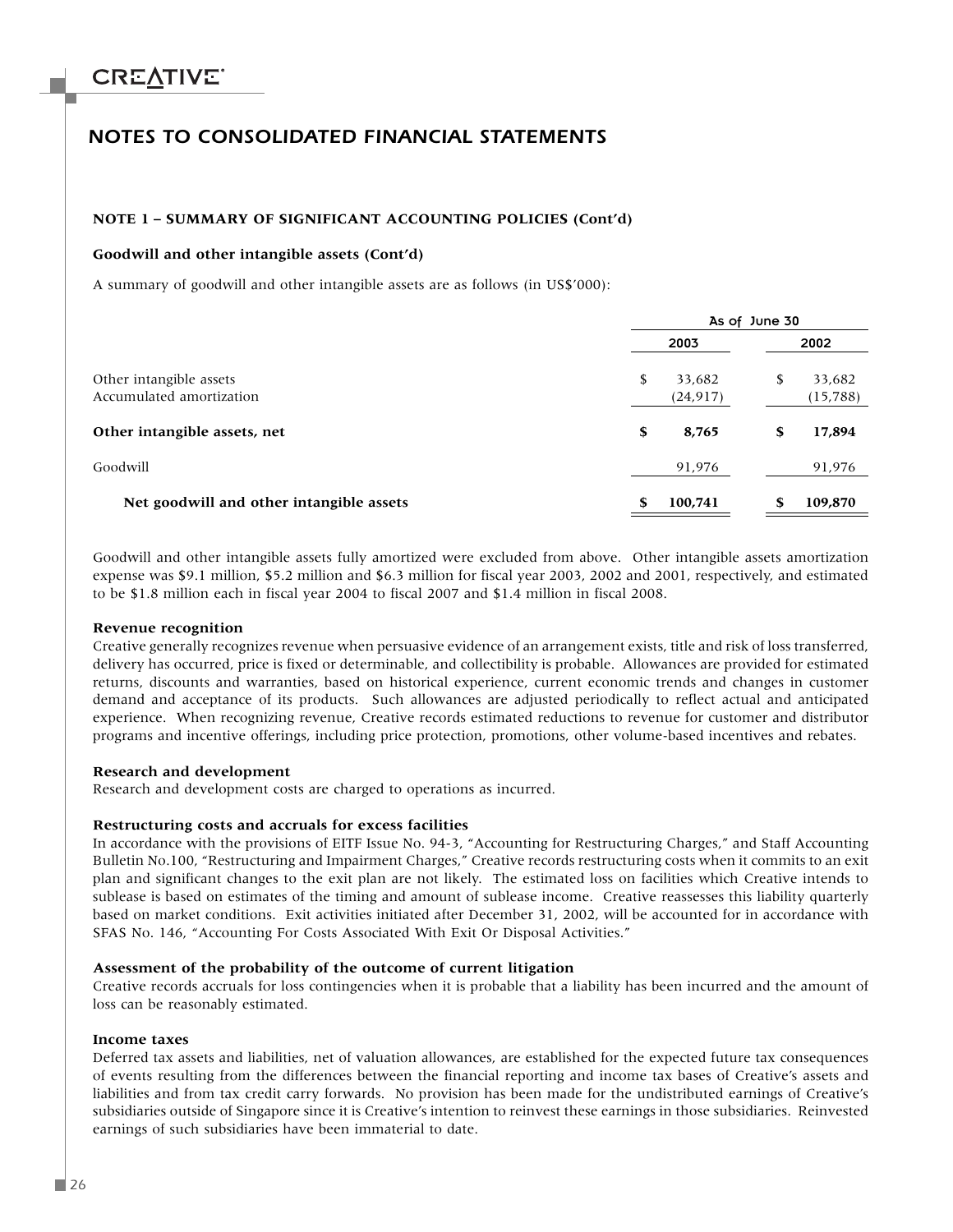# NOTES TO CONSOLIDATED FINANCIAL STATEMENTS

**NOTE 1 – SUMMARY OF SIGNIFICANT ACCOUNTING POLICIES (Cont'd)**

**Goodwill and other intangible assets (Cont'd)**

A summary of goodwill and other intangible assets are as follows (in US$'000):

| | As of June 30 | |
|---|---|---|
| | 2003 | 2002 |
| Other intangible assets | $ 33,682 | $ 33,682 |
| Accumulated amortization | (24,917) | (15,788) |
| **Other intangible assets, net** | **$ 8,765** | **$ 17,894** |
| Goodwill | 91,976 | 91,976 |
| **Net goodwill and other intangible assets** | **$ 100,741** | **$ 109,870** |

Goodwill and other intangible assets fully amortized were excluded from above. Other intangible assets amortization expense was $9.1 million, $5.2 million and $6.3 million for fiscal year 2003, 2002 and 2001, respectively, and estimated to be $1.8 million each in fiscal year 2004 to fiscal 2007 and $1.4 million in fiscal 2008.

**Revenue recognition**

Creative generally recognizes revenue when persuasive evidence of an arrangement exists, title and risk of loss transferred, delivery has occurred, price is fixed or determinable, and collectibility is probable. Allowances are provided for estimated returns, discounts and warranties, based on historical experience, current economic trends and changes in customer demand and acceptance of its products. Such allowances are adjusted periodically to reflect actual and anticipated experience. When recognizing revenue, Creative records estimated reductions to revenue for customer and distributor programs and incentive offerings, including price protection, promotions, other volume-based incentives and rebates.

**Research and development**

Research and development costs are charged to operations as incurred.

**Restructuring costs and accruals for excess facilities**

In accordance with the provisions of EITF Issue No. 94-3, "Accounting for Restructuring Charges," and Staff Accounting Bulletin No.100, "Restructuring and Impairment Charges," Creative records restructuring costs when it commits to an exit plan and significant changes to the exit plan are not likely. The estimated loss on facilities which Creative intends to sublease is based on estimates of the timing and amount of sublease income. Creative reassesses this liability quarterly based on market conditions. Exit activities initiated after December 31, 2002, will be accounted for in accordance with SFAS No. 146, "Accounting For Costs Associated With Exit Or Disposal Activities."

**Assessment of the probability of the outcome of current litigation**

Creative records accruals for loss contingencies when it is probable that a liability has been incurred and the amount of loss can be reasonably estimated.

**Income taxes**

Deferred tax assets and liabilities, net of valuation allowances, are established for the expected future tax consequences of events resulting from the differences between the financial reporting and income tax bases of Creative's assets and liabilities and from tax credit carry forwards. No provision has been made for the undistributed earnings of Creative's subsidiaries outside of Singapore since it is Creative's intention to reinvest these earnings in those subsidiaries. Reinvested earnings of such subsidiaries have been immaterial to date.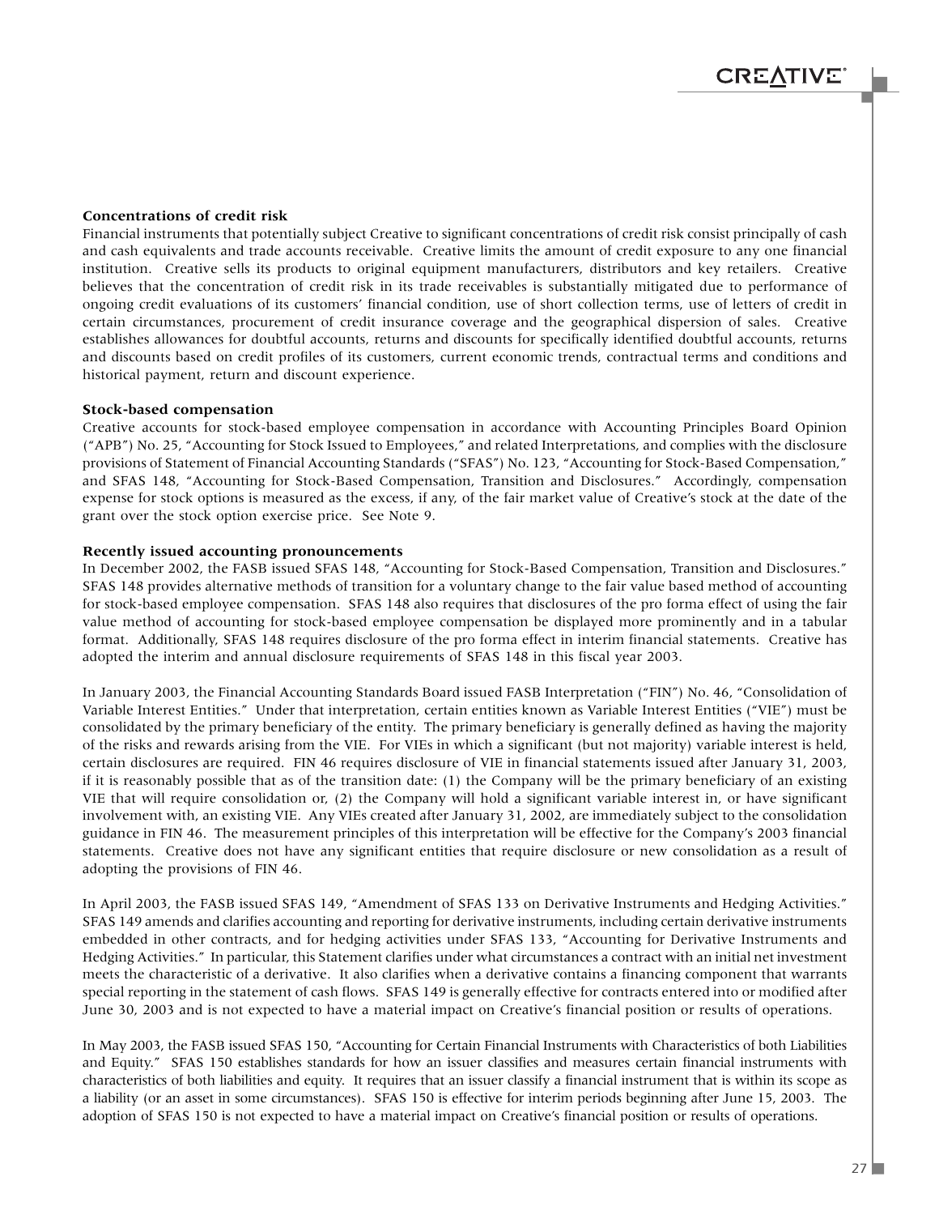### Concentrations of credit risk

Financial instruments that potentially subject Creative to significant concentrations of credit risk consist principally of cash and cash equivalents and trade accounts receivable. Creative limits the amount of credit exposure to any one financial institution. Creative sells its products to original equipment manufacturers, distributors and key retailers. Creative believes that the concentration of credit risk in its trade receivables is substantially mitigated due to performance of ongoing credit evaluations of its customers' financial condition, use of short collection terms, use of letters of credit in certain circumstances, procurement of credit insurance coverage and the geographical dispersion of sales. Creative establishes allowances for doubtful accounts, returns and discounts for specifically identified doubtful accounts, returns and discounts based on credit profiles of its customers, current economic trends, contractual terms and conditions and historical payment, return and discount experience.

### Stock-based compensation

Creative accounts for stock-based employee compensation in accordance with Accounting Principles Board Opinion ("APB") No. 25, "Accounting for Stock Issued to Employees," and related Interpretations, and complies with the disclosure provisions of Statement of Financial Accounting Standards ("SFAS") No. 123, "Accounting for Stock-Based Compensation," and SFAS 148, "Accounting for Stock-Based Compensation, Transition and Disclosures." Accordingly, compensation expense for stock options is measured as the excess, if any, of the fair market value of Creative's stock at the date of the grant over the stock option exercise price. See Note 9.

### Recently issued accounting pronouncements

In December 2002, the FASB issued SFAS 148, "Accounting for Stock-Based Compensation, Transition and Disclosures." SFAS 148 provides alternative methods of transition for a voluntary change to the fair value based method of accounting for stock-based employee compensation. SFAS 148 also requires that disclosures of the pro forma effect of using the fair value method of accounting for stock-based employee compensation be displayed more prominently and in a tabular format. Additionally, SFAS 148 requires disclosure of the pro forma effect in interim financial statements. Creative has adopted the interim and annual disclosure requirements of SFAS 148 in this fiscal year 2003.

In January 2003, the Financial Accounting Standards Board issued FASB Interpretation ("FIN") No. 46, "Consolidation of Variable Interest Entities." Under that interpretation, certain entities known as Variable Interest Entities ("VIE") must be consolidated by the primary beneficiary of the entity. The primary beneficiary is generally defined as having the majority of the risks and rewards arising from the VIE. For VIEs in which a significant (but not majority) variable interest is held, certain disclosures are required. FIN 46 requires disclosure of VIE in financial statements issued after January 31, 2003, if it is reasonably possible that as of the transition date: (1) the Company will be the primary beneficiary of an existing VIE that will require consolidation or, (2) the Company will hold a significant variable interest in, or have significant involvement with, an existing VIE. Any VIEs created after January 31, 2002, are immediately subject to the consolidation guidance in FIN 46. The measurement principles of this interpretation will be effective for the Company's 2003 financial statements. Creative does not have any significant entities that require disclosure or new consolidation as a result of adopting the provisions of FIN 46.

In April 2003, the FASB issued SFAS 149, "Amendment of SFAS 133 on Derivative Instruments and Hedging Activities." SFAS 149 amends and clarifies accounting and reporting for derivative instruments, including certain derivative instruments embedded in other contracts, and for hedging activities under SFAS 133, "Accounting for Derivative Instruments and Hedging Activities." In particular, this Statement clarifies under what circumstances a contract with an initial net investment meets the characteristic of a derivative. It also clarifies when a derivative contains a financing component that warrants special reporting in the statement of cash flows. SFAS 149 is generally effective for contracts entered into or modified after June 30, 2003 and is not expected to have a material impact on Creative's financial position or results of operations.

In May 2003, the FASB issued SFAS 150, "Accounting for Certain Financial Instruments with Characteristics of both Liabilities and Equity." SFAS 150 establishes standards for how an issuer classifies and measures certain financial instruments with characteristics of both liabilities and equity. It requires that an issuer classify a financial instrument that is within its scope as a liability (or an asset in some circumstances). SFAS 150 is effective for interim periods beginning after June 15, 2003. The adoption of SFAS 150 is not expected to have a material impact on Creative's financial position or results of operations.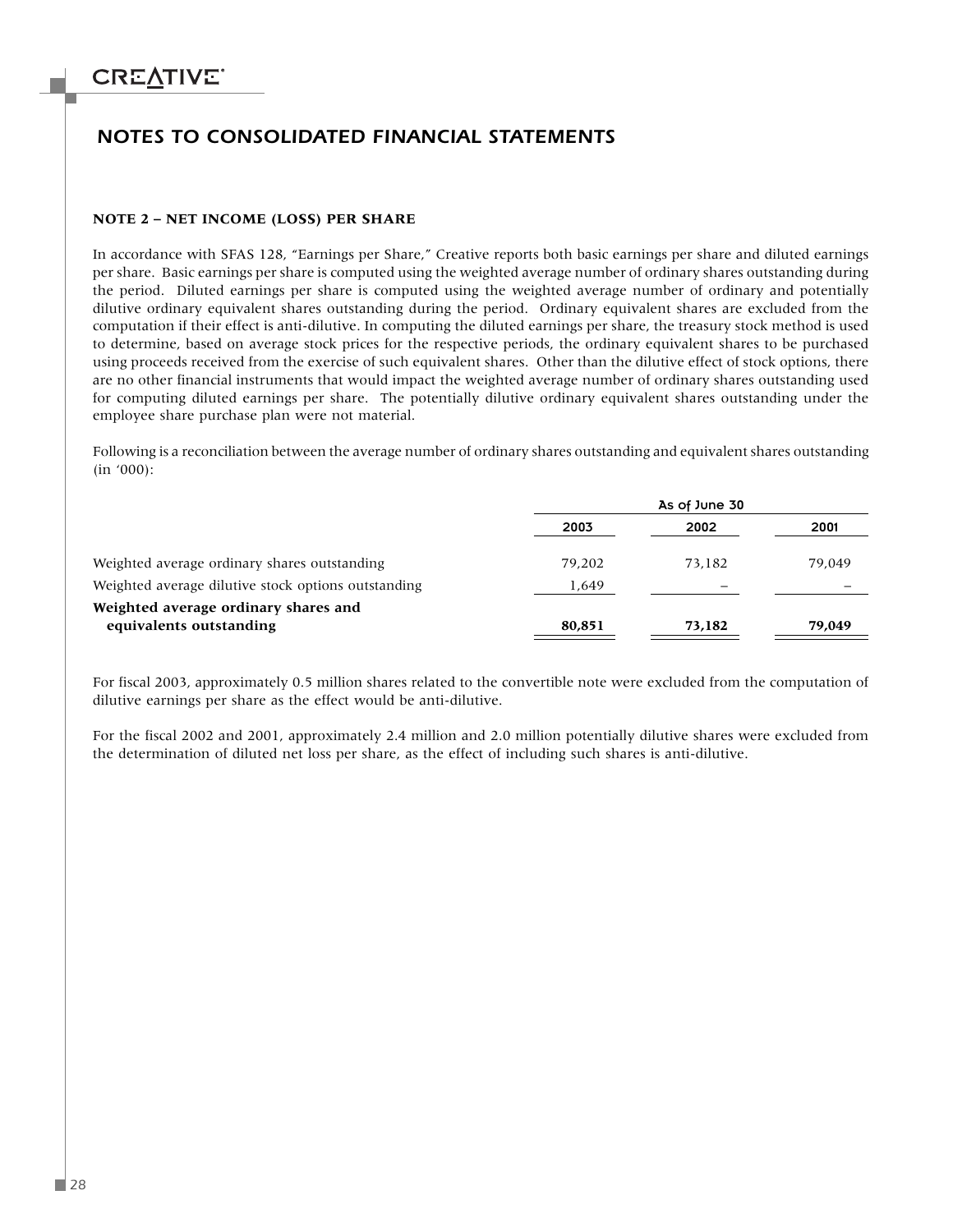# NOTES TO CONSOLIDATED FINANCIAL STATEMENTS

### NOTE 2 – NET INCOME (LOSS) PER SHARE

In accordance with SFAS 128, "Earnings per Share," Creative reports both basic earnings per share and diluted earnings per share. Basic earnings per share is computed using the weighted average number of ordinary shares outstanding during the period. Diluted earnings per share is computed using the weighted average number of ordinary and potentially dilutive ordinary equivalent shares outstanding during the period. Ordinary equivalent shares are excluded from the computation if their effect is anti-dilutive. In computing the diluted earnings per share, the treasury stock method is used to determine, based on average stock prices for the respective periods, the ordinary equivalent shares to be purchased using proceeds received from the exercise of such equivalent shares. Other than the dilutive effect of stock options, there are no other financial instruments that would impact the weighted average number of ordinary shares outstanding used for computing diluted earnings per share. The potentially dilutive ordinary equivalent shares outstanding under the employee share purchase plan were not material.

Following is a reconciliation between the average number of ordinary shares outstanding and equivalent shares outstanding (in '000):

| | As of June 30 | | |
|---|---|---|---|
| | 2003 | 2002 | 2001 |
| Weighted average ordinary shares outstanding | 79,202 | 73,182 | 79,049 |
| Weighted average dilutive stock options outstanding | 1,649 | – | – |
| **Weighted average ordinary shares and equivalents outstanding** | **80,851** | **73,182** | **79,049** |

For fiscal 2003, approximately 0.5 million shares related to the convertible note were excluded from the computation of dilutive earnings per share as the effect would be anti-dilutive.

For the fiscal 2002 and 2001, approximately 2.4 million and 2.0 million potentially dilutive shares were excluded from the determination of diluted net loss per share, as the effect of including such shares is anti-dilutive.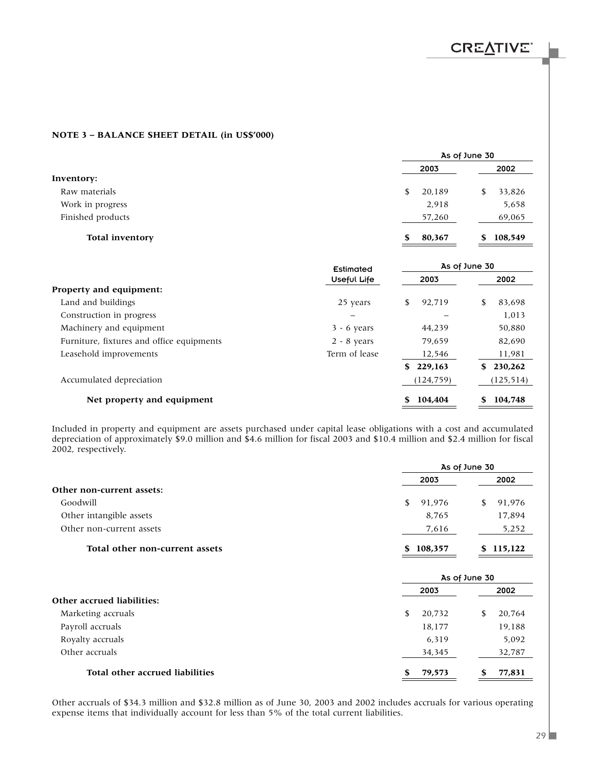**NOTE 3 – BALANCE SHEET DETAIL (in US$'000)**

| | As of June 30 | |
|---|---|---|
| | 2003 | 2002 |
| **Inventory:** | | |
| Raw materials | $ 20,189 | $ 33,826 |
| Work in progress | 2,918 | 5,658 |
| Finished products | 57,260 | 69,065 |
| **Total inventory** | **$ 80,367** | **$ 108,549** |

| | Estimated Useful Life | As of June 30 | |
|---|---|---|---|
| | | 2003 | 2002 |
| **Property and equipment:** | | | |
| Land and buildings | 25 years | $ 92,719 | $ 83,698 |
| Construction in progress | – | – | 1,013 |
| Machinery and equipment | 3 - 6 years | 44,239 | 50,880 |
| Furniture, fixtures and office equipments | 2 - 8 years | 79,659 | 82,690 |
| Leasehold improvements | Term of lease | 12,546 | 11,981 |
| | | **$ 229,163** | **$ 230,262** |
| Accumulated depreciation | | (124,759) | (125,514) |
| **Net property and equipment** | | **$ 104,404** | **$ 104,748** |

Included in property and equipment are assets purchased under capital lease obligations with a cost and accumulated depreciation of approximately $9.0 million and $4.6 million for fiscal 2003 and $10.4 million and $2.4 million for fiscal 2002, respectively.

| | As of June 30 | |
|---|---|---|
| | 2003 | 2002 |
| **Other non-current assets:** | | |
| Goodwill | $ 91,976 | $ 91,976 |
| Other intangible assets | 8,765 | 17,894 |
| Other non-current assets | 7,616 | 5,252 |
| **Total other non-current assets** | **$ 108,357** | **$ 115,122** |

| | As of June 30 | |
|---|---|---|
| | 2003 | 2002 |
| **Other accrued liabilities:** | | |
| Marketing accruals | $ 20,732 | $ 20,764 |
| Payroll accruals | 18,177 | 19,188 |
| Royalty accruals | 6,319 | 5,092 |
| Other accruals | 34,345 | 32,787 |
| **Total other accrued liabilities** | **$ 79,573** | **$ 77,831** |

Other accruals of $34.3 million and $32.8 million as of June 30, 2003 and 2002 includes accruals for various operating expense items that individually account for less than 5% of the total current liabilities.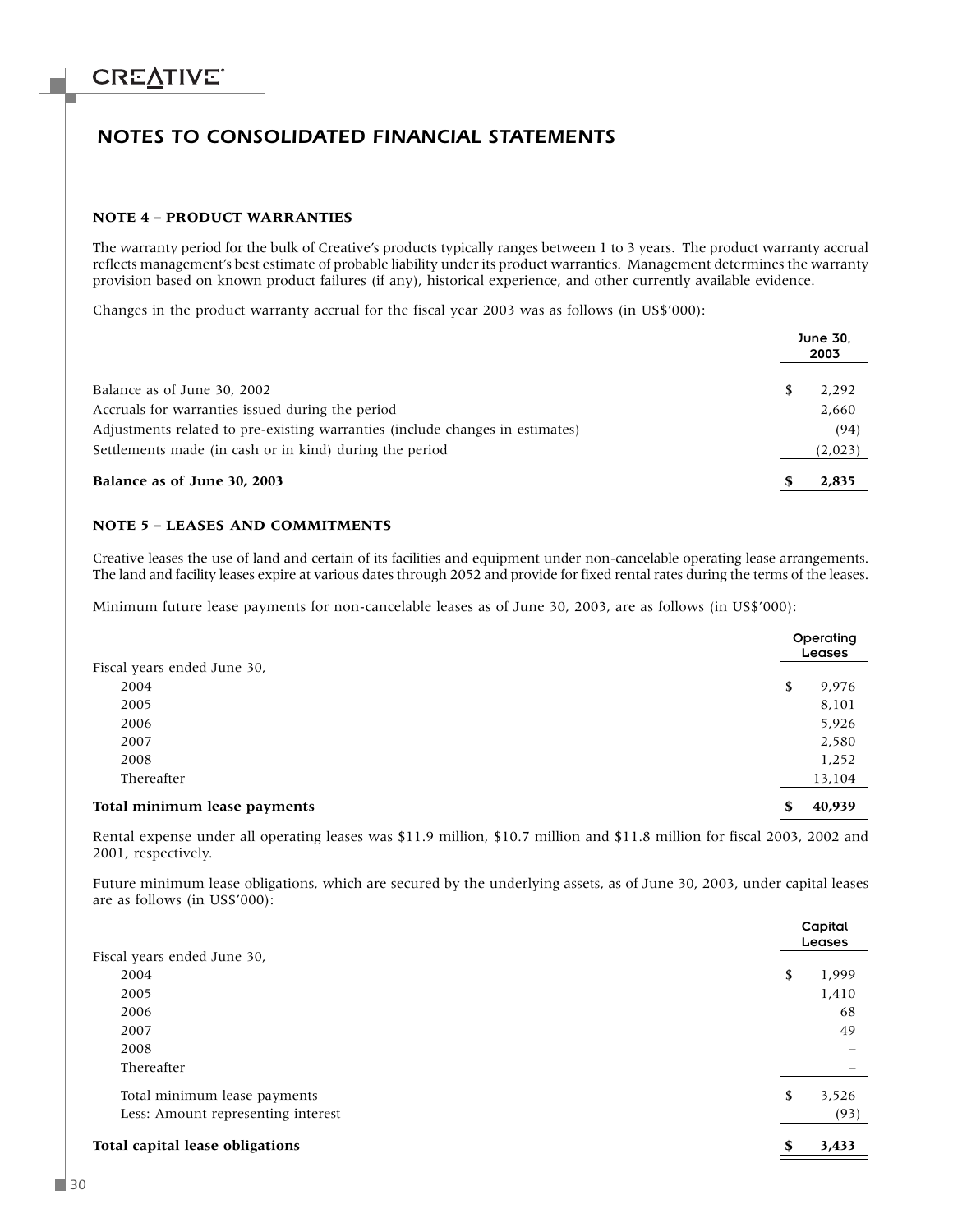# NOTES TO CONSOLIDATED FINANCIAL STATEMENTS

### NOTE 4 – PRODUCT WARRANTIES

The warranty period for the bulk of Creative's products typically ranges between 1 to 3 years. The product warranty accrual reflects management's best estimate of probable liability under its product warranties. Management determines the warranty provision based on known product failures (if any), historical experience, and other currently available evidence.

Changes in the product warranty accrual for the fiscal year 2003 was as follows (in US$'000):

| | June 30, 2003 |
|---|---|
| Balance as of June 30, 2002 | $ 2,292 |
| Accruals for warranties issued during the period | 2,660 |
| Adjustments related to pre-existing warranties (include changes in estimates) | (94) |
| Settlements made (in cash or in kind) during the period | (2,023) |
| **Balance as of June 30, 2003** | **$ 2,835** |

### NOTE 5 – LEASES AND COMMITMENTS

Creative leases the use of land and certain of its facilities and equipment under non-cancelable operating lease arrangements. The land and facility leases expire at various dates through 2052 and provide for fixed rental rates during the terms of the leases.

Minimum future lease payments for non-cancelable leases as of June 30, 2003, are as follows (in US$'000):

| | Operating Leases |
|---|---|
| Fiscal years ended June 30, | |
| 2004 | $ 9,976 |
| 2005 | 8,101 |
| 2006 | 5,926 |
| 2007 | 2,580 |
| 2008 | 1,252 |
| Thereafter | 13,104 |
| **Total minimum lease payments** | **$ 40,939** |

Rental expense under all operating leases was $11.9 million, $10.7 million and $11.8 million for fiscal 2003, 2002 and 2001, respectively.

Future minimum lease obligations, which are secured by the underlying assets, as of June 30, 2003, under capital leases are as follows (in US$'000):

| | Capital Leases |
|---|---|
| Fiscal years ended June 30, | |
| 2004 | $ 1,999 |
| 2005 | 1,410 |
| 2006 | 68 |
| 2007 | 49 |
| 2008 | – |
| Thereafter | – |
| Total minimum lease payments | $ 3,526 |
| Less: Amount representing interest | (93) |
| **Total capital lease obligations** | **$ 3,433** |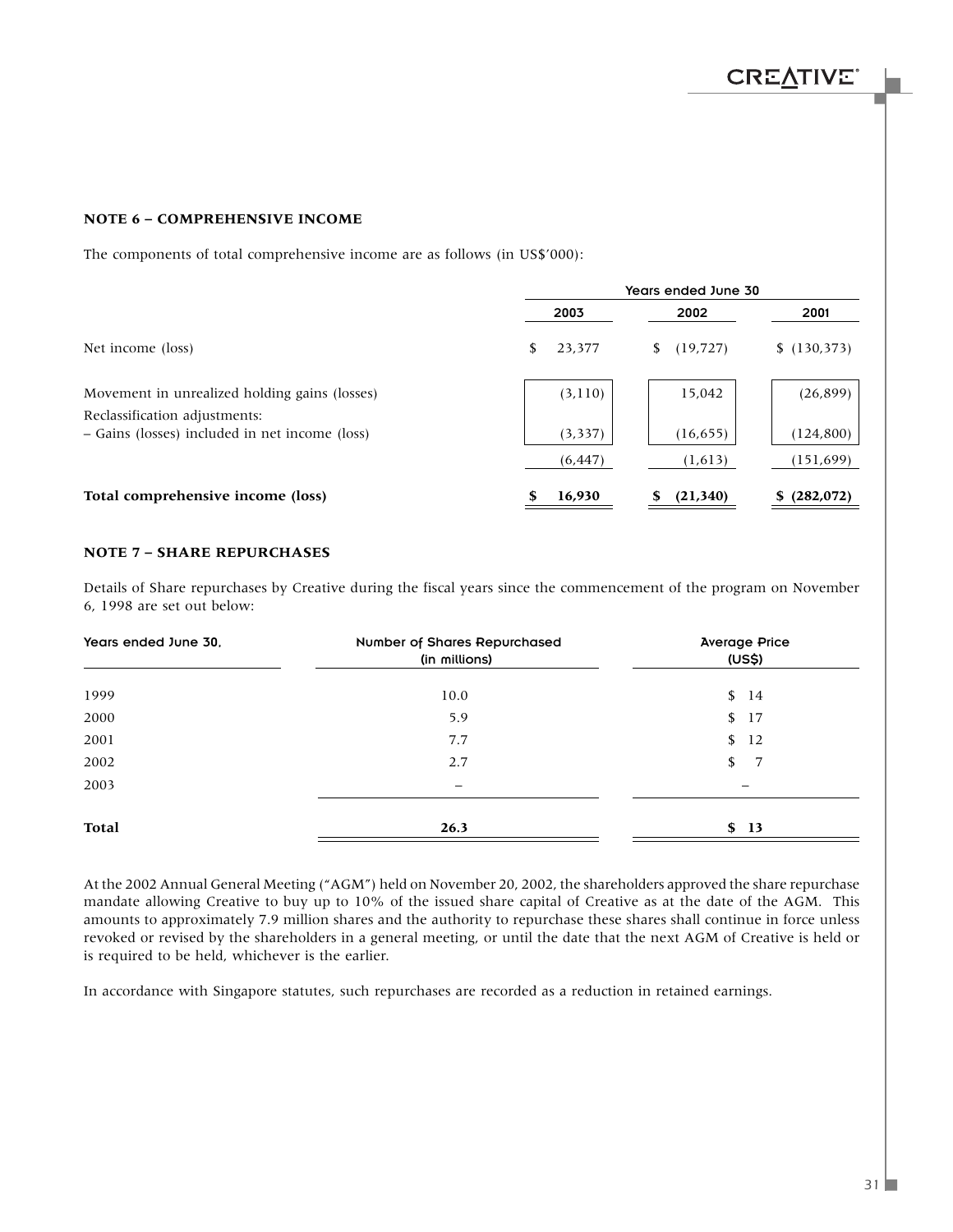## NOTE 6 – COMPREHENSIVE INCOME

The components of total comprehensive income are as follows (in US$'000):

| | Years ended June 30 | | |
|---|---|---|---|
| | 2003 | 2002 | 2001 |
| Net income (loss) | $ 23,377 | $ (19,727) | $ (130,373) |
| Movement in unrealized holding gains (losses) | (3,110) | 15,042 | (26,899) |
| Reclassification adjustments: | | | |
| – Gains (losses) included in net income (loss) | (3,337) | (16,655) | (124,800) |
| | (6,447) | (1,613) | (151,699) |
| **Total comprehensive income (loss)** | **$ 16,930** | **$ (21,340)** | **$ (282,072)** |

## NOTE 7 – SHARE REPURCHASES

Details of Share repurchases by Creative during the fiscal years since the commencement of the program on November 6, 1998 are set out below:

| Years ended June 30, | Number of Shares Repurchased (in millions) | Average Price (US$) |
|---|---|---|
| 1999 | 10.0 | $ 14 |
| 2000 | 5.9 | $ 17 |
| 2001 | 7.7 | $ 12 |
| 2002 | 2.7 | $ 7 |
| 2003 | – | – |
| **Total** | **26.3** | **$ 13** |

At the 2002 Annual General Meeting ("AGM") held on November 20, 2002, the shareholders approved the share repurchase mandate allowing Creative to buy up to 10% of the issued share capital of Creative as at the date of the AGM. This amounts to approximately 7.9 million shares and the authority to repurchase these shares shall continue in force unless revoked or revised by the shareholders in a general meeting, or until the date that the next AGM of Creative is held or is required to be held, whichever is the earlier.

In accordance with Singapore statutes, such repurchases are recorded as a reduction in retained earnings.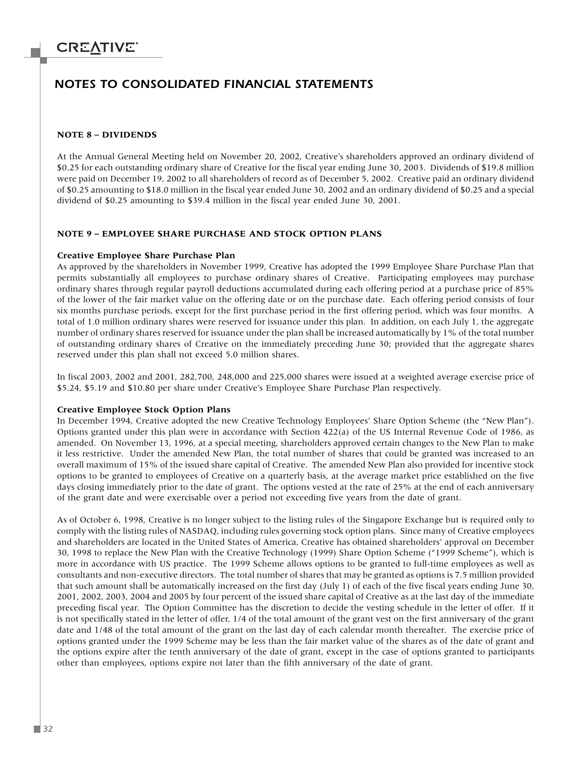# NOTES TO CONSOLIDATED FINANCIAL STATEMENTS

### NOTE 8 – DIVIDENDS

At the Annual General Meeting held on November 20, 2002, Creative's shareholders approved an ordinary dividend of $0.25 for each outstanding ordinary share of Creative for the fiscal year ending June 30, 2003. Dividends of $19.8 million were paid on December 19, 2002 to all shareholders of record as of December 5, 2002. Creative paid an ordinary dividend of $0.25 amounting to $18.0 million in the fiscal year ended June 30, 2002 and an ordinary dividend of $0.25 and a special dividend of $0.25 amounting to $39.4 million in the fiscal year ended June 30, 2001.

### NOTE 9 – EMPLOYEE SHARE PURCHASE AND STOCK OPTION PLANS

**Creative Employee Share Purchase Plan**

As approved by the shareholders in November 1999, Creative has adopted the 1999 Employee Share Purchase Plan that permits substantially all employees to purchase ordinary shares of Creative. Participating employees may purchase ordinary shares through regular payroll deductions accumulated during each offering period at a purchase price of 85% of the lower of the fair market value on the offering date or on the purchase date. Each offering period consists of four six months purchase periods, except for the first purchase period in the first offering period, which was four months. A total of 1.0 million ordinary shares were reserved for issuance under this plan. In addition, on each July 1, the aggregate number of ordinary shares reserved for issuance under the plan shall be increased automatically by 1% of the total number of outstanding ordinary shares of Creative on the immediately preceding June 30; provided that the aggregate shares reserved under this plan shall not exceed 5.0 million shares.

In fiscal 2003, 2002 and 2001, 282,700, 248,000 and 225,000 shares were issued at a weighted average exercise price of $5.24, $5.19 and $10.80 per share under Creative's Employee Share Purchase Plan respectively.

**Creative Employee Stock Option Plans**

In December 1994, Creative adopted the new Creative Technology Employees' Share Option Scheme (the "New Plan"). Options granted under this plan were in accordance with Section 422(a) of the US Internal Revenue Code of 1986, as amended. On November 13, 1996, at a special meeting, shareholders approved certain changes to the New Plan to make it less restrictive. Under the amended New Plan, the total number of shares that could be granted was increased to an overall maximum of 15% of the issued share capital of Creative. The amended New Plan also provided for incentive stock options to be granted to employees of Creative on a quarterly basis, at the average market price established on the five days closing immediately prior to the date of grant. The options vested at the rate of 25% at the end of each anniversary of the grant date and were exercisable over a period not exceeding five years from the date of grant.

As of October 6, 1998, Creative is no longer subject to the listing rules of the Singapore Exchange but is required only to comply with the listing rules of NASDAQ, including rules governing stock option plans. Since many of Creative employees and shareholders are located in the United States of America, Creative has obtained shareholders' approval on December 30, 1998 to replace the New Plan with the Creative Technology (1999) Share Option Scheme ("1999 Scheme"), which is more in accordance with US practice. The 1999 Scheme allows options to be granted to full-time employees as well as consultants and non-executive directors. The total number of shares that may be granted as options is 7.5 million provided that such amount shall be automatically increased on the first day (July 1) of each of the five fiscal years ending June 30, 2001, 2002, 2003, 2004 and 2005 by four percent of the issued share capital of Creative as at the last day of the immediate preceding fiscal year. The Option Committee has the discretion to decide the vesting schedule in the letter of offer. If it is not specifically stated in the letter of offer, 1/4 of the total amount of the grant vest on the first anniversary of the grant date and 1/48 of the total amount of the grant on the last day of each calendar month thereafter. The exercise price of options granted under the 1999 Scheme may be less than the fair market value of the shares as of the date of grant and the options expire after the tenth anniversary of the date of grant, except in the case of options granted to participants other than employees, options expire not later than the fifth anniversary of the date of grant.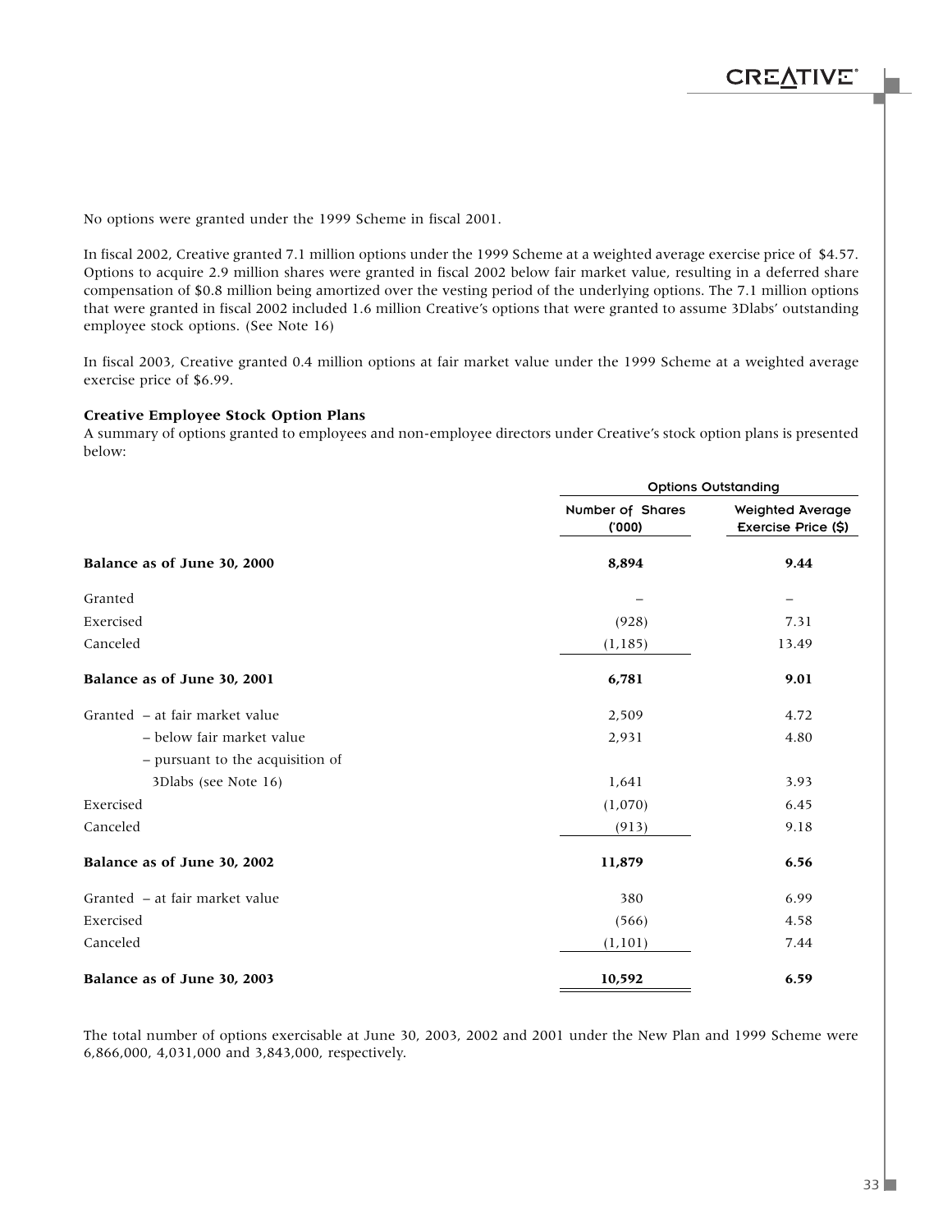No options were granted under the 1999 Scheme in fiscal 2001.

In fiscal 2002, Creative granted 7.1 million options under the 1999 Scheme at a weighted average exercise price of $4.57. Options to acquire 2.9 million shares were granted in fiscal 2002 below fair market value, resulting in a deferred share compensation of $0.8 million being amortized over the vesting period of the underlying options. The 7.1 million options that were granted in fiscal 2002 included 1.6 million Creative's options that were granted to assume 3Dlabs' outstanding employee stock options. (See Note 16)

In fiscal 2003, Creative granted 0.4 million options at fair market value under the 1999 Scheme at a weighted average exercise price of $6.99.

**Creative Employee Stock Option Plans**

A summary of options granted to employees and non-employee directors under Creative's stock option plans is presented below:

| | Options Outstanding | |
|---|---|---|
| | Number of Shares ('000) | Weighted Average Exercise Price ($) |
| **Balance as of June 30, 2000** | **8,894** | **9.44** |
| Granted | – | – |
| Exercised | (928) | 7.31 |
| Canceled | (1,185) | 13.49 |
| **Balance as of June 30, 2001** | **6,781** | **9.01** |
| Granted – at fair market value | 2,509 | 4.72 |
| – below fair market value | 2,931 | 4.80 |
| – pursuant to the acquisition of 3Dlabs (see Note 16) | 1,641 | 3.93 |
| Exercised | (1,070) | 6.45 |
| Canceled | (913) | 9.18 |
| **Balance as of June 30, 2002** | **11,879** | **6.56** |
| Granted – at fair market value | 380 | 6.99 |
| Exercised | (566) | 4.58 |
| Canceled | (1,101) | 7.44 |
| **Balance as of June 30, 2003** | **10,592** | **6.59** |

The total number of options exercisable at June 30, 2003, 2002 and 2001 under the New Plan and 1999 Scheme were 6,866,000, 4,031,000 and 3,843,000, respectively.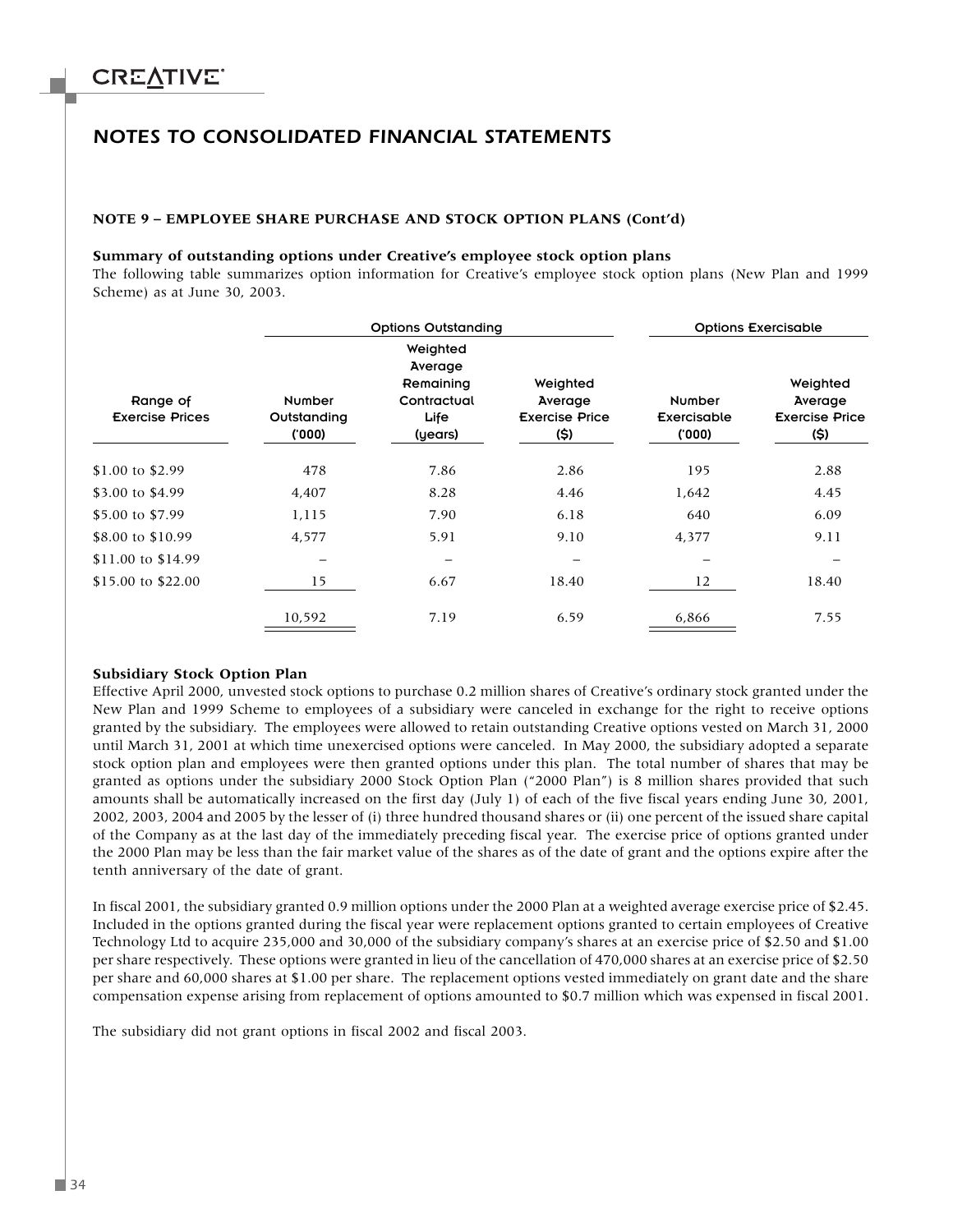## NOTES TO CONSOLIDATED FINANCIAL STATEMENTS

**NOTE 9 – EMPLOYEE SHARE PURCHASE AND STOCK OPTION PLANS (Cont'd)**

**Summary of outstanding options under Creative's employee stock option plans**

The following table summarizes option information for Creative's employee stock option plans (New Plan and 1999 Scheme) as at June 30, 2003.

| | Options Outstanding | | | Options Exercisable | |
|---|---|---|---|---|---|
| Range of Exercise Prices | Number Outstanding ('000) | Weighted Average Remaining Contractual Life (years) | Weighted Average Exercise Price ($) | Number Exercisable ('000) | Weighted Average Exercise Price ($) |
| $1.00 to $2.99 | 478 | 7.86 | 2.86 | 195 | 2.88 |
| $3.00 to $4.99 | 4,407 | 8.28 | 4.46 | 1,642 | 4.45 |
| $5.00 to $7.99 | 1,115 | 7.90 | 6.18 | 640 | 6.09 |
| $8.00 to $10.99 | 4,577 | 5.91 | 9.10 | 4,377 | 9.11 |
| $11.00 to $14.99 | – | – | – | – | – |
| $15.00 to $22.00 | 15 | 6.67 | 18.40 | 12 | 18.40 |
| | 10,592 | 7.19 | 6.59 | 6,866 | 7.55 |

**Subsidiary Stock Option Plan**

Effective April 2000, unvested stock options to purchase 0.2 million shares of Creative's ordinary stock granted under the New Plan and 1999 Scheme to employees of a subsidiary were canceled in exchange for the right to receive options granted by the subsidiary. The employees were allowed to retain outstanding Creative options vested on March 31, 2000 until March 31, 2001 at which time unexercised options were canceled. In May 2000, the subsidiary adopted a separate stock option plan and employees were then granted options under this plan. The total number of shares that may be granted as options under the subsidiary 2000 Stock Option Plan ("2000 Plan") is 8 million shares provided that such amounts shall be automatically increased on the first day (July 1) of each of the five fiscal years ending June 30, 2001, 2002, 2003, 2004 and 2005 by the lesser of (i) three hundred thousand shares or (ii) one percent of the issued share capital of the Company as at the last day of the immediately preceding fiscal year. The exercise price of options granted under the 2000 Plan may be less than the fair market value of the shares as of the date of grant and the options expire after the tenth anniversary of the date of grant.

In fiscal 2001, the subsidiary granted 0.9 million options under the 2000 Plan at a weighted average exercise price of $2.45. Included in the options granted during the fiscal year were replacement options granted to certain employees of Creative Technology Ltd to acquire 235,000 and 30,000 of the subsidiary company's shares at an exercise price of $2.50 and $1.00 per share respectively. These options were granted in lieu of the cancellation of 470,000 shares at an exercise price of $2.50 per share and 60,000 shares at $1.00 per share. The replacement options vested immediately on grant date and the share compensation expense arising from replacement of options amounted to $0.7 million which was expensed in fiscal 2001.

The subsidiary did not grant options in fiscal 2002 and fiscal 2003.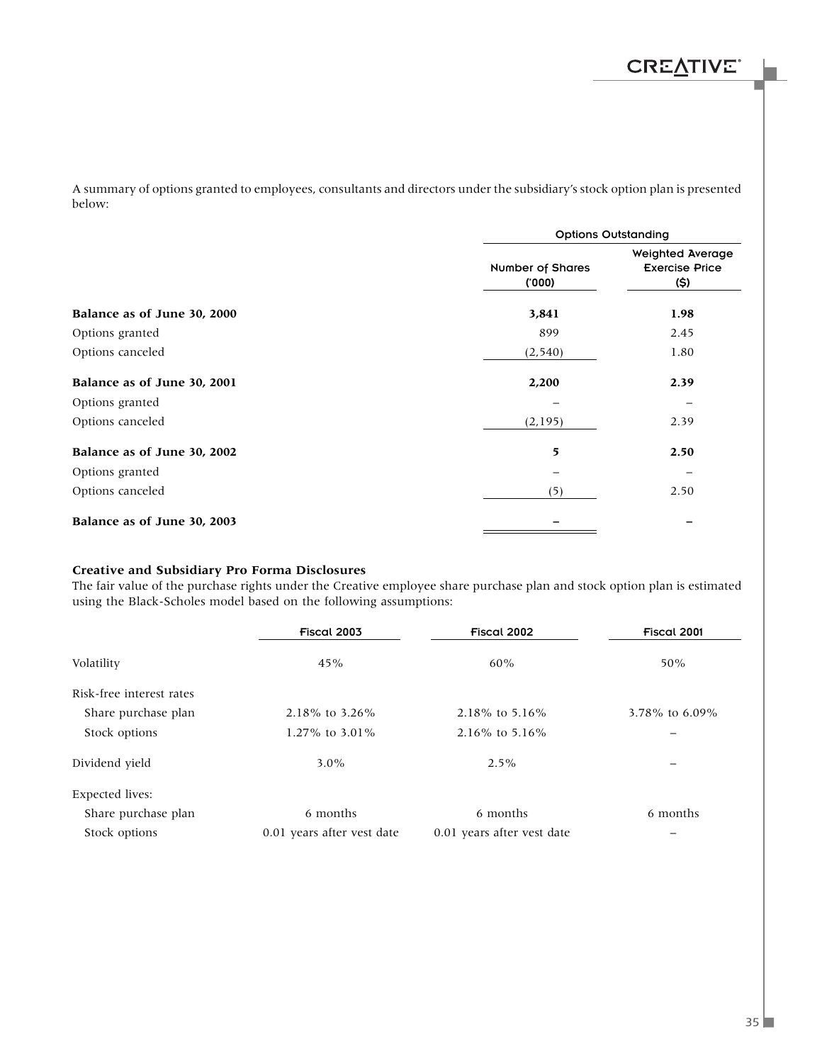A summary of options granted to employees, consultants and directors under the subsidiary's stock option plan is presented below:

| | Options Outstanding | |
|---|---|---|
| | Number of Shares ('000) | Weighted Average Exercise Price ($) |
| **Balance as of June 30, 2000** | **3,841** | **1.98** |
| Options granted | 899 | 2.45 |
| Options canceled | (2,540) | 1.80 |
| **Balance as of June 30, 2001** | **2,200** | **2.39** |
| Options granted | – | – |
| Options canceled | (2,195) | 2.39 |
| **Balance as of June 30, 2002** | **5** | **2.50** |
| Options granted | – | – |
| Options canceled | (5) | 2.50 |
| **Balance as of June 30, 2003** | **–** | **–** |

**Creative and Subsidiary Pro Forma Disclosures**

The fair value of the purchase rights under the Creative employee share purchase plan and stock option plan is estimated using the Black-Scholes model based on the following assumptions:

| | Fiscal 2003 | Fiscal 2002 | Fiscal 2001 |
|---|---|---|---|
| Volatility | 45% | 60% | 50% |
| Risk-free interest rates | | | |
| Share purchase plan | 2.18% to 3.26% | 2.18% to 5.16% | 3.78% to 6.09% |
| Stock options | 1.27% to 3.01% | 2.16% to 5.16% | – |
| Dividend yield | 3.0% | 2.5% | – |
| Expected lives: | | | |
| Share purchase plan | 6 months | 6 months | 6 months |
| Stock options | 0.01 years after vest date | 0.01 years after vest date | – |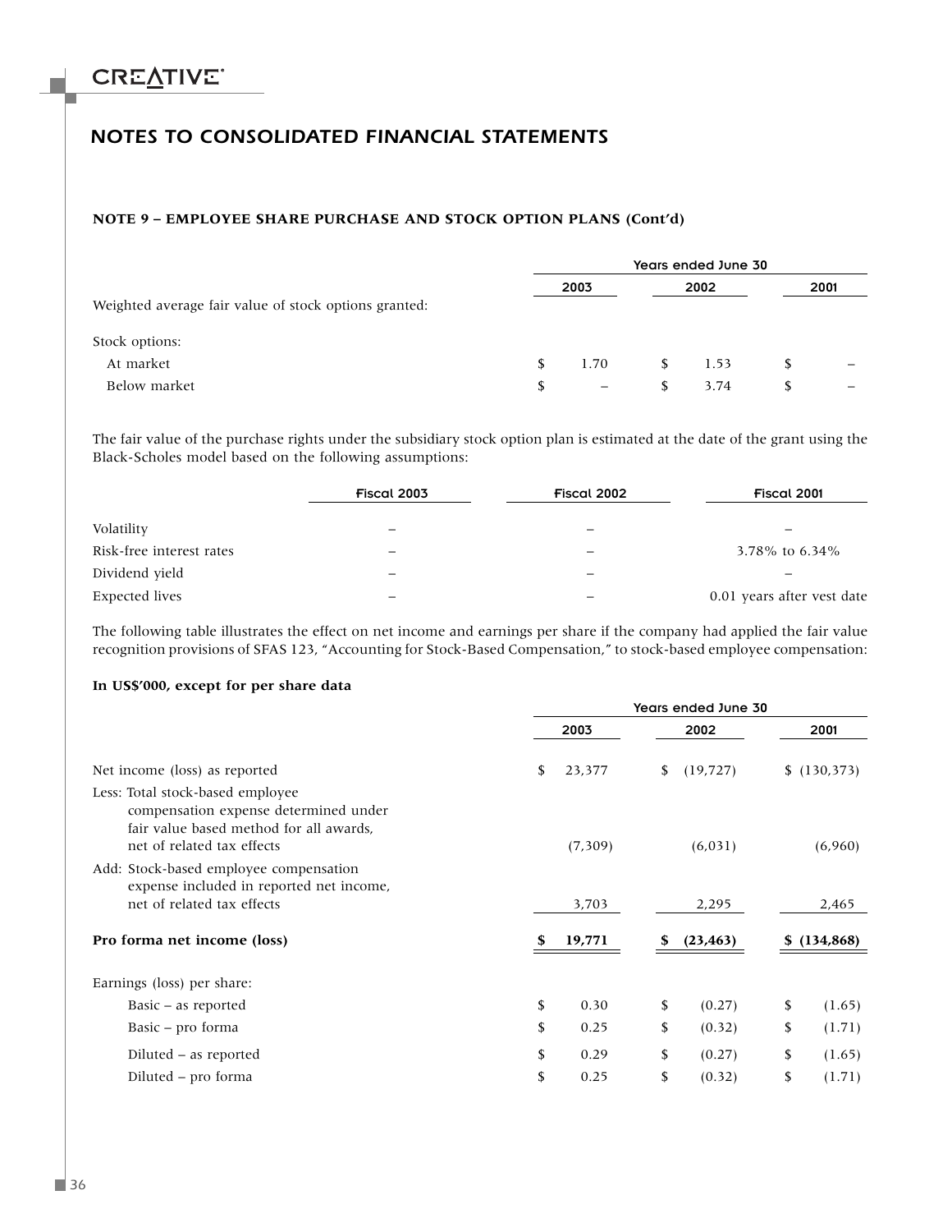## NOTES TO CONSOLIDATED FINANCIAL STATEMENTS

### NOTE 9 – EMPLOYEE SHARE PURCHASE AND STOCK OPTION PLANS (Cont'd)

| | Years ended June 30 | | |
|---|---|---|---|
| | 2003 | 2002 | 2001 |
| Weighted average fair value of stock options granted: | | | |
| Stock options: | | | |
| At market | $ 1.70 | $ 1.53 | $ – |
| Below market | $ – | $ 3.74 | $ – |

The fair value of the purchase rights under the subsidiary stock option plan is estimated at the date of the grant using the Black-Scholes model based on the following assumptions:

| | Fiscal 2003 | Fiscal 2002 | Fiscal 2001 |
|---|---|---|---|
| Volatility | – | – | – |
| Risk-free interest rates | – | – | 3.78% to 6.34% |
| Dividend yield | – | – | – |
| Expected lives | – | – | 0.01 years after vest date |

The following table illustrates the effect on net income and earnings per share if the company had applied the fair value recognition provisions of SFAS 123, "Accounting for Stock-Based Compensation," to stock-based employee compensation:

**In US$'000, except for per share data**

| | Years ended June 30 | | |
|---|---|---|---|
| | 2003 | 2002 | 2001 |
| Net income (loss) as reported | $ 23,377 | $ (19,727) | $ (130,373) |
| Less: Total stock-based employee compensation expense determined under fair value based method for all awards, net of related tax effects | (7,309) | (6,031) | (6,960) |
| Add: Stock-based employee compensation expense included in reported net income, net of related tax effects | 3,703 | 2,295 | 2,465 |
| **Pro forma net income (loss)** | **$ 19,771** | **$ (23,463)** | **$ (134,868)** |
| Earnings (loss) per share: | | | |
| Basic – as reported | $ 0.30 | $ (0.27) | $ (1.65) |
| Basic – pro forma | $ 0.25 | $ (0.32) | $ (1.71) |
| Diluted – as reported | $ 0.29 | $ (0.27) | $ (1.65) |
| Diluted – pro forma | $ 0.25 | $ (0.32) | $ (1.71) |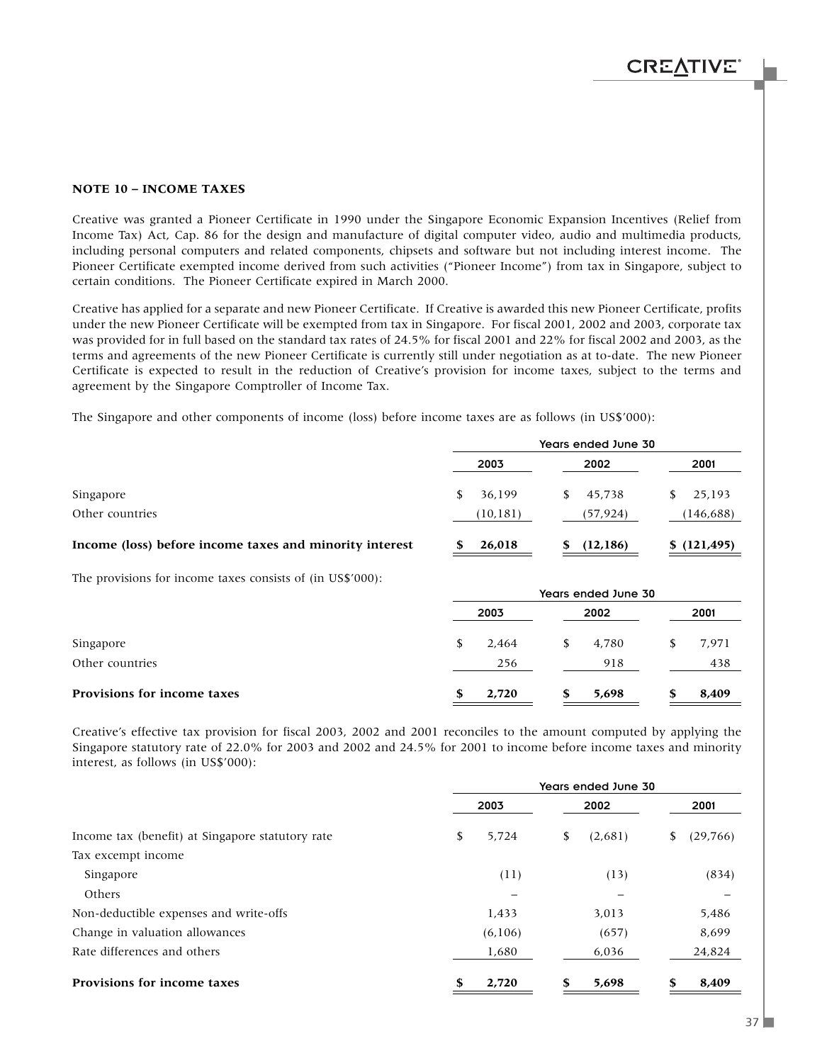## NOTE 10 – INCOME TAXES

Creative was granted a Pioneer Certificate in 1990 under the Singapore Economic Expansion Incentives (Relief from Income Tax) Act, Cap. 86 for the design and manufacture of digital computer video, audio and multimedia products, including personal computers and related components, chipsets and software but not including interest income. The Pioneer Certificate exempted income derived from such activities ("Pioneer Income") from tax in Singapore, subject to certain conditions. The Pioneer Certificate expired in March 2000.

Creative has applied for a separate and new Pioneer Certificate. If Creative is awarded this new Pioneer Certificate, profits under the new Pioneer Certificate will be exempted from tax in Singapore. For fiscal 2001, 2002 and 2003, corporate tax was provided for in full based on the standard tax rates of 24.5% for fiscal 2001 and 22% for fiscal 2002 and 2003, as the terms and agreements of the new Pioneer Certificate is currently still under negotiation as at to-date. The new Pioneer Certificate is expected to result in the reduction of Creative's provision for income taxes, subject to the terms and agreement by the Singapore Comptroller of Income Tax.

The Singapore and other components of income (loss) before income taxes are as follows (in US$'000):

| | Years ended June 30 | | |
|---|---|---|---|
| | 2003 | 2002 | 2001 |
| Singapore | $ 36,199 | $ 45,738 | $ 25,193 |
| Other countries | (10,181) | (57,924) | (146,688) |
| **Income (loss) before income taxes and minority interest** | **$ 26,018** | **$ (12,186)** | **$ (121,495)** |

The provisions for income taxes consists of (in US$'000):

| | Years ended June 30 | | |
|---|---|---|---|
| | 2003 | 2002 | 2001 |
| Singapore | $ 2,464 | $ 4,780 | $ 7,971 |
| Other countries | 256 | 918 | 438 |
| **Provisions for income taxes** | **$ 2,720** | **$ 5,698** | **$ 8,409** |

Creative's effective tax provision for fiscal 2003, 2002 and 2001 reconciles to the amount computed by applying the Singapore statutory rate of 22.0% for 2003 and 2002 and 24.5% for 2001 to income before income taxes and minority interest, as follows (in US$'000):

| | Years ended June 30 | | |
|---|---|---|---|
| | 2003 | 2002 | 2001 |
| Income tax (benefit) at Singapore statutory rate | $ 5,724 | $ (2,681) | $ (29,766) |
| Tax excempt income | | | |
| Singapore | (11) | (13) | (834) |
| Others | – | – | – |
| Non-deductible expenses and write-offs | 1,433 | 3,013 | 5,486 |
| Change in valuation allowances | (6,106) | (657) | 8,699 |
| Rate differences and others | 1,680 | 6,036 | 24,824 |
| **Provisions for income taxes** | **$ 2,720** | **$ 5,698** | **$ 8,409** |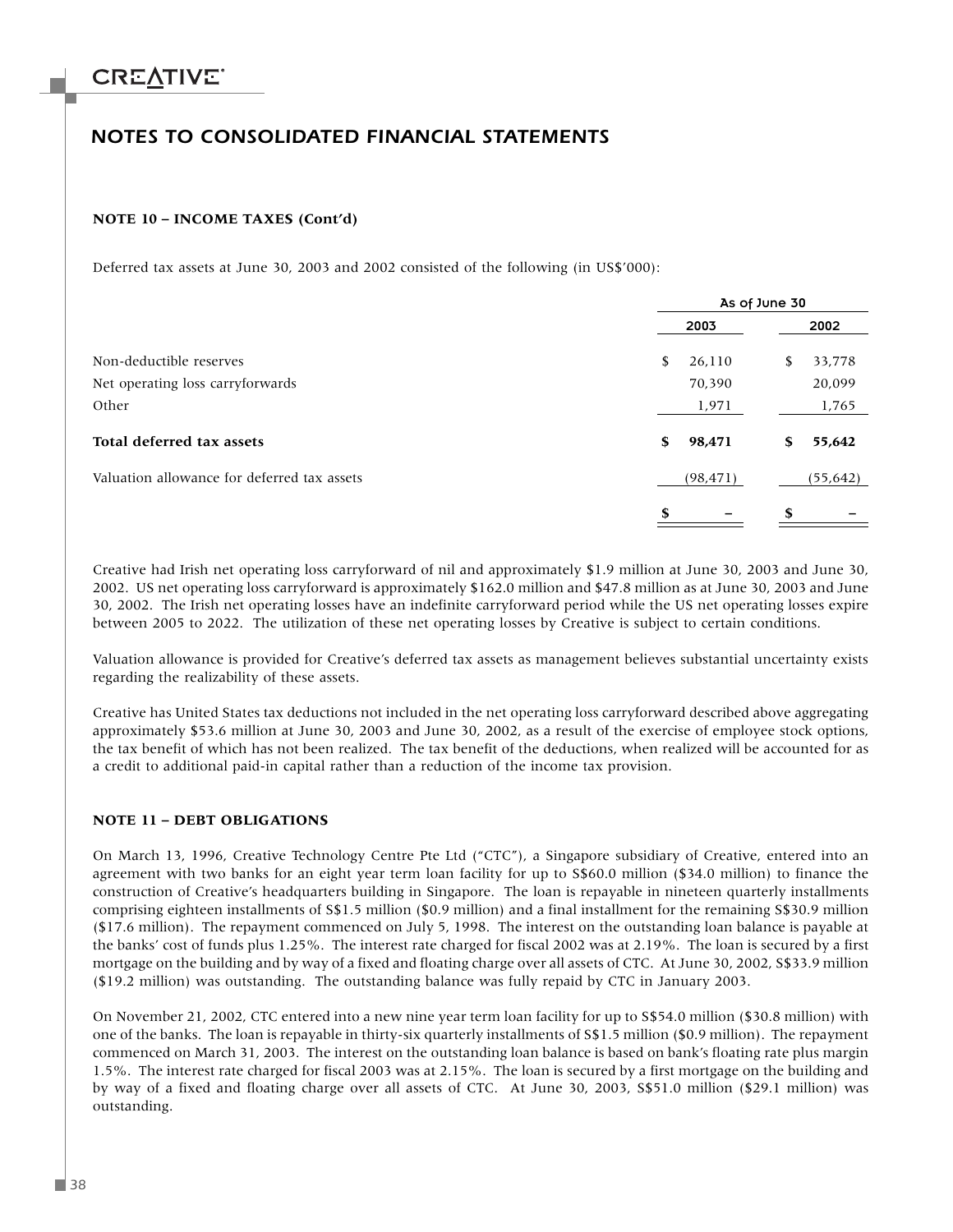# NOTES TO CONSOLIDATED FINANCIAL STATEMENTS

**NOTE 10 – INCOME TAXES (Cont'd)**

Deferred tax assets at June 30, 2003 and 2002 consisted of the following (in US$'000):

| | As of June 30 | |
|---|---|---|
| | 2003 | 2002 |
| Non-deductible reserves | $ 26,110 | $ 33,778 |
| Net operating loss carryforwards | 70,390 | 20,099 |
| Other | 1,971 | 1,765 |
| **Total deferred tax assets** | **$ 98,471** | **$ 55,642** |
| Valuation allowance for deferred tax assets | (98,471) | (55,642) |
| | **$ –** | **$ –** |

Creative had Irish net operating loss carryforward of nil and approximately $1.9 million at June 30, 2003 and June 30, 2002. US net operating loss carryforward is approximately $162.0 million and $47.8 million as at June 30, 2003 and June 30, 2002. The Irish net operating losses have an indefinite carryforward period while the US net operating losses expire between 2005 to 2022. The utilization of these net operating losses by Creative is subject to certain conditions.

Valuation allowance is provided for Creative's deferred tax assets as management believes substantial uncertainty exists regarding the realizability of these assets.

Creative has United States tax deductions not included in the net operating loss carryforward described above aggregating approximately $53.6 million at June 30, 2003 and June 30, 2002, as a result of the exercise of employee stock options, the tax benefit of which has not been realized. The tax benefit of the deductions, when realized will be accounted for as a credit to additional paid-in capital rather than a reduction of the income tax provision.

**NOTE 11 – DEBT OBLIGATIONS**

On March 13, 1996, Creative Technology Centre Pte Ltd ("CTC"), a Singapore subsidiary of Creative, entered into an agreement with two banks for an eight year term loan facility for up to S$60.0 million ($34.0 million) to finance the construction of Creative's headquarters building in Singapore. The loan is repayable in nineteen quarterly installments comprising eighteen installments of S$1.5 million ($0.9 million) and a final installment for the remaining S$30.9 million ($17.6 million). The repayment commenced on July 5, 1998. The interest on the outstanding loan balance is payable at the banks' cost of funds plus 1.25%. The interest rate charged for fiscal 2002 was at 2.19%. The loan is secured by a first mortgage on the building and by way of a fixed and floating charge over all assets of CTC. At June 30, 2002, S$33.9 million ($19.2 million) was outstanding. The outstanding balance was fully repaid by CTC in January 2003.

On November 21, 2002, CTC entered into a new nine year term loan facility for up to S$54.0 million ($30.8 million) with one of the banks. The loan is repayable in thirty-six quarterly installments of S$1.5 million ($0.9 million). The repayment commenced on March 31, 2003. The interest on the outstanding loan balance is based on bank's floating rate plus margin 1.5%. The interest rate charged for fiscal 2003 was at 2.15%. The loan is secured by a first mortgage on the building and by way of a fixed and floating charge over all assets of CTC. At June 30, 2003, S$51.0 million ($29.1 million) was outstanding.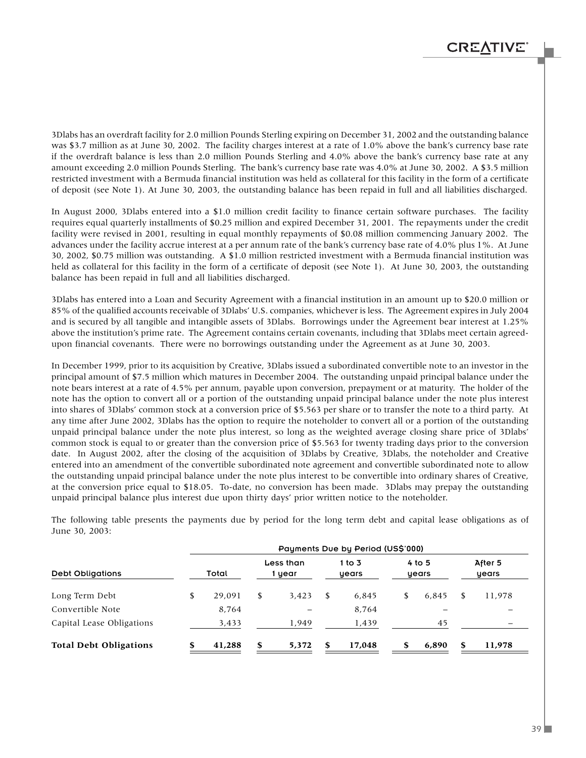3Dlabs has an overdraft facility for 2.0 million Pounds Sterling expiring on December 31, 2002 and the outstanding balance was \$3.7 million as at June 30, 2002. The facility charges interest at a rate of 1.0% above the bank's currency base rate if the overdraft balance is less than 2.0 million Pounds Sterling and 4.0% above the bank's currency base rate at any amount exceeding 2.0 million Pounds Sterling. The bank's currency base rate was 4.0% at June 30, 2002. A \$3.5 million restricted investment with a Bermuda financial institution was held as collateral for this facility in the form of a certificate of deposit (see Note 1). At June 30, 2003, the outstanding balance has been repaid in full and all liabilities discharged.

In August 2000, 3Dlabs entered into a \$1.0 million credit facility to finance certain software purchases. The facility requires equal quarterly installments of \$0.25 million and expired December 31, 2001. The repayments under the credit facility were revised in 2001, resulting in equal monthly repayments of \$0.08 million commencing January 2002. The advances under the facility accrue interest at a per annum rate of the bank's currency base rate of 4.0% plus 1%. At June 30, 2002, \$0.75 million was outstanding. A \$1.0 million restricted investment with a Bermuda financial institution was held as collateral for this facility in the form of a certificate of deposit (see Note 1). At June 30, 2003, the outstanding balance has been repaid in full and all liabilities discharged.

3Dlabs has entered into a Loan and Security Agreement with a financial institution in an amount up to \$20.0 million or 85% of the qualified accounts receivable of 3Dlabs' U.S. companies, whichever is less. The Agreement expires in July 2004 and is secured by all tangible and intangible assets of 3Dlabs. Borrowings under the Agreement bear interest at 1.25% above the institution's prime rate. The Agreement contains certain covenants, including that 3Dlabs meet certain agreed-upon financial covenants. There were no borrowings outstanding under the Agreement as at June 30, 2003.

In December 1999, prior to its acquisition by Creative, 3Dlabs issued a subordinated convertible note to an investor in the principal amount of \$7.5 million which matures in December 2004. The outstanding unpaid principal balance under the note bears interest at a rate of 4.5% per annum, payable upon conversion, prepayment or at maturity. The holder of the note has the option to convert all or a portion of the outstanding unpaid principal balance under the note plus interest into shares of 3Dlabs' common stock at a conversion price of \$5.563 per share or to transfer the note to a third party. At any time after June 2002, 3Dlabs has the option to require the noteholder to convert all or a portion of the outstanding unpaid principal balance under the note plus interest, so long as the weighted average closing share price of 3Dlabs' common stock is equal to or greater than the conversion price of \$5.563 for twenty trading days prior to the conversion date. In August 2002, after the closing of the acquisition of 3Dlabs by Creative, 3Dlabs, the noteholder and Creative entered into an amendment of the convertible subordinated note agreement and convertible subordinated note to allow the outstanding unpaid principal balance under the note plus interest to be convertible into ordinary shares of Creative, at the conversion price equal to \$18.05. To-date, no conversion has been made. 3Dlabs may prepay the outstanding unpaid principal balance plus interest due upon thirty days' prior written notice to the noteholder.

The following table presents the payments due by period for the long term debt and capital lease obligations as of June 30, 2003:

| | Payments Due by Period (US\$'000) | | | | |
|---|---|---|---|---|---|
| Debt Obligations | Total | Less than 1 year | 1 to 3 years | 4 to 5 years | After 5 years |
| Long Term Debt | \$ 29,091 | \$ 3,423 | \$ 6,845 | \$ 6,845 | \$ 11,978 |
| Convertible Note | 8,764 | – | 8,764 | – | – |
| Capital Lease Obligations | 3,433 | 1,949 | 1,439 | 45 | – |
| **Total Debt Obligations** | **\$ 41,288** | **\$ 5,372** | **\$ 17,048** | **\$ 6,890** | **\$ 11,978** |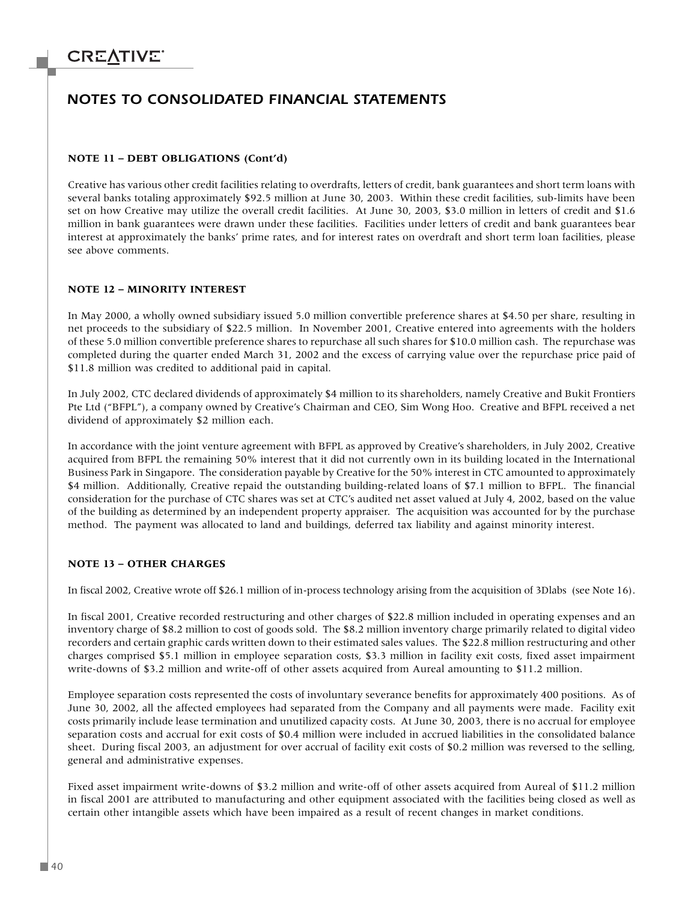# NOTES TO CONSOLIDATED FINANCIAL STATEMENTS

### NOTE 11 – DEBT OBLIGATIONS (Cont'd)

Creative has various other credit facilities relating to overdrafts, letters of credit, bank guarantees and short term loans with several banks totaling approximately $92.5 million at June 30, 2003. Within these credit facilities, sub-limits have been set on how Creative may utilize the overall credit facilities. At June 30, 2003, $3.0 million in letters of credit and $1.6 million in bank guarantees were drawn under these facilities. Facilities under letters of credit and bank guarantees bear interest at approximately the banks' prime rates, and for interest rates on overdraft and short term loan facilities, please see above comments.

### NOTE 12 – MINORITY INTEREST

In May 2000, a wholly owned subsidiary issued 5.0 million convertible preference shares at $4.50 per share, resulting in net proceeds to the subsidiary of $22.5 million. In November 2001, Creative entered into agreements with the holders of these 5.0 million convertible preference shares to repurchase all such shares for $10.0 million cash. The repurchase was completed during the quarter ended March 31, 2002 and the excess of carrying value over the repurchase price paid of $11.8 million was credited to additional paid in capital.

In July 2002, CTC declared dividends of approximately $4 million to its shareholders, namely Creative and Bukit Frontiers Pte Ltd ("BFPL"), a company owned by Creative's Chairman and CEO, Sim Wong Hoo. Creative and BFPL received a net dividend of approximately $2 million each.

In accordance with the joint venture agreement with BFPL as approved by Creative's shareholders, in July 2002, Creative acquired from BFPL the remaining 50% interest that it did not currently own in its building located in the International Business Park in Singapore. The consideration payable by Creative for the 50% interest in CTC amounted to approximately $4 million. Additionally, Creative repaid the outstanding building-related loans of $7.1 million to BFPL. The financial consideration for the purchase of CTC shares was set at CTC's audited net asset valued at July 4, 2002, based on the value of the building as determined by an independent property appraiser. The acquisition was accounted for by the purchase method. The payment was allocated to land and buildings, deferred tax liability and against minority interest.

### NOTE 13 – OTHER CHARGES

In fiscal 2002, Creative wrote off $26.1 million of in-process technology arising from the acquisition of 3Dlabs (see Note 16).

In fiscal 2001, Creative recorded restructuring and other charges of $22.8 million included in operating expenses and an inventory charge of $8.2 million to cost of goods sold. The $8.2 million inventory charge primarily related to digital video recorders and certain graphic cards written down to their estimated sales values. The $22.8 million restructuring and other charges comprised $5.1 million in employee separation costs, $3.3 million in facility exit costs, fixed asset impairment write-downs of $3.2 million and write-off of other assets acquired from Aureal amounting to $11.2 million.

Employee separation costs represented the costs of involuntary severance benefits for approximately 400 positions. As of June 30, 2002, all the affected employees had separated from the Company and all payments were made. Facility exit costs primarily include lease termination and unutilized capacity costs. At June 30, 2003, there is no accrual for employee separation costs and accrual for exit costs of $0.4 million were included in accrued liabilities in the consolidated balance sheet. During fiscal 2003, an adjustment for over accrual of facility exit costs of $0.2 million was reversed to the selling, general and administrative expenses.

Fixed asset impairment write-downs of $3.2 million and write-off of other assets acquired from Aureal of $11.2 million in fiscal 2001 are attributed to manufacturing and other equipment associated with the facilities being closed as well as certain other intangible assets which have been impaired as a result of recent changes in market conditions.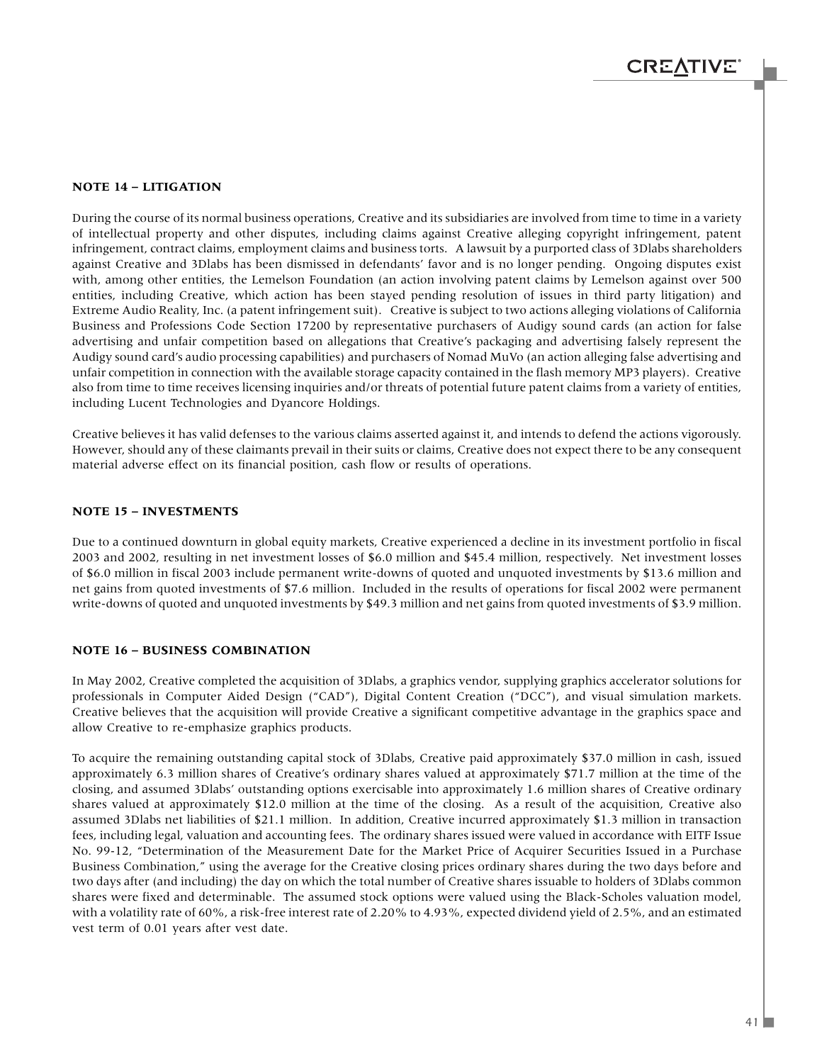### NOTE 14 – LITIGATION

During the course of its normal business operations, Creative and its subsidiaries are involved from time to time in a variety of intellectual property and other disputes, including claims against Creative alleging copyright infringement, patent infringement, contract claims, employment claims and business torts. A lawsuit by a purported class of 3Dlabs shareholders against Creative and 3Dlabs has been dismissed in defendants' favor and is no longer pending. Ongoing disputes exist with, among other entities, the Lemelson Foundation (an action involving patent claims by Lemelson against over 500 entities, including Creative, which action has been stayed pending resolution of issues in third party litigation) and Extreme Audio Reality, Inc. (a patent infringement suit). Creative is subject to two actions alleging violations of California Business and Professions Code Section 17200 by representative purchasers of Audigy sound cards (an action for false advertising and unfair competition based on allegations that Creative's packaging and advertising falsely represent the Audigy sound card's audio processing capabilities) and purchasers of Nomad MuVo (an action alleging false advertising and unfair competition in connection with the available storage capacity contained in the flash memory MP3 players). Creative also from time to time receives licensing inquiries and/or threats of potential future patent claims from a variety of entities, including Lucent Technologies and Dyancore Holdings.

Creative believes it has valid defenses to the various claims asserted against it, and intends to defend the actions vigorously. However, should any of these claimants prevail in their suits or claims, Creative does not expect there to be any consequent material adverse effect on its financial position, cash flow or results of operations.

### NOTE 15 – INVESTMENTS

Due to a continued downturn in global equity markets, Creative experienced a decline in its investment portfolio in fiscal 2003 and 2002, resulting in net investment losses of $6.0 million and $45.4 million, respectively. Net investment losses of $6.0 million in fiscal 2003 include permanent write-downs of quoted and unquoted investments by $13.6 million and net gains from quoted investments of $7.6 million. Included in the results of operations for fiscal 2002 were permanent write-downs of quoted and unquoted investments by $49.3 million and net gains from quoted investments of $3.9 million.

### NOTE 16 – BUSINESS COMBINATION

In May 2002, Creative completed the acquisition of 3Dlabs, a graphics vendor, supplying graphics accelerator solutions for professionals in Computer Aided Design ("CAD"), Digital Content Creation ("DCC"), and visual simulation markets. Creative believes that the acquisition will provide Creative a significant competitive advantage in the graphics space and allow Creative to re-emphasize graphics products.

To acquire the remaining outstanding capital stock of 3Dlabs, Creative paid approximately $37.0 million in cash, issued approximately 6.3 million shares of Creative's ordinary shares valued at approximately $71.7 million at the time of the closing, and assumed 3Dlabs' outstanding options exercisable into approximately 1.6 million shares of Creative ordinary shares valued at approximately $12.0 million at the time of the closing. As a result of the acquisition, Creative also assumed 3Dlabs net liabilities of $21.1 million. In addition, Creative incurred approximately $1.3 million in transaction fees, including legal, valuation and accounting fees. The ordinary shares issued were valued in accordance with EITF Issue No. 99-12, "Determination of the Measurement Date for the Market Price of Acquirer Securities Issued in a Purchase Business Combination," using the average for the Creative closing prices ordinary shares during the two days before and two days after (and including) the day on which the total number of Creative shares issuable to holders of 3Dlabs common shares were fixed and determinable. The assumed stock options were valued using the Black-Scholes valuation model, with a volatility rate of 60%, a risk-free interest rate of 2.20% to 4.93%, expected dividend yield of 2.5%, and an estimated vest term of 0.01 years after vest date.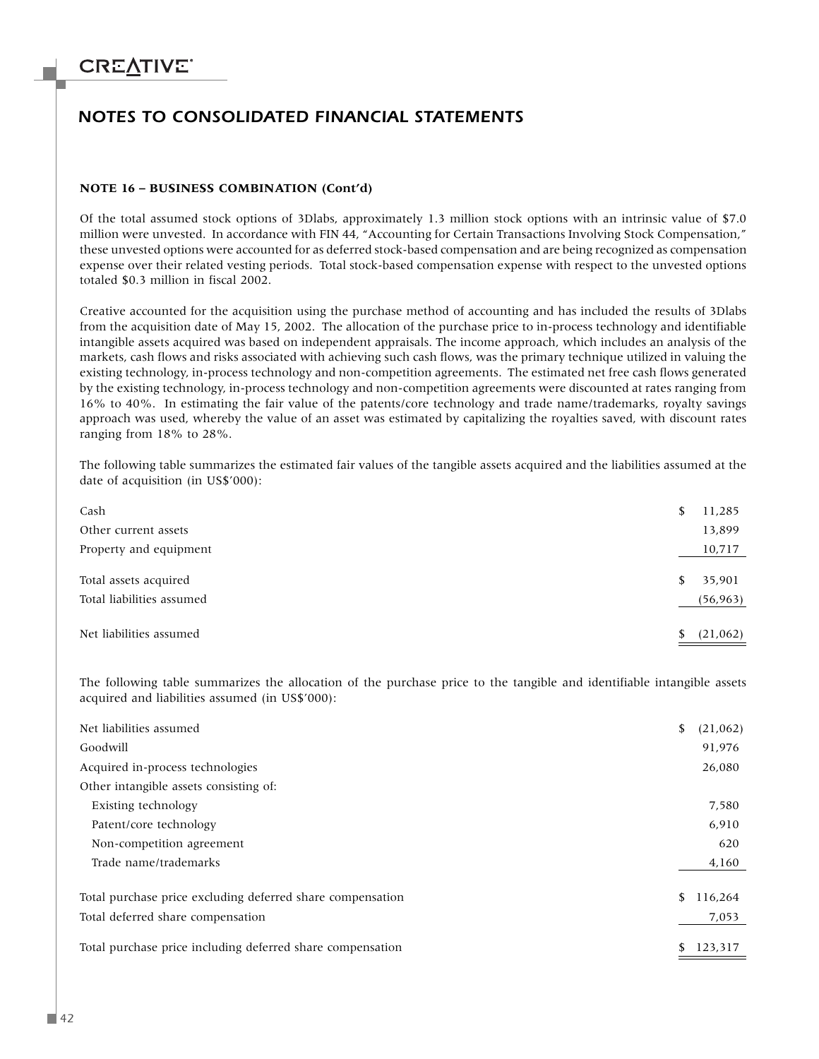# NOTES TO CONSOLIDATED FINANCIAL STATEMENTS

**NOTE 16 – BUSINESS COMBINATION (Cont'd)**

Of the total assumed stock options of 3Dlabs, approximately 1.3 million stock options with an intrinsic value of $7.0 million were unvested. In accordance with FIN 44, "Accounting for Certain Transactions Involving Stock Compensation," these unvested options were accounted for as deferred stock-based compensation and are being recognized as compensation expense over their related vesting periods. Total stock-based compensation expense with respect to the unvested options totaled $0.3 million in fiscal 2002.

Creative accounted for the acquisition using the purchase method of accounting and has included the results of 3Dlabs from the acquisition date of May 15, 2002. The allocation of the purchase price to in-process technology and identifiable intangible assets acquired was based on independent appraisals. The income approach, which includes an analysis of the markets, cash flows and risks associated with achieving such cash flows, was the primary technique utilized in valuing the existing technology, in-process technology and non-competition agreements. The estimated net free cash flows generated by the existing technology, in-process technology and non-competition agreements were discounted at rates ranging from 16% to 40%. In estimating the fair value of the patents/core technology and trade name/trademarks, royalty savings approach was used, whereby the value of an asset was estimated by capitalizing the royalties saved, with discount rates ranging from 18% to 28%.

The following table summarizes the estimated fair values of the tangible assets acquired and the liabilities assumed at the date of acquisition (in US$'000):

| | |
|---|---|
| Cash | $ 11,285 |
| Other current assets | 13,899 |
| Property and equipment | 10,717 |
| Total assets acquired | $ 35,901 |
| Total liabilities assumed | (56,963) |
| Net liabilities assumed | $ (21,062) |

The following table summarizes the allocation of the purchase price to the tangible and identifiable intangible assets acquired and liabilities assumed (in US$'000):

| | |
|---|---|
| Net liabilities assumed | $ (21,062) |
| Goodwill | 91,976 |
| Acquired in-process technologies | 26,080 |
| Other intangible assets consisting of: | |
| Existing technology | 7,580 |
| Patent/core technology | 6,910 |
| Non-competition agreement | 620 |
| Trade name/trademarks | 4,160 |
| Total purchase price excluding deferred share compensation | $ 116,264 |
| Total deferred share compensation | 7,053 |
| Total purchase price including deferred share compensation | $ 123,317 |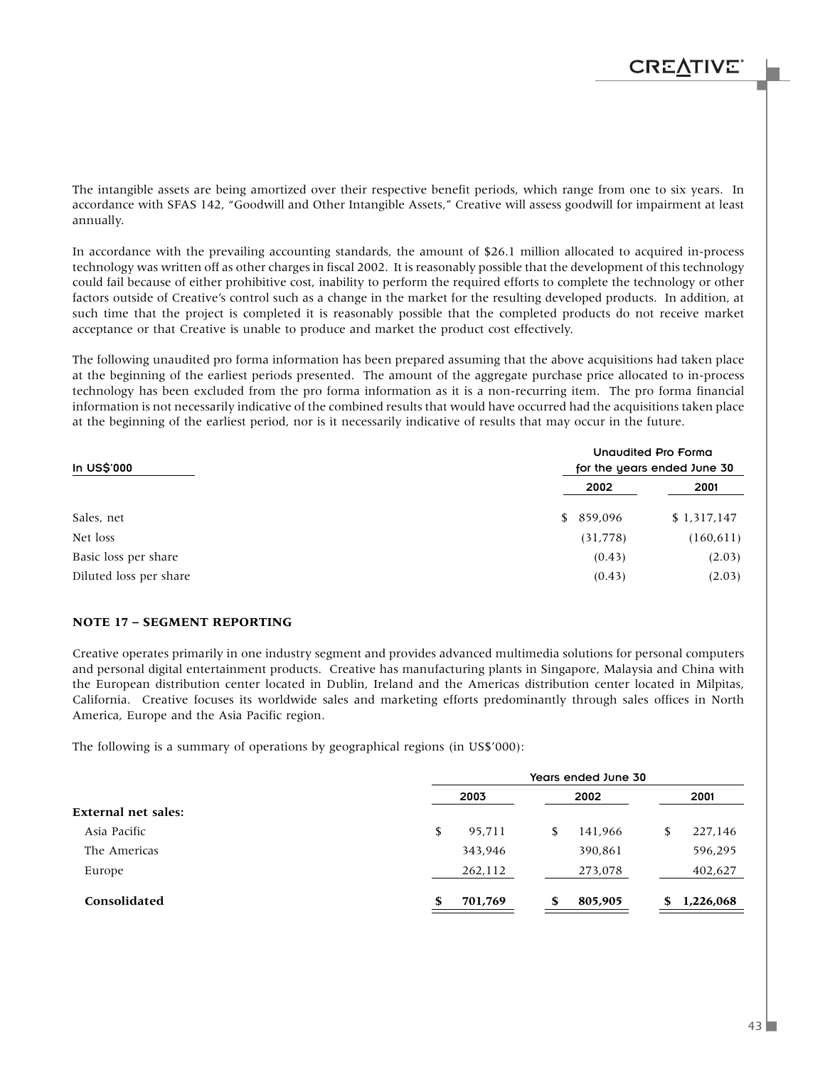The intangible assets are being amortized over their respective benefit periods, which range from one to six years. In accordance with SFAS 142, "Goodwill and Other Intangible Assets," Creative will assess goodwill for impairment at least annually.

In accordance with the prevailing accounting standards, the amount of $26.1 million allocated to acquired in-process technology was written off as other charges in fiscal 2002. It is reasonably possible that the development of this technology could fail because of either prohibitive cost, inability to perform the required efforts to complete the technology or other factors outside of Creative's control such as a change in the market for the resulting developed products. In addition, at such time that the project is completed it is reasonably possible that the completed products do not receive market acceptance or that Creative is unable to produce and market the product cost effectively.

The following unaudited pro forma information has been prepared assuming that the above acquisitions had taken place at the beginning of the earliest periods presented. The amount of the aggregate purchase price allocated to in-process technology has been excluded from the pro forma information as it is a non-recurring item. The pro forma financial information is not necessarily indicative of the combined results that would have occurred had the acquisitions taken place at the beginning of the earliest period, nor is it necessarily indicative of results that may occur in the future.

| In US$'000 | Unaudited Pro Forma for the years ended June 30 | |
|---|---|---|
| | 2002 | 2001 |
| Sales, net | $ 859,096 | $ 1,317,147 |
| Net loss | (31,778) | (160,611) |
| Basic loss per share | (0.43) | (2.03) |
| Diluted loss per share | (0.43) | (2.03) |

**NOTE 17 – SEGMENT REPORTING**

Creative operates primarily in one industry segment and provides advanced multimedia solutions for personal computers and personal digital entertainment products. Creative has manufacturing plants in Singapore, Malaysia and China with the European distribution center located in Dublin, Ireland and the Americas distribution center located in Milpitas, California. Creative focuses its worldwide sales and marketing efforts predominantly through sales offices in North America, Europe and the Asia Pacific region.

The following is a summary of operations by geographical regions (in US$'000):

| | Years ended June 30 | | |
|---|---|---|---|
| | 2003 | 2002 | 2001 |
| **External net sales:** | | | |
| Asia Pacific | $ 95,711 | $ 141,966 | $ 227,146 |
| The Americas | 343,946 | 390,861 | 596,295 |
| Europe | 262,112 | 273,078 | 402,627 |
| **Consolidated** | **$ 701,769** | **$ 805,905** | **$ 1,226,068** |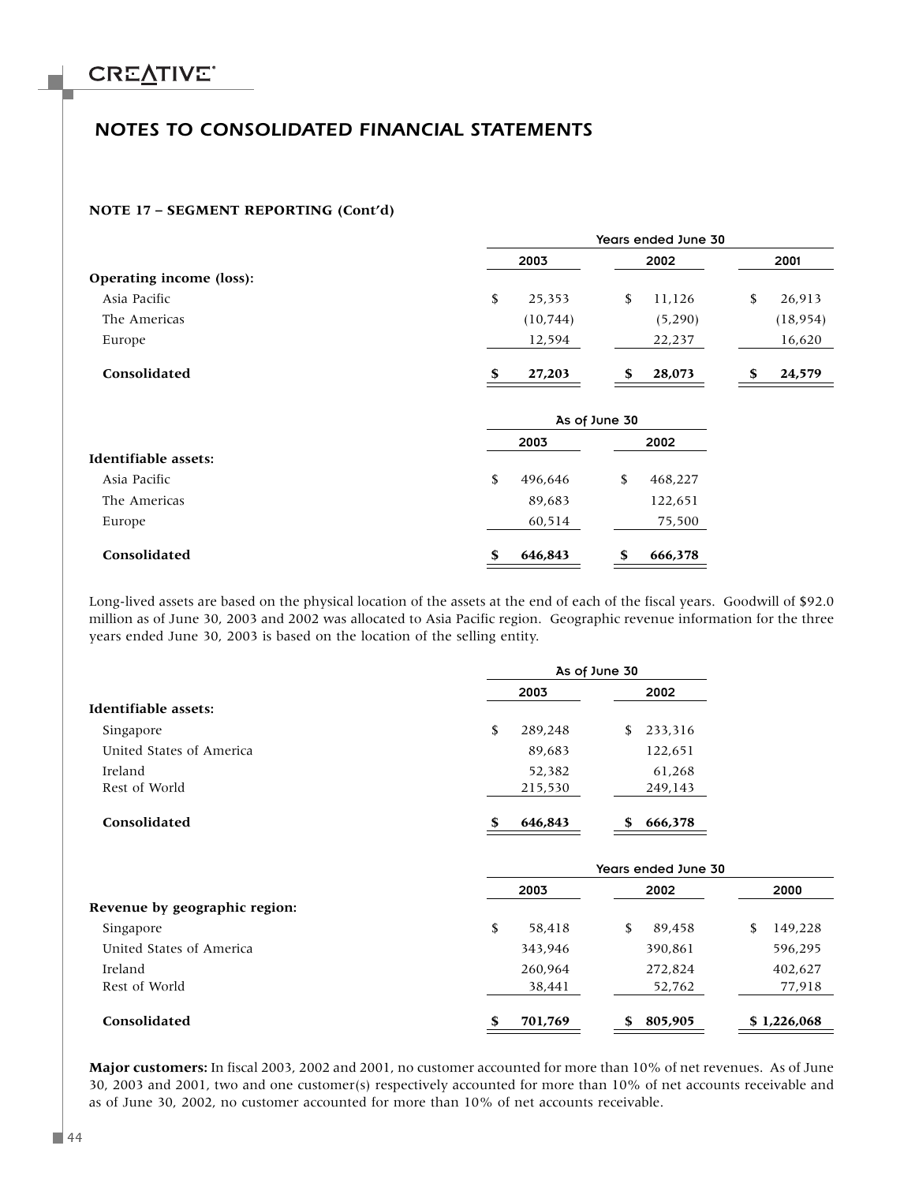## NOTES TO CONSOLIDATED FINANCIAL STATEMENTS

**NOTE 17 – SEGMENT REPORTING (Cont'd)**

| | Years ended June 30 | | |
|---|---|---|---|
| | 2003 | 2002 | 2001 |
| **Operating income (loss):** | | | |
| Asia Pacific | $ 25,353 | $ 11,126 | $ 26,913 |
| The Americas | (10,744) | (5,290) | (18,954) |
| Europe | 12,594 | 22,237 | 16,620 |
| **Consolidated** | **$ 27,203** | **$ 28,073** | **$ 24,579** |

| | As of June 30 | |
|---|---|---|
| | 2003 | 2002 |
| **Identifiable assets:** | | |
| Asia Pacific | $ 496,646 | $ 468,227 |
| The Americas | 89,683 | 122,651 |
| Europe | 60,514 | 75,500 |
| **Consolidated** | **$ 646,843** | **$ 666,378** |

Long-lived assets are based on the physical location of the assets at the end of each of the fiscal years. Goodwill of $92.0 million as of June 30, 2003 and 2002 was allocated to Asia Pacific region. Geographic revenue information for the three years ended June 30, 2003 is based on the location of the selling entity.

| | As of June 30 | |
|---|---|---|
| | 2003 | 2002 |
| **Identifiable assets:** | | |
| Singapore | $ 289,248 | $ 233,316 |
| United States of America | 89,683 | 122,651 |
| Ireland | 52,382 | 61,268 |
| Rest of World | 215,530 | 249,143 |
| **Consolidated** | **$ 646,843** | **$ 666,378** |

| | Years ended June 30 | | |
|---|---|---|---|
| | 2003 | 2002 | 2000 |
| **Revenue by geographic region:** | | | |
| Singapore | $ 58,418 | $ 89,458 | $ 149,228 |
| United States of America | 343,946 | 390,861 | 596,295 |
| Ireland | 260,964 | 272,824 | 402,627 |
| Rest of World | 38,441 | 52,762 | 77,918 |
| **Consolidated** | **$ 701,769** | **$ 805,905** | **$ 1,226,068** |

**Major customers:** In fiscal 2003, 2002 and 2001, no customer accounted for more than 10% of net revenues. As of June 30, 2003 and 2001, two and one customer(s) respectively accounted for more than 10% of net accounts receivable and as of June 30, 2002, no customer accounted for more than 10% of net accounts receivable.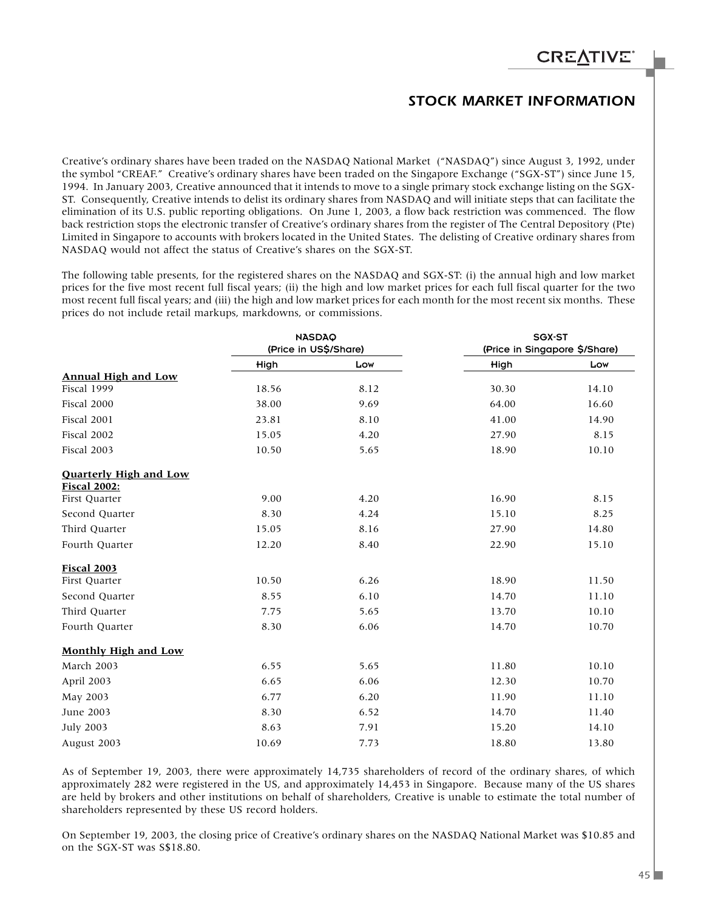# STOCK MARKET INFORMATION

Creative's ordinary shares have been traded on the NASDAQ National Market ("NASDAQ") since August 3, 1992, under the symbol "CREAF." Creative's ordinary shares have been traded on the Singapore Exchange ("SGX-ST") since June 15, 1994. In January 2003, Creative announced that it intends to move to a single primary stock exchange listing on the SGX-ST. Consequently, Creative intends to delist its ordinary shares from NASDAQ and will initiate steps that can facilitate the elimination of its U.S. public reporting obligations. On June 1, 2003, a flow back restriction was commenced. The flow back restriction stops the electronic transfer of Creative's ordinary shares from the register of The Central Depository (Pte) Limited in Singapore to accounts with brokers located in the United States. The delisting of Creative ordinary shares from NASDAQ would not affect the status of Creative's shares on the SGX-ST.

The following table presents, for the registered shares on the NASDAQ and SGX-ST: (i) the annual high and low market prices for the five most recent full fiscal years; (ii) the high and low market prices for each full fiscal quarter for the two most recent full fiscal years; and (iii) the high and low market prices for each month for the most recent six months. These prices do not include retail markups, markdowns, or commissions.

| | NASDAQ (Price in US$/Share) | | SGX-ST (Price in Singapore $/Share) | |
|---|---|---|---|---|
| | High | Low | High | Low |
| **Annual High and Low** | | | | |
| Fiscal 1999 | 18.56 | 8.12 | 30.30 | 14.10 |
| Fiscal 2000 | 38.00 | 9.69 | 64.00 | 16.60 |
| Fiscal 2001 | 23.81 | 8.10 | 41.00 | 14.90 |
| Fiscal 2002 | 15.05 | 4.20 | 27.90 | 8.15 |
| Fiscal 2003 | 10.50 | 5.65 | 18.90 | 10.10 |
| **Quarterly High and Low** | | | | |
| **Fiscal 2002:** | | | | |
| First Quarter | 9.00 | 4.20 | 16.90 | 8.15 |
| Second Quarter | 8.30 | 4.24 | 15.10 | 8.25 |
| Third Quarter | 15.05 | 8.16 | 27.90 | 14.80 |
| Fourth Quarter | 12.20 | 8.40 | 22.90 | 15.10 |
| **Fiscal 2003** | | | | |
| First Quarter | 10.50 | 6.26 | 18.90 | 11.50 |
| Second Quarter | 8.55 | 6.10 | 14.70 | 11.10 |
| Third Quarter | 7.75 | 5.65 | 13.70 | 10.10 |
| Fourth Quarter | 8.30 | 6.06 | 14.70 | 10.70 |
| **Monthly High and Low** | | | | |
| March 2003 | 6.55 | 5.65 | 11.80 | 10.10 |
| April 2003 | 6.65 | 6.06 | 12.30 | 10.70 |
| May 2003 | 6.77 | 6.20 | 11.90 | 11.10 |
| June 2003 | 8.30 | 6.52 | 14.70 | 11.40 |
| July 2003 | 8.63 | 7.91 | 15.20 | 14.10 |
| August 2003 | 10.69 | 7.73 | 18.80 | 13.80 |

As of September 19, 2003, there were approximately 14,735 shareholders of record of the ordinary shares, of which approximately 282 were registered in the US, and approximately 14,453 in Singapore. Because many of the US shares are held by brokers and other institutions on behalf of shareholders, Creative is unable to estimate the total number of shareholders represented by these US record holders.

On September 19, 2003, the closing price of Creative's ordinary shares on the NASDAQ National Market was $10.85 and on the SGX-ST was S$18.80.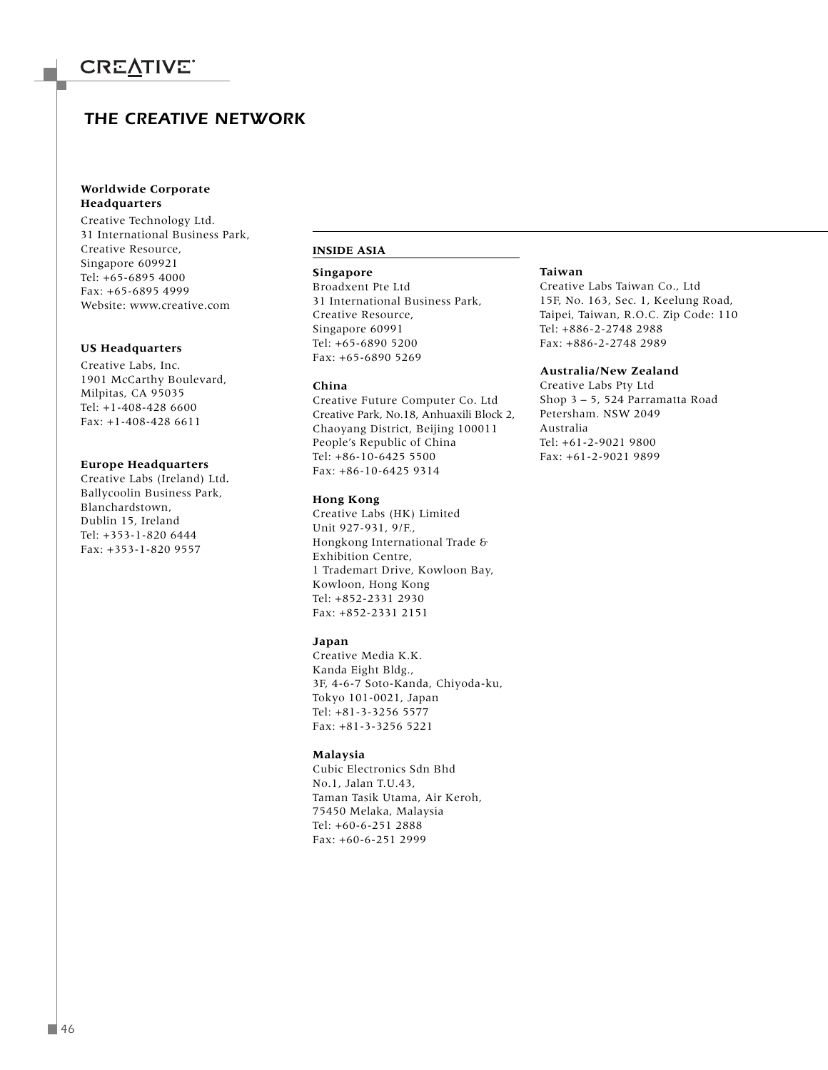# THE CREATIVE NETWORK

**Worldwide Corporate Headquarters**

Creative Technology Ltd.
31 International Business Park,
Creative Resource,
Singapore 609921
Tel: +65-6895 4000
Fax: +65-6895 4999
Website: www.creative.com

**US Headquarters**

Creative Labs, Inc.
1901 McCarthy Boulevard,
Milpitas, CA 95035
Tel: +1-408-428 6600
Fax: +1-408-428 6611

**Europe Headquarters**

Creative Labs (Ireland) Ltd.
Ballycoolin Business Park,
Blanchardstown,
Dublin 15, Ireland
Tel: +353-1-820 6444
Fax: +353-1-820 9557

## INSIDE ASIA

**Singapore**

Broadxent Pte Ltd
31 International Business Park,
Creative Resource,
Singapore 60991
Tel: +65-6890 5200
Fax: +65-6890 5269

**China**

Creative Future Computer Co. Ltd
Creative Park, No.18, Anhuaxili Block 2,
Chaoyang District, Beijing 100011
People's Republic of China
Tel: +86-10-6425 5500
Fax: +86-10-6425 9314

**Hong Kong**

Creative Labs (HK) Limited
Unit 927-931, 9/F.,
Hongkong International Trade &
Exhibition Centre,
1 Trademart Drive, Kowloon Bay,
Kowloon, Hong Kong
Tel: +852-2331 2930
Fax: +852-2331 2151

**Japan**

Creative Media K.K.
Kanda Eight Bldg.,
3F, 4-6-7 Soto-Kanda, Chiyoda-ku,
Tokyo 101-0021, Japan
Tel: +81-3-3256 5577
Fax: +81-3-3256 5221

**Malaysia**

Cubic Electronics Sdn Bhd
No.1, Jalan T.U.43,
Taman Tasik Utama, Air Keroh,
75450 Melaka, Malaysia
Tel: +60-6-251 2888
Fax: +60-6-251 2999

**Taiwan**

Creative Labs Taiwan Co., Ltd
15F, No. 163, Sec. 1, Keelung Road,
Taipei, Taiwan, R.O.C. Zip Code: 110
Tel: +886-2-2748 2988
Fax: +886-2-2748 2989

**Australia/New Zealand**

Creative Labs Pty Ltd
Shop 3 – 5, 524 Parramatta Road
Petersham. NSW 2049
Australia
Tel: +61-2-9021 9800
Fax: +61-2-9021 9899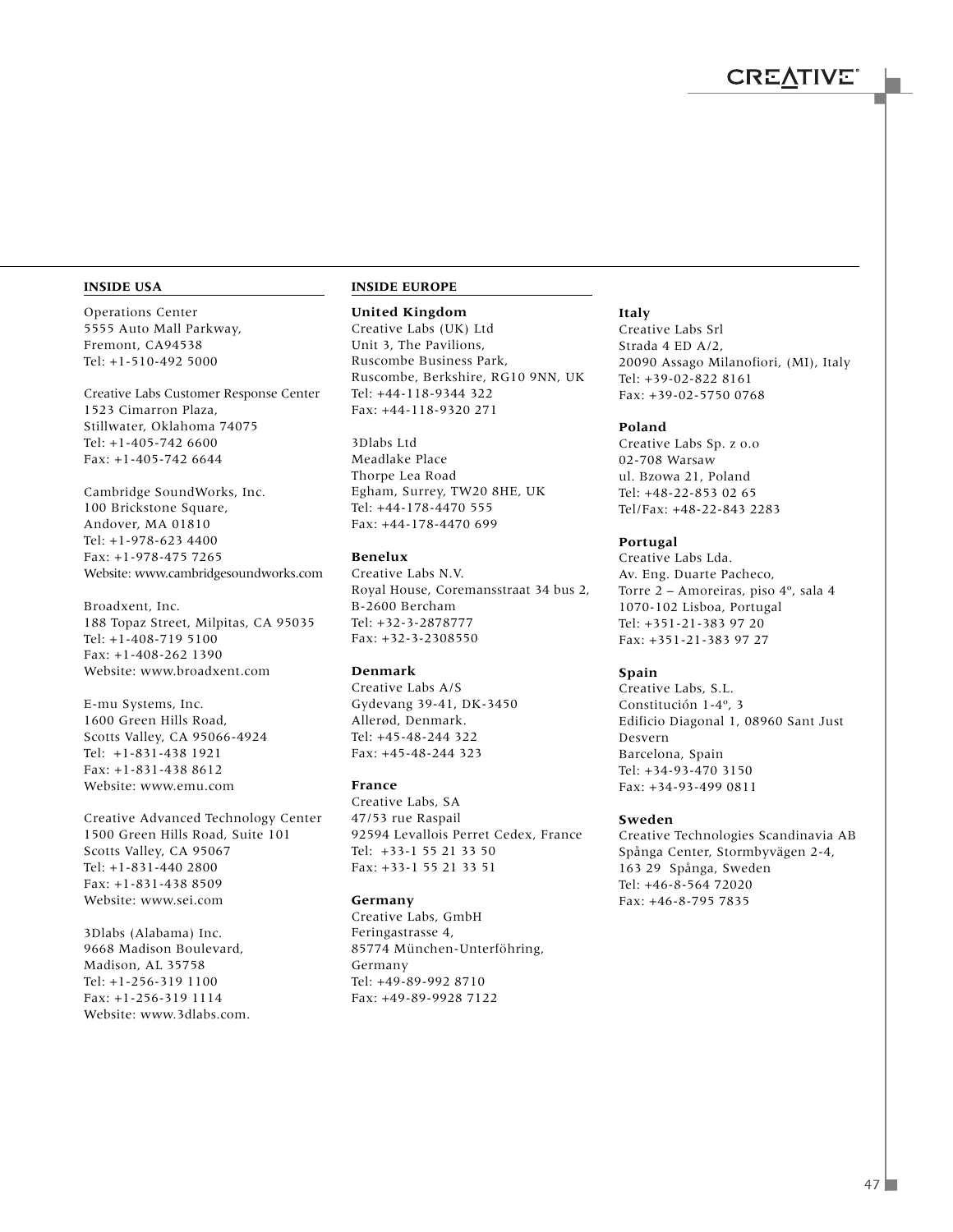## INSIDE USA

Operations Center
5555 Auto Mall Parkway,
Fremont, CA94538
Tel: +1-510-492 5000

Creative Labs Customer Response Center
1523 Cimarron Plaza,
Stillwater, Oklahoma 74075
Tel: +1-405-742 6600
Fax: +1-405-742 6644

Cambridge SoundWorks, Inc.
100 Brickstone Square,
Andover, MA 01810
Tel: +1-978-623 4400
Fax: +1-978-475 7265
Website: www.cambridgesoundworks.com

Broadxent, Inc.
188 Topaz Street, Milpitas, CA 95035
Tel: +1-408-719 5100
Fax: +1-408-262 1390
Website: www.broadxent.com

E-mu Systems, Inc.
1600 Green Hills Road,
Scotts Valley, CA 95066-4924
Tel: +1-831-438 1921
Fax: +1-831-438 8612
Website: www.emu.com

Creative Advanced Technology Center
1500 Green Hills Road, Suite 101
Scotts Valley, CA 95067
Tel: +1-831-440 2800
Fax: +1-831-438 8509
Website: www.sei.com

3Dlabs (Alabama) Inc.
9668 Madison Boulevard,
Madison, AL 35758
Tel: +1-256-319 1100
Fax: +1-256-319 1114
Website: www.3dlabs.com.

## INSIDE EUROPE

**United Kingdom**
Creative Labs (UK) Ltd
Unit 3, The Pavilions,
Ruscombe Business Park,
Ruscombe, Berkshire, RG10 9NN, UK
Tel: +44-118-9344 322
Fax: +44-118-9320 271

3Dlabs Ltd
Meadlake Place
Thorpe Lea Road
Egham, Surrey, TW20 8HE, UK
Tel: +44-178-4470 555
Fax: +44-178-4470 699

**Benelux**
Creative Labs N.V.
Royal House, Coremansstraat 34 bus 2,
B-2600 Bercham
Tel: +32-3-2878777
Fax: +32-3-2308550

**Denmark**
Creative Labs A/S
Gydevang 39-41, DK-3450
Allerød, Denmark.
Tel: +45-48-244 322
Fax: +45-48-244 323

**France**
Creative Labs, SA
47/53 rue Raspail
92594 Levallois Perret Cedex, France
Tel: +33-1 55 21 33 50
Fax: +33-1 55 21 33 51

**Germany**
Creative Labs, GmbH
Feringastrasse 4,
85774 München-Unterföhring,
Germany
Tel: +49-89-992 8710
Fax: +49-89-9928 7122

**Italy**
Creative Labs Srl
Strada 4 ED A/2,
20090 Assago Milanofiori, (MI), Italy
Tel: +39-02-822 8161
Fax: +39-02-5750 0768

**Poland**
Creative Labs Sp. z o.o
02-708 Warsaw
ul. Bzowa 21, Poland
Tel: +48-22-853 02 65
Tel/Fax: +48-22-843 2283

**Portugal**
Creative Labs Lda.
Av. Eng. Duarte Pacheco,
Torre 2 – Amoreiras, piso 4º, sala 4
1070-102 Lisboa, Portugal
Tel: +351-21-383 97 20
Fax: +351-21-383 97 27

**Spain**
Creative Labs, S.L.
Constitución 1-4º, 3
Edificio Diagonal 1, 08960 Sant Just Desvern
Barcelona, Spain
Tel: +34-93-470 3150
Fax: +34-93-499 0811

**Sweden**
Creative Technologies Scandinavia AB
Spånga Center, Stormbyvägen 2-4,
163 29 Spånga, Sweden
Tel: +46-8-564 72020
Fax: +46-8-795 7835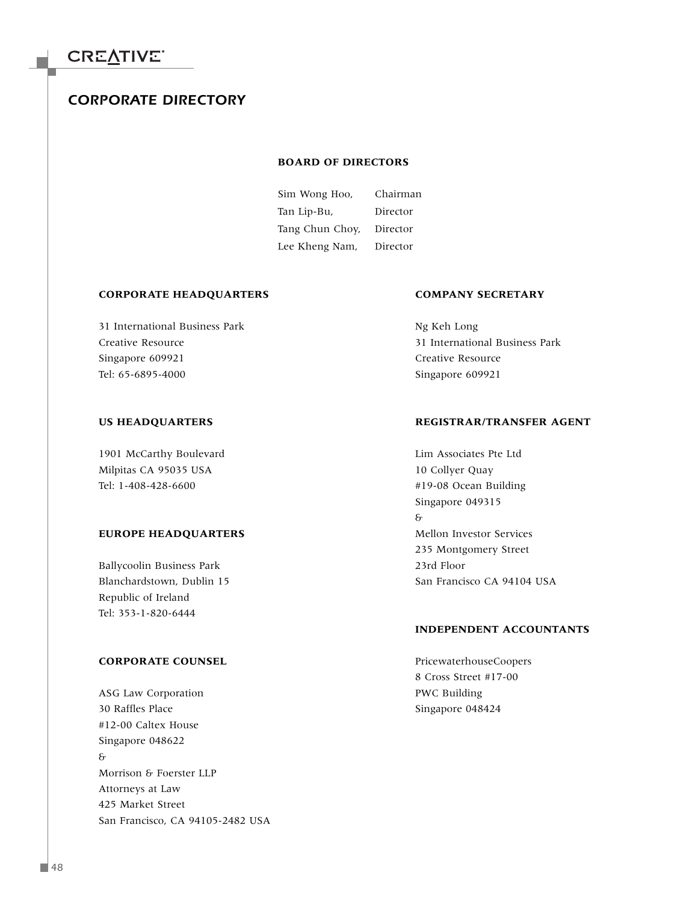# CORPORATE DIRECTORY

## BOARD OF DIRECTORS

| | |
|---|---|
| Sim Wong Hoo, | Chairman |
| Tan Lip-Bu, | Director |
| Tang Chun Choy, | Director |
| Lee Kheng Nam, | Director |

## CORPORATE HEADQUARTERS

31 International Business Park
Creative Resource
Singapore 609921
Tel: 65-6895-4000

## US HEADQUARTERS

1901 McCarthy Boulevard
Milpitas CA 95035 USA
Tel: 1-408-428-6600

## EUROPE HEADQUARTERS

Ballycoolin Business Park
Blanchardstown, Dublin 15
Republic of Ireland
Tel: 353-1-820-6444

## CORPORATE COUNSEL

ASG Law Corporation
30 Raffles Place
#12-00 Caltex House
Singapore 048622
&
Morrison & Foerster LLP
Attorneys at Law
425 Market Street
San Francisco, CA 94105-2482 USA

## COMPANY SECRETARY

Ng Keh Long
31 International Business Park
Creative Resource
Singapore 609921

## REGISTRAR/TRANSFER AGENT

Lim Associates Pte Ltd
10 Collyer Quay
#19-08 Ocean Building
Singapore 049315
&
Mellon Investor Services
235 Montgomery Street
23rd Floor
San Francisco CA 94104 USA

## INDEPENDENT ACCOUNTANTS

PricewaterhouseCoopers
8 Cross Street #17-00
PWC Building
Singapore 048424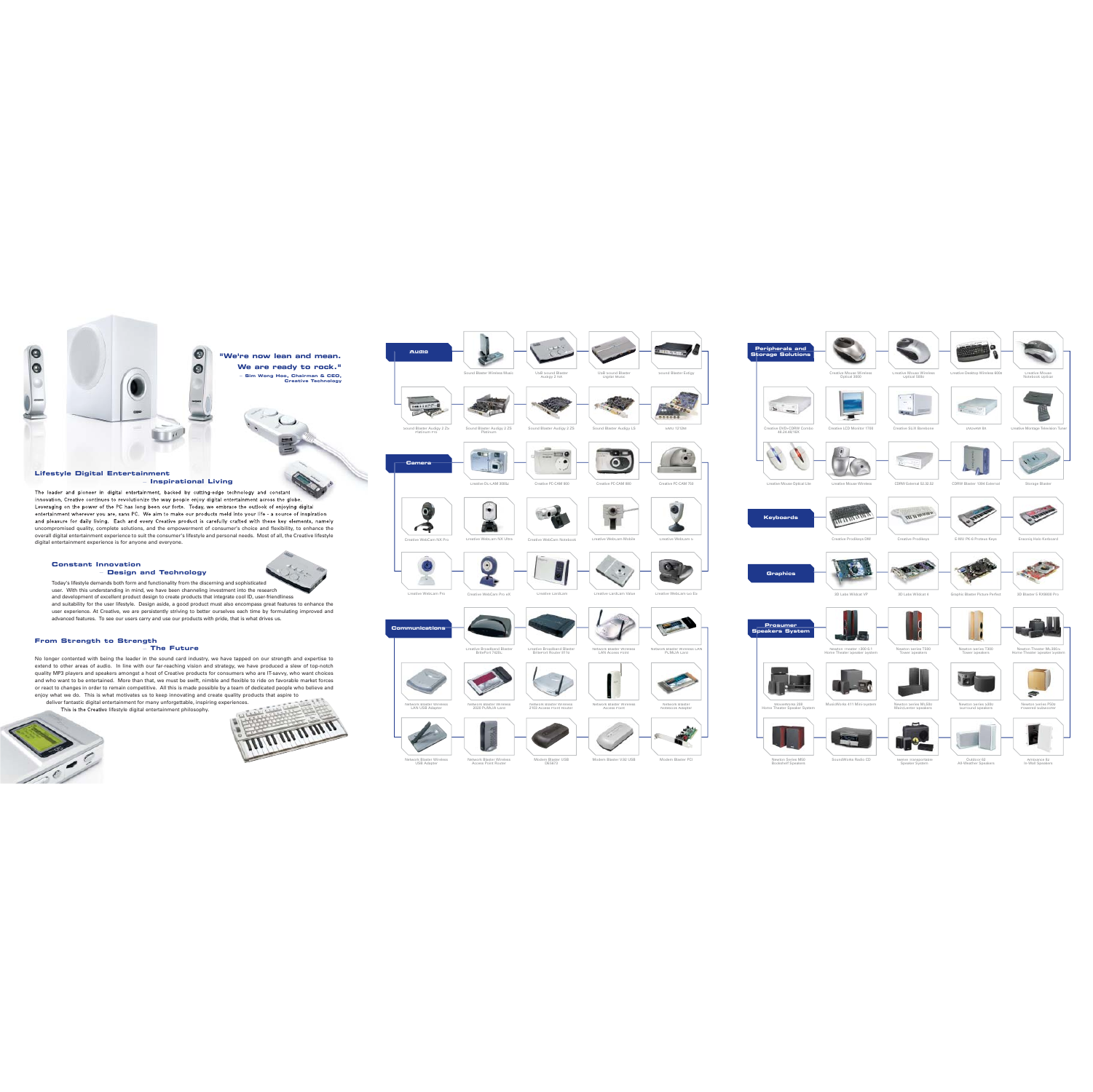"We're now lean and mean.
We are ready to rock."
– Sim Wong Hoo, Chairman & CEO, Creative Technology

## Lifestyle Digital Entertainment
### – Inspirational Living

The leader and pioneer in digital entertainment, backed by cutting-edge technology and constant innovation, Creative continues to revolutionize the way people enjoy digital entertainment across the globe. Leveraging on the power of the PC has long been our forte. Today, we embrace the outlook of enjoying digital entertainment wherever you are, sans PC. We aim to make our products meld into your life - a source of inspiration and pleasure for daily living. Each and every Creative product is carefully crafted with these key elements, namely uncompromised quality, complete solutions, and the empowerment of consumer's choice and flexibility, to enhance the overall digital entertainment experience to suit the consumer's lifestyle and personal needs. Most of all, the Creative lifestyle digital entertainment experience is for anyone and everyone.

## Constant Innovation
### – Design and Technology

Today's lifestyle demands both form and functionality from the discerning and sophisticated user. With this understanding in mind, we have been channeling investment into the research and development of excellent product design to create products that integrate cool ID, user-friendliness and suitability for the user lifestyle. Design aside, a good product must also encompass great features to enhance the user experience. At Creative, we are persistently striving to better ourselves each time by formulating improved and advanced features. To see our users carry and use our products with pride, that is what drives us.

## From Strength to Strength
### – The Future

No longer contented with being the leader in the sound card industry, we have tapped on our strength and expertise to extend to other areas of audio. In line with our far-reaching vision and strategy, we have produced a slew of top-notch quality MP3 players and speakers amongst a host of Creative products for consumers who are IT-savvy, who want choices and who want to be entertained. More than that, we must be swift, nimble and flexible to ride on favorable market forces or react to changes in order to remain competitive. All this is made possible by a team of dedicated people who believe and enjoy what we do. This is what motivates us to keep innovating and create quality products that aspire to deliver fantastic digital entertainment for many unforgettable, inspiring experiences.

This is the Creative lifestyle digital entertainment philosophy.

**Audio**

Sound Blaster Wireless Music
USB Sound Blaster Audigy 2 NX
USB Sound Blaster Digital Music
Sound Blaster Extigy
Sound Blaster Audigy 2 ZS Platinum Pro
Sound Blaster Audigy 2 ZS Platinum
Sound Blaster Audigy 2 ZS
Sound Blaster Audigy LS
EMU 1212M

**Camera**

Creative DL-CAM 3002c
Creative PC-CAM 900
Creative PC-CAM 880
Creative PC-CAM 750
Creative WebCam NX Pro
Creative WebCam NX Ultra
Creative WebCam Notebook
Creative WebCam Mobile
Creative WebCam Ii
Creative WebCam Pro
Creative WebCam Pro eX
Creative CardCam
Creative CardCam Value
Creative WebCam Go Ex

**Communications**

Creative Broadband Blaster BritePort 7420L
Creative Broadband Blaster Ethernet Router 8110
Network Blaster Wireless LAN Access Point
Network Blaster Wireless LAN PCMCIA Card
Network Blaster Wireless LAN USB Adapter
Network Blaster Wireless 2020 PCMCIA Card
Network Blaster Wireless 2100 Access Point Router
Network Blaster Wireless Access Point
Network Blaster Notebook Adapter
Network Blaster Wireless USB Adapter
Network Blaster Wireless Access Point Router
Modem Blaster USB DE5673
Modem Blaster V.92 USB
Modem Blaster PCI

**Peripherals and Storage Solutions**

Creative Mouse Wireless Optical 3000
Creative Mouse Wireless Optical 5000
Creative Desktop Wireless 8000
Creative Mouse Notebook Optical
Creative DVD+CDRW Combo 48.24.48.16X
Creative LCD Monitor 1700
Creative SLIX Barebone
DVD+RW 8X
Creative Montage Television Tuner
Creative Mouse Optical Lite
Creative Mouse Wireless
CDRW External 52.32.52
CDRW Blaster 1394 External
Storage Blaster

**Keyboards**

Creative Prodikeys DM
Creative Prodikeys
E-MU PK-6 Proteus Keys
Emu Halo Keyboard

**Graphics**

3D Labs Wildcat VP
3D Labs Wildcat II
Graphic Blaster Picture Perfect
3D Blaster 5 RX9800 Pro

**Prosumer Speakers System**

Newton Theater 1300 6.1 Home Theater speaker system
Newton series 7300 Tower speakers
Newton series 7300 Tower speakers
Newton Theater ML300s Home Theater speaker system
MovieWorks 200 Home Theater Speaker System
MusicWorks 411 Mini-system
Newton series ML50c Main/center speakers
Newton series s30c Surround speakers
Newton series P50s Powered subwoofer
Newton Series M50 Bookshelf Speakers
SoundWorks Radio CD
Newton transportable Speaker System
Outdoor 62 All-Weather Speakers
Ambiance 8z In-Wall Speakers